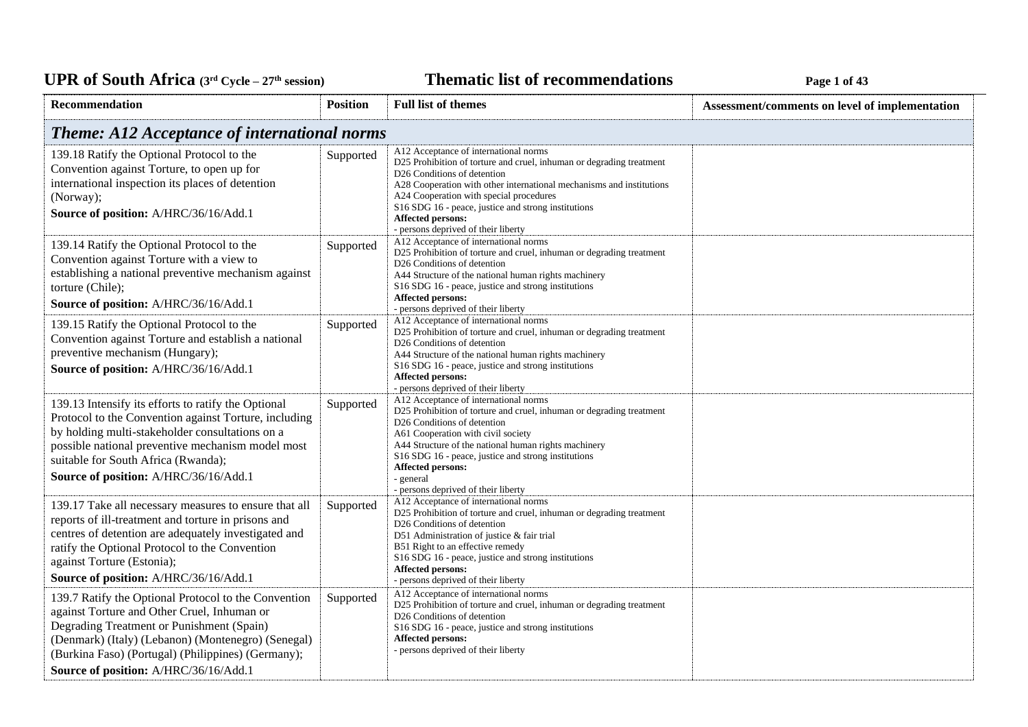# UPR of South Africa (3rd Cycle – 27th session) Thematic list of recommendations

| Recommendation | Position | Full list of themes | Assessment/comments on level of implementation |
|---|---|---|---|
| ***Theme: A12 Acceptance of international norms*** | | | |
| 139.18 Ratify the Optional Protocol to the Convention against Torture, to open up for international inspection its places of detention (Norway);<br>**Source of position:** A/HRC/36/16/Add.1 | Supported | A12 Acceptance of international norms<br>D25 Prohibition of torture and cruel, inhuman or degrading treatment<br>D26 Conditions of detention<br>A28 Cooperation with other international mechanisms and institutions<br>A24 Cooperation with special procedures<br>S16 SDG 16 - peace, justice and strong institutions<br>**Affected persons:**<br>- persons deprived of their liberty | |
| 139.14 Ratify the Optional Protocol to the Convention against Torture with a view to establishing a national preventive mechanism against torture (Chile);<br>**Source of position:** A/HRC/36/16/Add.1 | Supported | A12 Acceptance of international norms<br>D25 Prohibition of torture and cruel, inhuman or degrading treatment<br>D26 Conditions of detention<br>A44 Structure of the national human rights machinery<br>S16 SDG 16 - peace, justice and strong institutions<br>**Affected persons:**<br>- persons deprived of their liberty | |
| 139.15 Ratify the Optional Protocol to the Convention against Torture and establish a national preventive mechanism (Hungary);<br>**Source of position:** A/HRC/36/16/Add.1 | Supported | A12 Acceptance of international norms<br>D25 Prohibition of torture and cruel, inhuman or degrading treatment<br>D26 Conditions of detention<br>A44 Structure of the national human rights machinery<br>S16 SDG 16 - peace, justice and strong institutions<br>**Affected persons:**<br>- persons deprived of their liberty | |
| 139.13 Intensify its efforts to ratify the Optional Protocol to the Convention against Torture, including by holding multi-stakeholder consultations on a possible national preventive mechanism model most suitable for South Africa (Rwanda);<br>**Source of position:** A/HRC/36/16/Add.1 | Supported | A12 Acceptance of international norms<br>D25 Prohibition of torture and cruel, inhuman or degrading treatment<br>D26 Conditions of detention<br>A61 Cooperation with civil society<br>A44 Structure of the national human rights machinery<br>S16 SDG 16 - peace, justice and strong institutions<br>**Affected persons:**<br>- general<br>- persons deprived of their liberty | |
| 139.17 Take all necessary measures to ensure that all reports of ill-treatment and torture in prisons and centres of detention are adequately investigated and ratify the Optional Protocol to the Convention against Torture (Estonia);<br>**Source of position:** A/HRC/36/16/Add.1 | Supported | A12 Acceptance of international norms<br>D25 Prohibition of torture and cruel, inhuman or degrading treatment<br>D26 Conditions of detention<br>D51 Administration of justice & fair trial<br>B51 Right to an effective remedy<br>S16 SDG 16 - peace, justice and strong institutions<br>**Affected persons:**<br>- persons deprived of their liberty | |
| 139.7 Ratify the Optional Protocol to the Convention against Torture and Other Cruel, Inhuman or Degrading Treatment or Punishment (Spain) (Denmark) (Italy) (Lebanon) (Montenegro) (Senegal) (Burkina Faso) (Portugal) (Philippines) (Germany);<br>**Source of position:** A/HRC/36/16/Add.1 | Supported | A12 Acceptance of international norms<br>D25 Prohibition of torture and cruel, inhuman or degrading treatment<br>D26 Conditions of detention<br>S16 SDG 16 - peace, justice and strong institutions<br>**Affected persons:**<br>- persons deprived of their liberty | |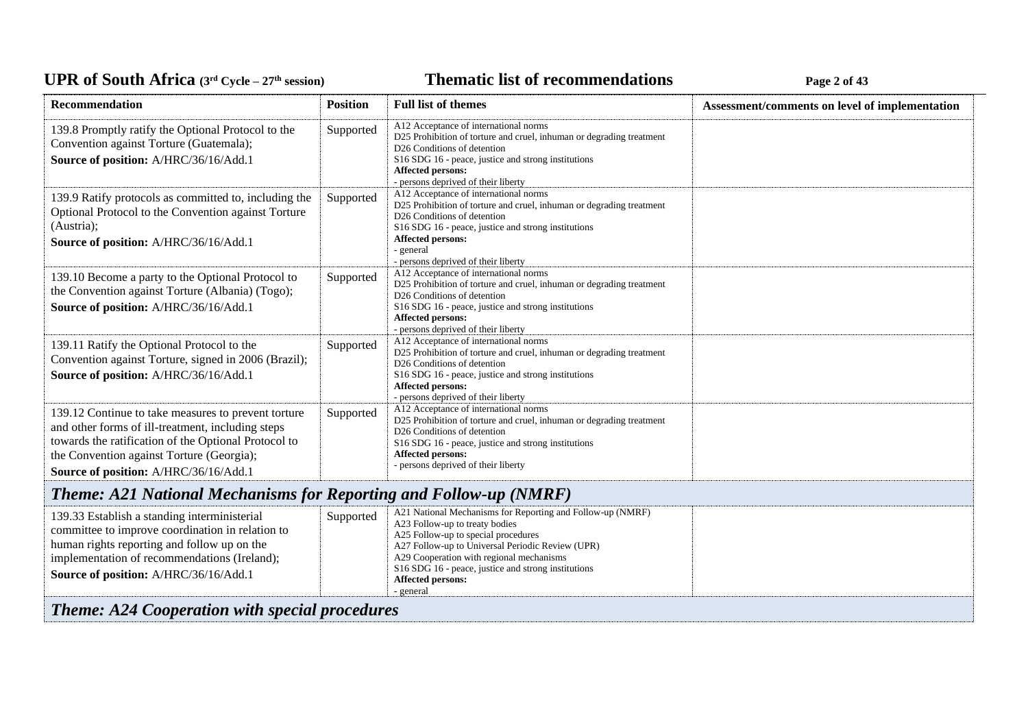| Recommendation | Position | Full list of themes | Assessment/comments on level of implementation |
|---|---|---|---|
| 139.8 Promptly ratify the Optional Protocol to the Convention against Torture (Guatemala);<br>**Source of position:** A/HRC/36/16/Add.1 | Supported | A12 Acceptance of international norms<br>D25 Prohibition of torture and cruel, inhuman or degrading treatment<br>D26 Conditions of detention<br>S16 SDG 16 - peace, justice and strong institutions<br>**Affected persons:**<br>- persons deprived of their liberty | |
| 139.9 Ratify protocols as committed to, including the Optional Protocol to the Convention against Torture (Austria);<br>**Source of position:** A/HRC/36/16/Add.1 | Supported | A12 Acceptance of international norms<br>D25 Prohibition of torture and cruel, inhuman or degrading treatment<br>D26 Conditions of detention<br>S16 SDG 16 - peace, justice and strong institutions<br>**Affected persons:**<br>- general<br>- persons deprived of their liberty | |
| 139.10 Become a party to the Optional Protocol to the Convention against Torture (Albania) (Togo);<br>**Source of position:** A/HRC/36/16/Add.1 | Supported | A12 Acceptance of international norms<br>D25 Prohibition of torture and cruel, inhuman or degrading treatment<br>D26 Conditions of detention<br>S16 SDG 16 - peace, justice and strong institutions<br>**Affected persons:**<br>- persons deprived of their liberty | |
| 139.11 Ratify the Optional Protocol to the Convention against Torture, signed in 2006 (Brazil);<br>**Source of position:** A/HRC/36/16/Add.1 | Supported | A12 Acceptance of international norms<br>D25 Prohibition of torture and cruel, inhuman or degrading treatment<br>D26 Conditions of detention<br>S16 SDG 16 - peace, justice and strong institutions<br>**Affected persons:**<br>- persons deprived of their liberty | |
| 139.12 Continue to take measures to prevent torture and other forms of ill-treatment, including steps towards the ratification of the Optional Protocol to the Convention against Torture (Georgia);<br>**Source of position:** A/HRC/36/16/Add.1 | Supported | A12 Acceptance of international norms<br>D25 Prohibition of torture and cruel, inhuman or degrading treatment<br>D26 Conditions of detention<br>S16 SDG 16 - peace, justice and strong institutions<br>**Affected persons:**<br>- persons deprived of their liberty | |
| ***Theme: A21 National Mechanisms for Reporting and Follow-up (NMRF)*** | | | |
| 139.33 Establish a standing interministerial committee to improve coordination in relation to human rights reporting and follow up on the implementation of recommendations (Ireland);<br>**Source of position:** A/HRC/36/16/Add.1 | Supported | A21 National Mechanisms for Reporting and Follow-up (NMRF)<br>A23 Follow-up to treaty bodies<br>A25 Follow-up to special procedures<br>A27 Follow-up to Universal Periodic Review (UPR)<br>A29 Cooperation with regional mechanisms<br>S16 SDG 16 - peace, justice and strong institutions<br>**Affected persons:**<br>- general | |
| ***Theme: A24 Cooperation with special procedures*** | | | |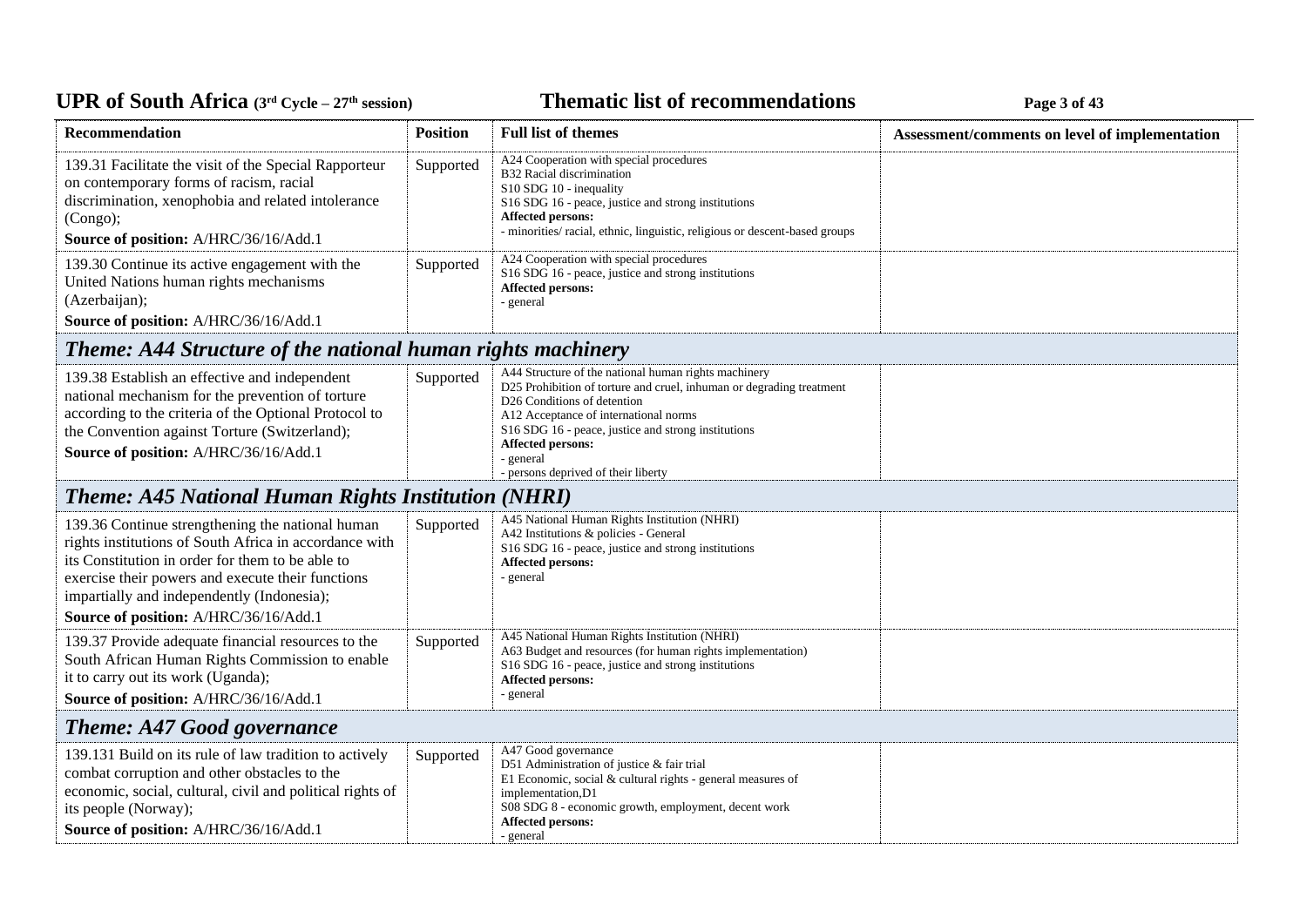| Recommendation | Position | Full list of themes | Assessment/comments on level of implementation |
|---|---|---|---|
| 139.31 Facilitate the visit of the Special Rapporteur on contemporary forms of racism, racial discrimination, xenophobia and related intolerance (Congo);<br>**Source of position:** A/HRC/36/16/Add.1 | Supported | A24 Cooperation with special procedures<br>B32 Racial discrimination<br>S10 SDG 10 - inequality<br>S16 SDG 16 - peace, justice and strong institutions<br>**Affected persons:**<br>- minorities/ racial, ethnic, linguistic, religious or descent-based groups | |
| 139.30 Continue its active engagement with the United Nations human rights mechanisms (Azerbaijan);<br>**Source of position:** A/HRC/36/16/Add.1 | Supported | A24 Cooperation with special procedures<br>S16 SDG 16 - peace, justice and strong institutions<br>**Affected persons:**<br>- general | |
| ***Theme: A44 Structure of the national human rights machinery*** | | | |
| 139.38 Establish an effective and independent national mechanism for the prevention of torture according to the criteria of the Optional Protocol to the Convention against Torture (Switzerland);<br>**Source of position:** A/HRC/36/16/Add.1 | Supported | A44 Structure of the national human rights machinery<br>D25 Prohibition of torture and cruel, inhuman or degrading treatment<br>D26 Conditions of detention<br>A12 Acceptance of international norms<br>S16 SDG 16 - peace, justice and strong institutions<br>**Affected persons:**<br>- general<br>- persons deprived of their liberty | |
| ***Theme: A45 National Human Rights Institution (NHRI)*** | | | |
| 139.36 Continue strengthening the national human rights institutions of South Africa in accordance with its Constitution in order for them to be able to exercise their powers and execute their functions impartially and independently (Indonesia);<br>**Source of position:** A/HRC/36/16/Add.1 | Supported | A45 National Human Rights Institution (NHRI)<br>A42 Institutions & policies - General<br>S16 SDG 16 - peace, justice and strong institutions<br>**Affected persons:**<br>- general | |
| 139.37 Provide adequate financial resources to the South African Human Rights Commission to enable it to carry out its work (Uganda);<br>**Source of position:** A/HRC/36/16/Add.1 | Supported | A45 National Human Rights Institution (NHRI)<br>A63 Budget and resources (for human rights implementation)<br>S16 SDG 16 - peace, justice and strong institutions<br>**Affected persons:**<br>- general | |
| ***Theme: A47 Good governance*** | | | |
| 139.131 Build on its rule of law tradition to actively combat corruption and other obstacles to the economic, social, cultural, civil and political rights of its people (Norway);<br>**Source of position:** A/HRC/36/16/Add.1 | Supported | A47 Good governance<br>D51 Administration of justice & fair trial<br>E1 Economic, social & cultural rights - general measures of implementation,D1<br>S08 SDG 8 - economic growth, employment, decent work<br>**Affected persons:**<br>- general | |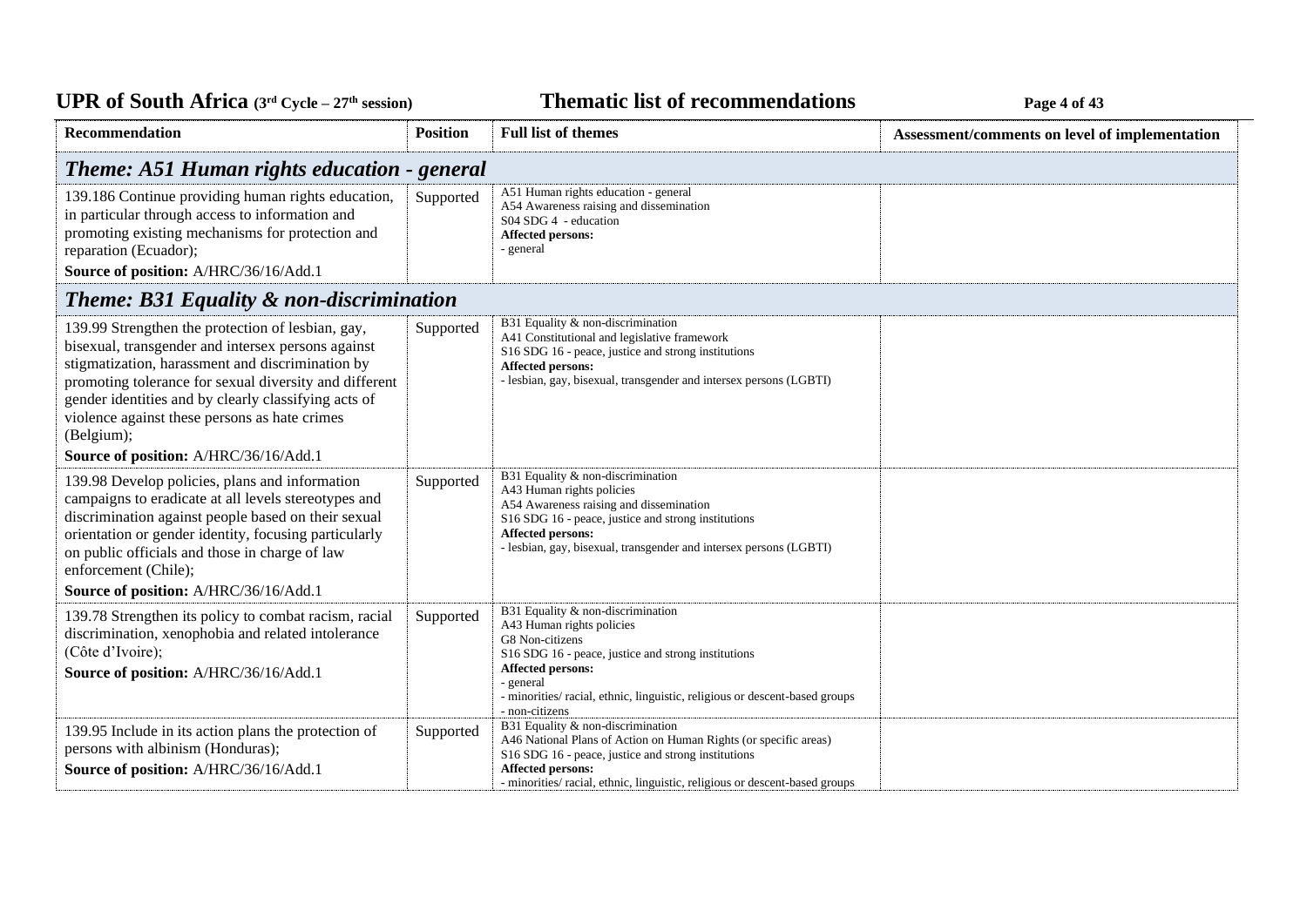| Recommendation | Position | Full list of themes | Assessment/comments on level of implementation |
|---|---|---|---|
| ***Theme: A51 Human rights education - general*** | | | |
| 139.186 Continue providing human rights education, in particular through access to information and promoting existing mechanisms for protection and reparation (Ecuador);<br>**Source of position:** A/HRC/36/16/Add.1 | Supported | A51 Human rights education - general<br>A54 Awareness raising and dissemination<br>S04 SDG 4 - education<br>**Affected persons:**<br>- general | |
| ***Theme: B31 Equality & non-discrimination*** | | | |
| 139.99 Strengthen the protection of lesbian, gay, bisexual, transgender and intersex persons against stigmatization, harassment and discrimination by promoting tolerance for sexual diversity and different gender identities and by clearly classifying acts of violence against these persons as hate crimes (Belgium);<br>**Source of position:** A/HRC/36/16/Add.1 | Supported | B31 Equality & non-discrimination<br>A41 Constitutional and legislative framework<br>S16 SDG 16 - peace, justice and strong institutions<br>**Affected persons:**<br>- lesbian, gay, bisexual, transgender and intersex persons (LGBTI) | |
| 139.98 Develop policies, plans and information campaigns to eradicate at all levels stereotypes and discrimination against people based on their sexual orientation or gender identity, focusing particularly on public officials and those in charge of law enforcement (Chile);<br>**Source of position:** A/HRC/36/16/Add.1 | Supported | B31 Equality & non-discrimination<br>A43 Human rights policies<br>A54 Awareness raising and dissemination<br>S16 SDG 16 - peace, justice and strong institutions<br>**Affected persons:**<br>- lesbian, gay, bisexual, transgender and intersex persons (LGBTI) | |
| 139.78 Strengthen its policy to combat racism, racial discrimination, xenophobia and related intolerance (Côte d'Ivoire);<br>**Source of position:** A/HRC/36/16/Add.1 | Supported | B31 Equality & non-discrimination<br>A43 Human rights policies<br>G8 Non-citizens<br>S16 SDG 16 - peace, justice and strong institutions<br>**Affected persons:**<br>- general<br>- minorities/ racial, ethnic, linguistic, religious or descent-based groups<br>- non-citizens | |
| 139.95 Include in its action plans the protection of persons with albinism (Honduras);<br>**Source of position:** A/HRC/36/16/Add.1 | Supported | B31 Equality & non-discrimination<br>A46 National Plans of Action on Human Rights (or specific areas)<br>S16 SDG 16 - peace, justice and strong institutions<br>**Affected persons:**<br>- minorities/ racial, ethnic, linguistic, religious or descent-based groups | |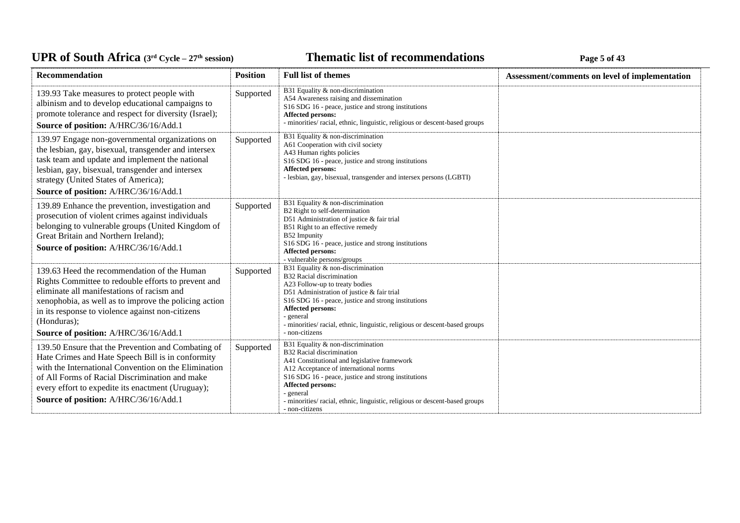| Recommendation | Position | Full list of themes | Assessment/comments on level of implementation |
|---|---|---|---|
| 139.93 Take measures to protect people with albinism and to develop educational campaigns to promote tolerance and respect for diversity (Israel);<br>**Source of position:** A/HRC/36/16/Add.1 | Supported | B31 Equality & non-discrimination<br>A54 Awareness raising and dissemination<br>S16 SDG 16 - peace, justice and strong institutions<br>**Affected persons:**<br>- minorities/ racial, ethnic, linguistic, religious or descent-based groups | |
| 139.97 Engage non-governmental organizations on the lesbian, gay, bisexual, transgender and intersex task team and update and implement the national lesbian, gay, bisexual, transgender and intersex strategy (United States of America);<br>**Source of position:** A/HRC/36/16/Add.1 | Supported | B31 Equality & non-discrimination<br>A61 Cooperation with civil society<br>A43 Human rights policies<br>S16 SDG 16 - peace, justice and strong institutions<br>**Affected persons:**<br>- lesbian, gay, bisexual, transgender and intersex persons (LGBTI) | |
| 139.89 Enhance the prevention, investigation and prosecution of violent crimes against individuals belonging to vulnerable groups (United Kingdom of Great Britain and Northern Ireland);<br>**Source of position:** A/HRC/36/16/Add.1 | Supported | B31 Equality & non-discrimination<br>B2 Right to self-determination<br>D51 Administration of justice & fair trial<br>B51 Right to an effective remedy<br>B52 Impunity<br>S16 SDG 16 - peace, justice and strong institutions<br>**Affected persons:**<br>- vulnerable persons/groups | |
| 139.63 Heed the recommendation of the Human Rights Committee to redouble efforts to prevent and eliminate all manifestations of racism and xenophobia, as well as to improve the policing action in its response to violence against non-citizens (Honduras);<br>**Source of position:** A/HRC/36/16/Add.1 | Supported | B31 Equality & non-discrimination<br>B32 Racial discrimination<br>A23 Follow-up to treaty bodies<br>D51 Administration of justice & fair trial<br>S16 SDG 16 - peace, justice and strong institutions<br>**Affected persons:**<br>- general<br>- minorities/ racial, ethnic, linguistic, religious or descent-based groups<br>- non-citizens | |
| 139.50 Ensure that the Prevention and Combating of Hate Crimes and Hate Speech Bill is in conformity with the International Convention on the Elimination of All Forms of Racial Discrimination and make every effort to expedite its enactment (Uruguay);<br>**Source of position:** A/HRC/36/16/Add.1 | Supported | B31 Equality & non-discrimination<br>B32 Racial discrimination<br>A41 Constitutional and legislative framework<br>A12 Acceptance of international norms<br>S16 SDG 16 - peace, justice and strong institutions<br>**Affected persons:**<br>- general<br>- minorities/ racial, ethnic, linguistic, religious or descent-based groups<br>- non-citizens | |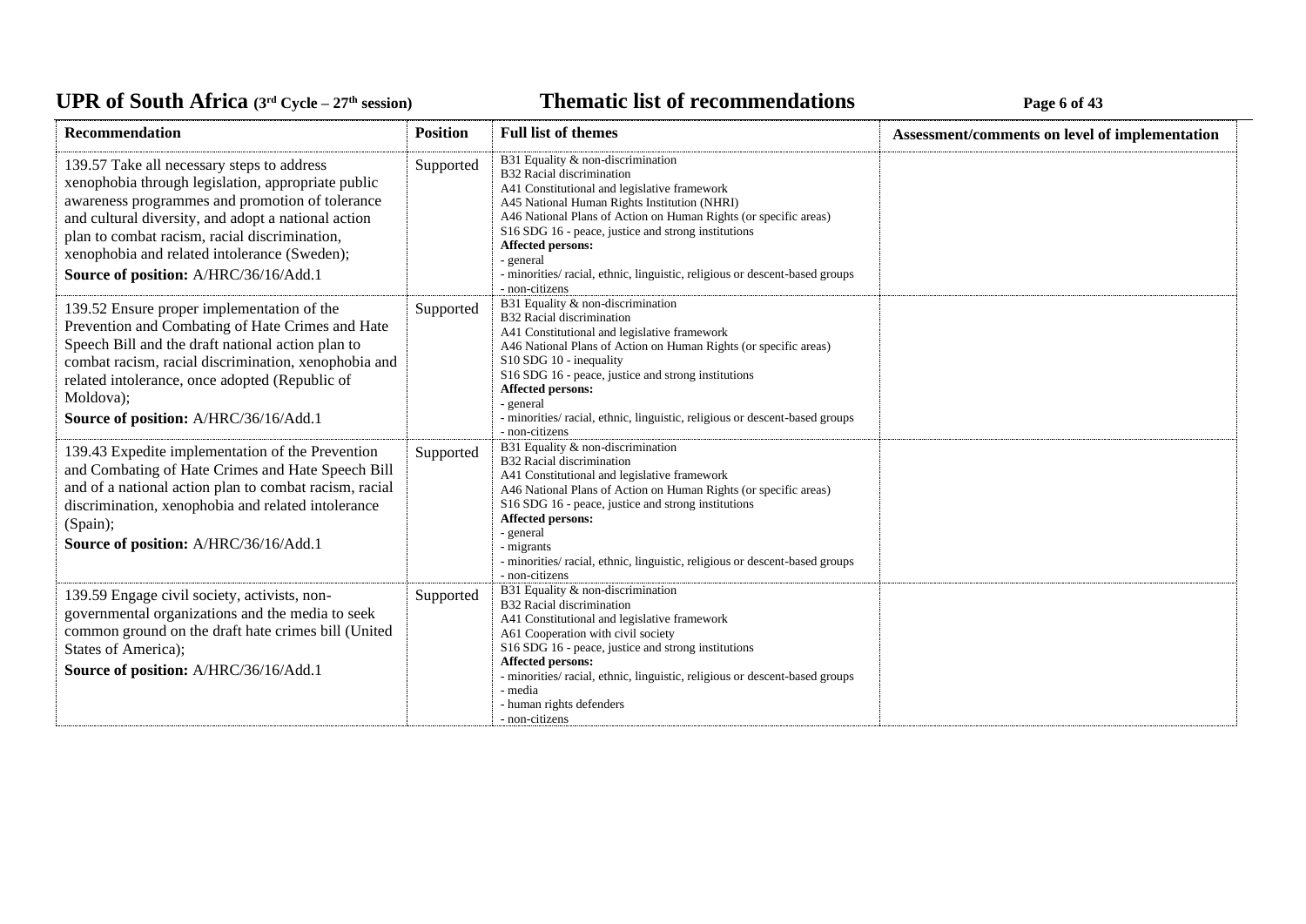| Recommendation | Position | Full list of themes | Assessment/comments on level of implementation |
| --- | --- | --- | --- |
| 139.57 Take all necessary steps to address xenophobia through legislation, appropriate public awareness programmes and promotion of tolerance and cultural diversity, and adopt a national action plan to combat racism, racial discrimination, xenophobia and related intolerance (Sweden);<br>**Source of position:** A/HRC/36/16/Add.1 | Supported | B31 Equality & non-discrimination<br>B32 Racial discrimination<br>A41 Constitutional and legislative framework<br>A45 National Human Rights Institution (NHRI)<br>A46 National Plans of Action on Human Rights (or specific areas)<br>S16 SDG 16 - peace, justice and strong institutions<br>**Affected persons:**<br>- general<br>- minorities/ racial, ethnic, linguistic, religious or descent-based groups<br>- non-citizens | |
| 139.52 Ensure proper implementation of the Prevention and Combating of Hate Crimes and Hate Speech Bill and the draft national action plan to combat racism, racial discrimination, xenophobia and related intolerance, once adopted (Republic of Moldova);<br>**Source of position:** A/HRC/36/16/Add.1 | Supported | B31 Equality & non-discrimination<br>B32 Racial discrimination<br>A41 Constitutional and legislative framework<br>A46 National Plans of Action on Human Rights (or specific areas)<br>S10 SDG 10 - inequality<br>S16 SDG 16 - peace, justice and strong institutions<br>**Affected persons:**<br>- general<br>- minorities/ racial, ethnic, linguistic, religious or descent-based groups<br>- non-citizens | |
| 139.43 Expedite implementation of the Prevention and Combating of Hate Crimes and Hate Speech Bill and of a national action plan to combat racism, racial discrimination, xenophobia and related intolerance (Spain);<br>**Source of position:** A/HRC/36/16/Add.1 | Supported | B31 Equality & non-discrimination<br>B32 Racial discrimination<br>A41 Constitutional and legislative framework<br>A46 National Plans of Action on Human Rights (or specific areas)<br>S16 SDG 16 - peace, justice and strong institutions<br>**Affected persons:**<br>- general<br>- migrants<br>- minorities/ racial, ethnic, linguistic, religious or descent-based groups<br>- non-citizens | |
| 139.59 Engage civil society, activists, non-governmental organizations and the media to seek common ground on the draft hate crimes bill (United States of America);<br>**Source of position:** A/HRC/36/16/Add.1 | Supported | B31 Equality & non-discrimination<br>B32 Racial discrimination<br>A41 Constitutional and legislative framework<br>A61 Cooperation with civil society<br>S16 SDG 16 - peace, justice and strong institutions<br>**Affected persons:**<br>- minorities/ racial, ethnic, linguistic, religious or descent-based groups<br>- media<br>- human rights defenders<br>- non-citizens | |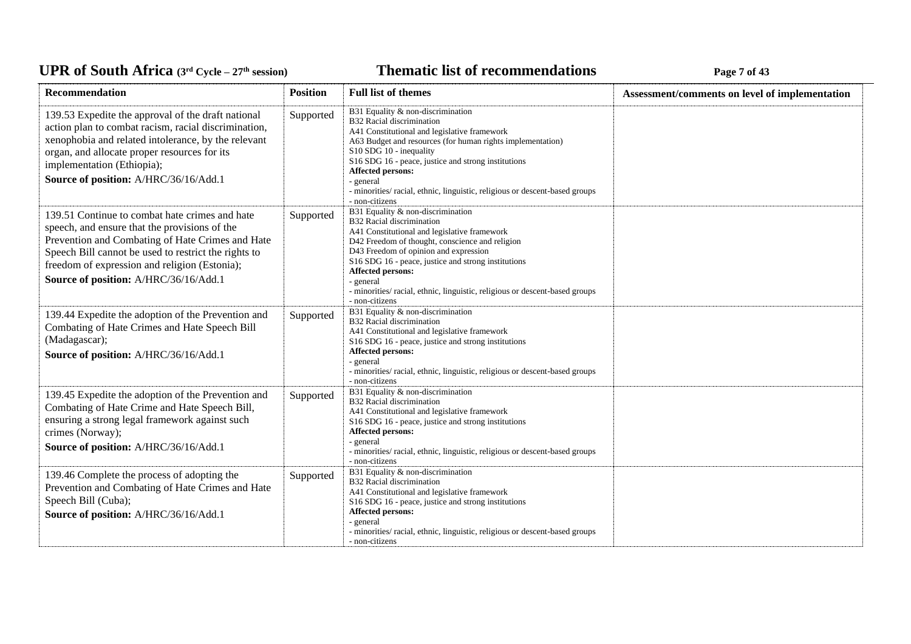| Recommendation | Position | Full list of themes | Assessment/comments on level of implementation |
|---|---|---|---|
| 139.53 Expedite the approval of the draft national action plan to combat racism, racial discrimination, xenophobia and related intolerance, by the relevant organ, and allocate proper resources for its implementation (Ethiopia);<br>**Source of position:** A/HRC/36/16/Add.1 | Supported | B31 Equality & non-discrimination<br>B32 Racial discrimination<br>A41 Constitutional and legislative framework<br>A63 Budget and resources (for human rights implementation)<br>S10 SDG 10 - inequality<br>S16 SDG 16 - peace, justice and strong institutions<br>**Affected persons:**<br>- general<br>- minorities/ racial, ethnic, linguistic, religious or descent-based groups<br>- non-citizens | |
| 139.51 Continue to combat hate crimes and hate speech, and ensure that the provisions of the Prevention and Combating of Hate Crimes and Hate Speech Bill cannot be used to restrict the rights to freedom of expression and religion (Estonia);<br>**Source of position:** A/HRC/36/16/Add.1 | Supported | B31 Equality & non-discrimination<br>B32 Racial discrimination<br>A41 Constitutional and legislative framework<br>D42 Freedom of thought, conscience and religion<br>D43 Freedom of opinion and expression<br>S16 SDG 16 - peace, justice and strong institutions<br>**Affected persons:**<br>- general<br>- minorities/ racial, ethnic, linguistic, religious or descent-based groups<br>- non-citizens | |
| 139.44 Expedite the adoption of the Prevention and Combating of Hate Crimes and Hate Speech Bill (Madagascar);<br>**Source of position:** A/HRC/36/16/Add.1 | Supported | B31 Equality & non-discrimination<br>B32 Racial discrimination<br>A41 Constitutional and legislative framework<br>S16 SDG 16 - peace, justice and strong institutions<br>**Affected persons:**<br>- general<br>- minorities/ racial, ethnic, linguistic, religious or descent-based groups<br>- non-citizens | |
| 139.45 Expedite the adoption of the Prevention and Combating of Hate Crime and Hate Speech Bill, ensuring a strong legal framework against such crimes (Norway);<br>**Source of position:** A/HRC/36/16/Add.1 | Supported | B31 Equality & non-discrimination<br>B32 Racial discrimination<br>A41 Constitutional and legislative framework<br>S16 SDG 16 - peace, justice and strong institutions<br>**Affected persons:**<br>- general<br>- minorities/ racial, ethnic, linguistic, religious or descent-based groups<br>- non-citizens | |
| 139.46 Complete the process of adopting the Prevention and Combating of Hate Crimes and Hate Speech Bill (Cuba);<br>**Source of position:** A/HRC/36/16/Add.1 | Supported | B31 Equality & non-discrimination<br>B32 Racial discrimination<br>A41 Constitutional and legislative framework<br>S16 SDG 16 - peace, justice and strong institutions<br>**Affected persons:**<br>- general<br>- minorities/ racial, ethnic, linguistic, religious or descent-based groups<br>- non-citizens | |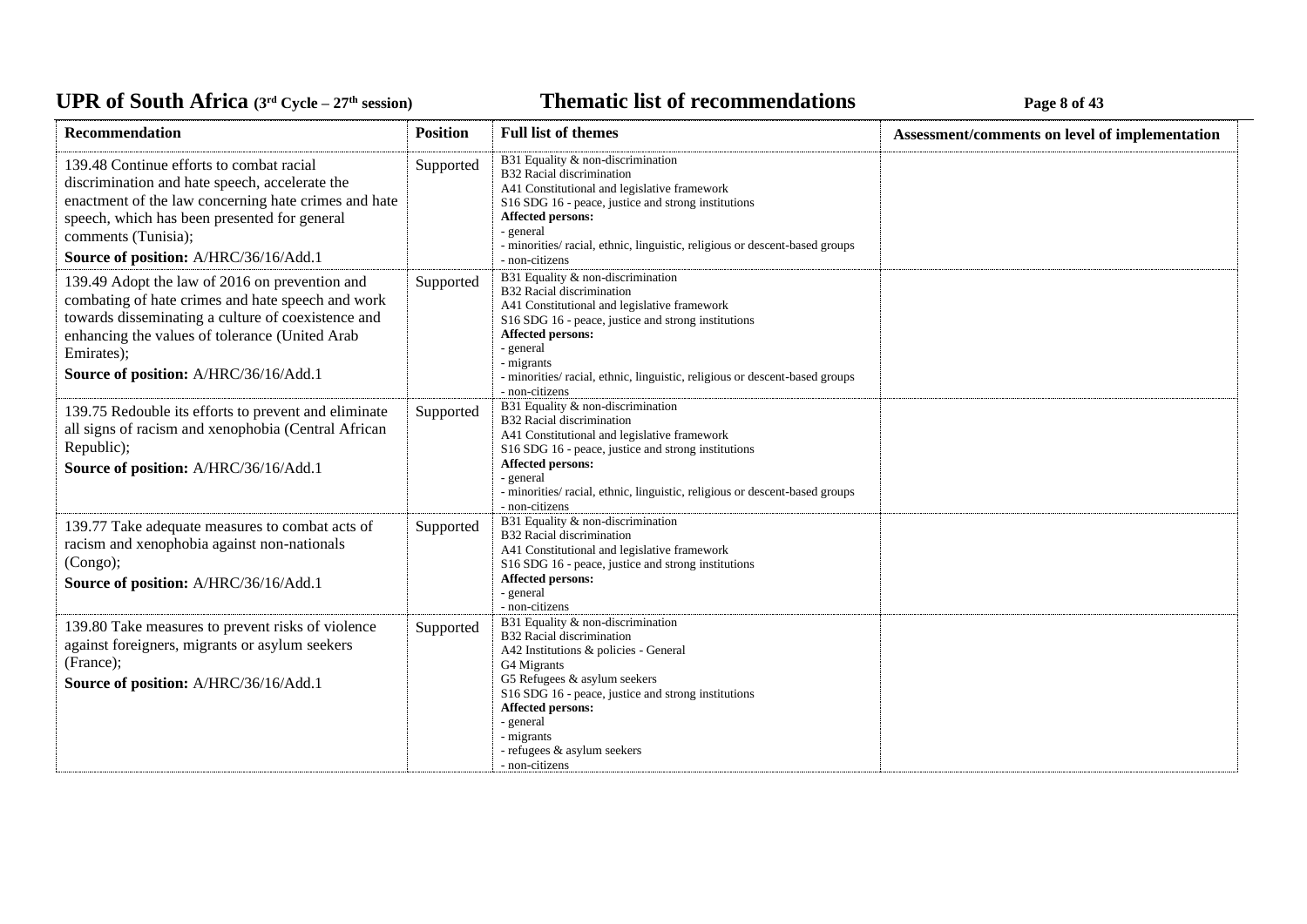| Recommendation | Position | Full list of themes | Assessment/comments on level of implementation |
|---|---|---|---|
| 139.48 Continue efforts to combat racial discrimination and hate speech, accelerate the enactment of the law concerning hate crimes and hate speech, which has been presented for general comments (Tunisia);<br>**Source of position:** A/HRC/36/16/Add.1 | Supported | B31 Equality & non-discrimination<br>B32 Racial discrimination<br>A41 Constitutional and legislative framework<br>S16 SDG 16 - peace, justice and strong institutions<br>**Affected persons:**<br>- general<br>- minorities/ racial, ethnic, linguistic, religious or descent-based groups<br>- non-citizens | |
| 139.49 Adopt the law of 2016 on prevention and combating of hate crimes and hate speech and work towards disseminating a culture of coexistence and enhancing the values of tolerance (United Arab Emirates);<br>**Source of position:** A/HRC/36/16/Add.1 | Supported | B31 Equality & non-discrimination<br>B32 Racial discrimination<br>A41 Constitutional and legislative framework<br>S16 SDG 16 - peace, justice and strong institutions<br>**Affected persons:**<br>- general<br>- migrants<br>- minorities/ racial, ethnic, linguistic, religious or descent-based groups<br>- non-citizens | |
| 139.75 Redouble its efforts to prevent and eliminate all signs of racism and xenophobia (Central African Republic);<br>**Source of position:** A/HRC/36/16/Add.1 | Supported | B31 Equality & non-discrimination<br>B32 Racial discrimination<br>A41 Constitutional and legislative framework<br>S16 SDG 16 - peace, justice and strong institutions<br>**Affected persons:**<br>- general<br>- minorities/ racial, ethnic, linguistic, religious or descent-based groups<br>- non-citizens | |
| 139.77 Take adequate measures to combat acts of racism and xenophobia against non-nationals (Congo);<br>**Source of position:** A/HRC/36/16/Add.1 | Supported | B31 Equality & non-discrimination<br>B32 Racial discrimination<br>A41 Constitutional and legislative framework<br>S16 SDG 16 - peace, justice and strong institutions<br>**Affected persons:**<br>- general<br>- non-citizens | |
| 139.80 Take measures to prevent risks of violence against foreigners, migrants or asylum seekers (France);<br>**Source of position:** A/HRC/36/16/Add.1 | Supported | B31 Equality & non-discrimination<br>B32 Racial discrimination<br>A42 Institutions & policies - General<br>G4 Migrants<br>G5 Refugees & asylum seekers<br>S16 SDG 16 - peace, justice and strong institutions<br>**Affected persons:**<br>- general<br>- migrants<br>- refugees & asylum seekers<br>- non-citizens | |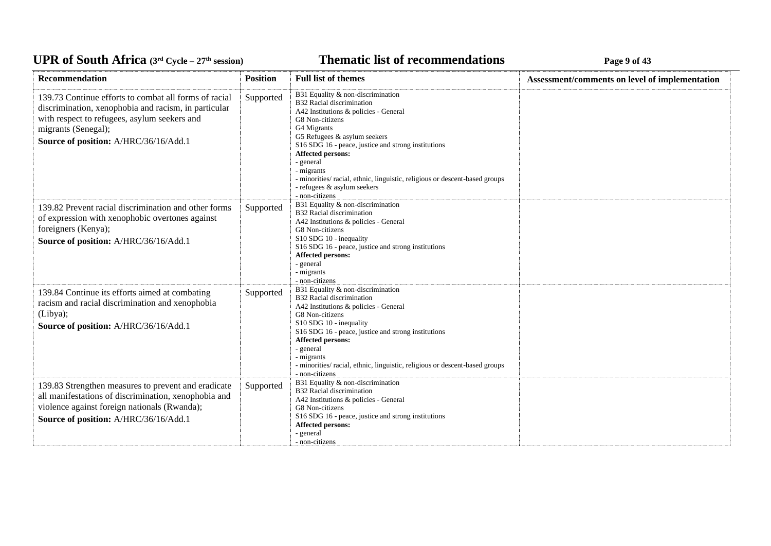| Recommendation | Position | Full list of themes | Assessment/comments on level of implementation |
|---|---|---|---|
| 139.73 Continue efforts to combat all forms of racial discrimination, xenophobia and racism, in particular with respect to refugees, asylum seekers and migrants (Senegal);<br>**Source of position:** A/HRC/36/16/Add.1 | Supported | B31 Equality & non-discrimination<br>B32 Racial discrimination<br>A42 Institutions & policies - General<br>G8 Non-citizens<br>G4 Migrants<br>G5 Refugees & asylum seekers<br>S16 SDG 16 - peace, justice and strong institutions<br>**Affected persons:**<br>- general<br>- migrants<br>- minorities/ racial, ethnic, linguistic, religious or descent-based groups<br>- refugees & asylum seekers<br>- non-citizens | |
| 139.82 Prevent racial discrimination and other forms of expression with xenophobic overtones against foreigners (Kenya);<br>**Source of position:** A/HRC/36/16/Add.1 | Supported | B31 Equality & non-discrimination<br>B32 Racial discrimination<br>A42 Institutions & policies - General<br>G8 Non-citizens<br>S10 SDG 10 - inequality<br>S16 SDG 16 - peace, justice and strong institutions<br>**Affected persons:**<br>- general<br>- migrants<br>- non-citizens | |
| 139.84 Continue its efforts aimed at combating racism and racial discrimination and xenophobia (Libya);<br>**Source of position:** A/HRC/36/16/Add.1 | Supported | B31 Equality & non-discrimination<br>B32 Racial discrimination<br>A42 Institutions & policies - General<br>G8 Non-citizens<br>S10 SDG 10 - inequality<br>S16 SDG 16 - peace, justice and strong institutions<br>**Affected persons:**<br>- general<br>- migrants<br>- minorities/ racial, ethnic, linguistic, religious or descent-based groups<br>- non-citizens | |
| 139.83 Strengthen measures to prevent and eradicate all manifestations of discrimination, xenophobia and violence against foreign nationals (Rwanda);<br>**Source of position:** A/HRC/36/16/Add.1 | Supported | B31 Equality & non-discrimination<br>B32 Racial discrimination<br>A42 Institutions & policies - General<br>G8 Non-citizens<br>S16 SDG 16 - peace, justice and strong institutions<br>**Affected persons:**<br>- general<br>- non-citizens | |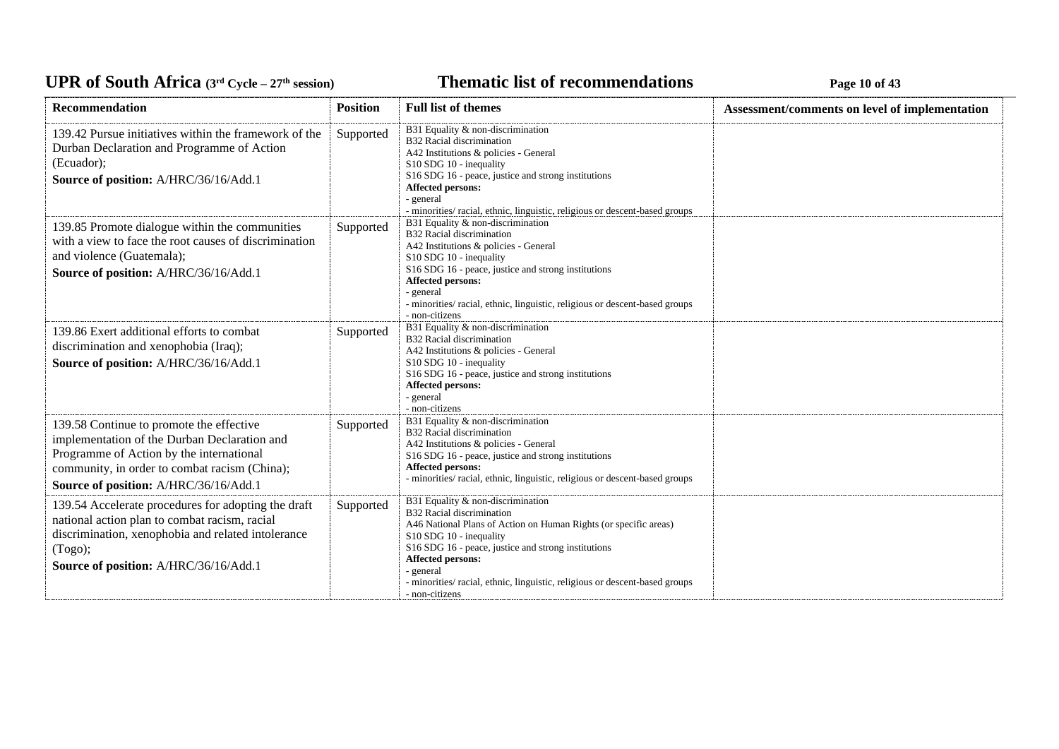| Recommendation | Position | Full list of themes | Assessment/comments on level of implementation |
|---|---|---|---|
| 139.42 Pursue initiatives within the framework of the Durban Declaration and Programme of Action (Ecuador);<br>**Source of position:** A/HRC/36/16/Add.1 | Supported | B31 Equality & non-discrimination<br>B32 Racial discrimination<br>A42 Institutions & policies - General<br>S10 SDG 10 - inequality<br>S16 SDG 16 - peace, justice and strong institutions<br>**Affected persons:**<br>- general<br>- minorities/ racial, ethnic, linguistic, religious or descent-based groups | |
| 139.85 Promote dialogue within the communities with a view to face the root causes of discrimination and violence (Guatemala);<br>**Source of position:** A/HRC/36/16/Add.1 | Supported | B31 Equality & non-discrimination<br>B32 Racial discrimination<br>A42 Institutions & policies - General<br>S10 SDG 10 - inequality<br>S16 SDG 16 - peace, justice and strong institutions<br>**Affected persons:**<br>- general<br>- minorities/ racial, ethnic, linguistic, religious or descent-based groups<br>- non-citizens | |
| 139.86 Exert additional efforts to combat discrimination and xenophobia (Iraq);<br>**Source of position:** A/HRC/36/16/Add.1 | Supported | B31 Equality & non-discrimination<br>B32 Racial discrimination<br>A42 Institutions & policies - General<br>S10 SDG 10 - inequality<br>S16 SDG 16 - peace, justice and strong institutions<br>**Affected persons:**<br>- general<br>- non-citizens | |
| 139.58 Continue to promote the effective implementation of the Durban Declaration and Programme of Action by the international community, in order to combat racism (China);<br>**Source of position:** A/HRC/36/16/Add.1 | Supported | B31 Equality & non-discrimination<br>B32 Racial discrimination<br>A42 Institutions & policies - General<br>S16 SDG 16 - peace, justice and strong institutions<br>**Affected persons:**<br>- minorities/ racial, ethnic, linguistic, religious or descent-based groups | |
| 139.54 Accelerate procedures for adopting the draft national action plan to combat racism, racial discrimination, xenophobia and related intolerance (Togo);<br>**Source of position:** A/HRC/36/16/Add.1 | Supported | B31 Equality & non-discrimination<br>B32 Racial discrimination<br>A46 National Plans of Action on Human Rights (or specific areas)<br>S10 SDG 10 - inequality<br>S16 SDG 16 - peace, justice and strong institutions<br>**Affected persons:**<br>- general<br>- minorities/ racial, ethnic, linguistic, religious or descent-based groups<br>- non-citizens | |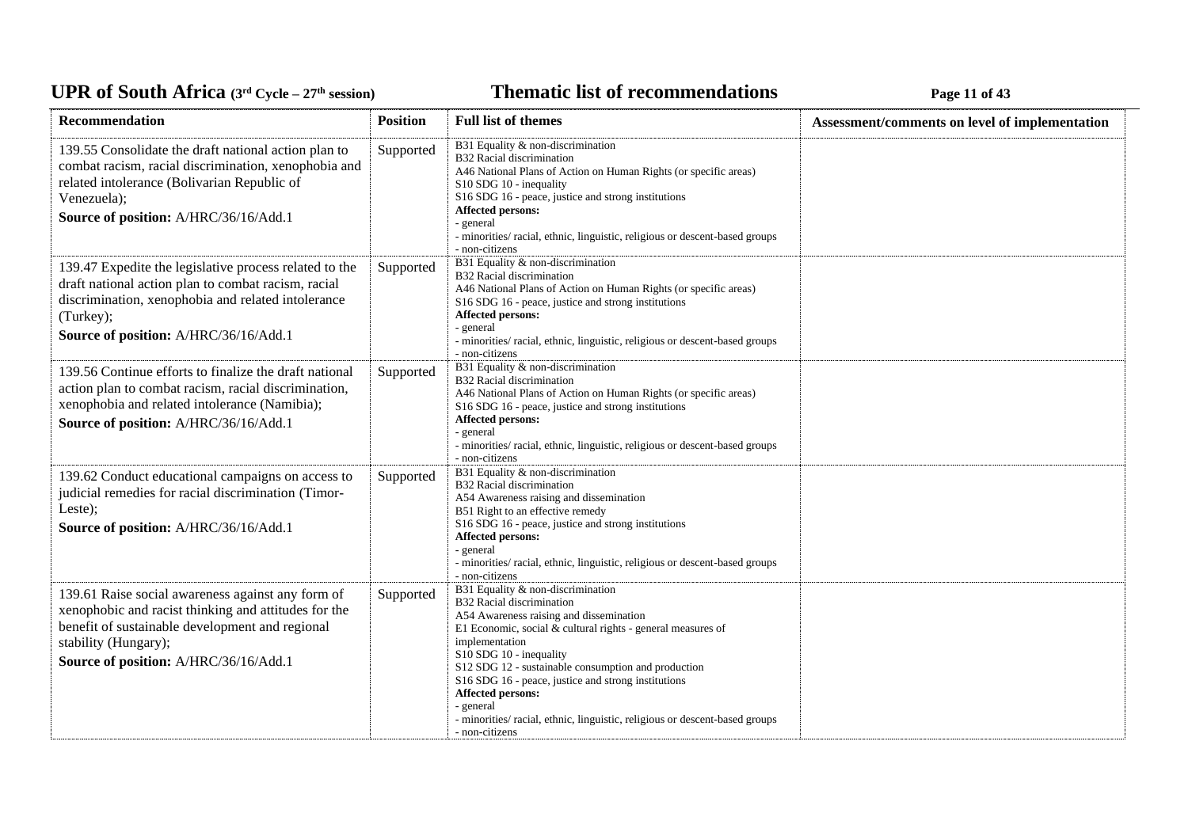| Recommendation | Position | Full list of themes | Assessment/comments on level of implementation |
|---|---|---|---|
| 139.55 Consolidate the draft national action plan to combat racism, racial discrimination, xenophobia and related intolerance (Bolivarian Republic of Venezuela);<br>**Source of position:** A/HRC/36/16/Add.1 | Supported | B31 Equality & non-discrimination<br>B32 Racial discrimination<br>A46 National Plans of Action on Human Rights (or specific areas)<br>S10 SDG 10 - inequality<br>S16 SDG 16 - peace, justice and strong institutions<br>**Affected persons:**<br>- general<br>- minorities/ racial, ethnic, linguistic, religious or descent-based groups<br>- non-citizens | |
| 139.47 Expedite the legislative process related to the draft national action plan to combat racism, racial discrimination, xenophobia and related intolerance (Turkey);<br>**Source of position:** A/HRC/36/16/Add.1 | Supported | B31 Equality & non-discrimination<br>B32 Racial discrimination<br>A46 National Plans of Action on Human Rights (or specific areas)<br>S16 SDG 16 - peace, justice and strong institutions<br>**Affected persons:**<br>- general<br>- minorities/ racial, ethnic, linguistic, religious or descent-based groups<br>- non-citizens | |
| 139.56 Continue efforts to finalize the draft national action plan to combat racism, racial discrimination, xenophobia and related intolerance (Namibia);<br>**Source of position:** A/HRC/36/16/Add.1 | Supported | B31 Equality & non-discrimination<br>B32 Racial discrimination<br>A46 National Plans of Action on Human Rights (or specific areas)<br>S16 SDG 16 - peace, justice and strong institutions<br>**Affected persons:**<br>- general<br>- minorities/ racial, ethnic, linguistic, religious or descent-based groups<br>- non-citizens | |
| 139.62 Conduct educational campaigns on access to judicial remedies for racial discrimination (Timor-Leste);<br>**Source of position:** A/HRC/36/16/Add.1 | Supported | B31 Equality & non-discrimination<br>B32 Racial discrimination<br>A54 Awareness raising and dissemination<br>B51 Right to an effective remedy<br>S16 SDG 16 - peace, justice and strong institutions<br>**Affected persons:**<br>- general<br>- minorities/ racial, ethnic, linguistic, religious or descent-based groups<br>- non-citizens | |
| 139.61 Raise social awareness against any form of xenophobic and racist thinking and attitudes for the benefit of sustainable development and regional stability (Hungary);<br>**Source of position:** A/HRC/36/16/Add.1 | Supported | B31 Equality & non-discrimination<br>B32 Racial discrimination<br>A54 Awareness raising and dissemination<br>E1 Economic, social & cultural rights - general measures of implementation<br>S10 SDG 10 - inequality<br>S12 SDG 12 - sustainable consumption and production<br>S16 SDG 16 - peace, justice and strong institutions<br>**Affected persons:**<br>- general<br>- minorities/ racial, ethnic, linguistic, religious or descent-based groups<br>- non-citizens | |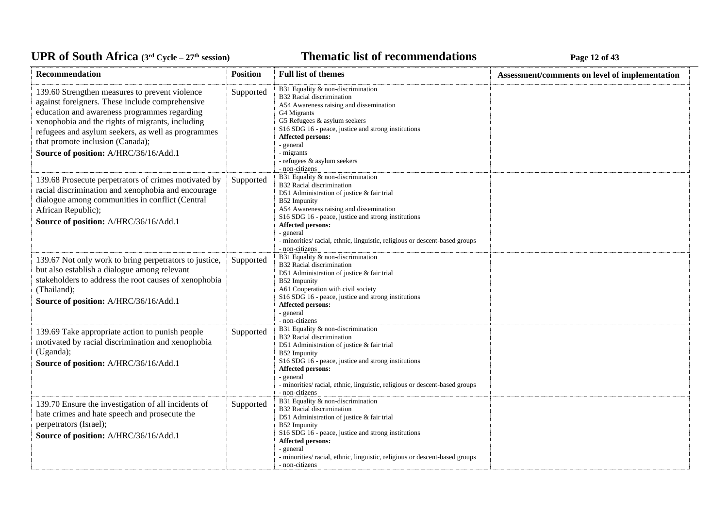| Recommendation | Position | Full list of themes | Assessment/comments on level of implementation |
|---|---|---|---|
| 139.60 Strengthen measures to prevent violence against foreigners. These include comprehensive education and awareness programmes regarding xenophobia and the rights of migrants, including refugees and asylum seekers, as well as programmes that promote inclusion (Canada);<br>**Source of position:** A/HRC/36/16/Add.1 | Supported | B31 Equality & non-discrimination<br>B32 Racial discrimination<br>A54 Awareness raising and dissemination<br>G4 Migrants<br>G5 Refugees & asylum seekers<br>S16 SDG 16 - peace, justice and strong institutions<br>**Affected persons:**<br>- general<br>- migrants<br>- refugees & asylum seekers<br>- non-citizens | |
| 139.68 Prosecute perpetrators of crimes motivated by racial discrimination and xenophobia and encourage dialogue among communities in conflict (Central African Republic);<br>**Source of position:** A/HRC/36/16/Add.1 | Supported | B31 Equality & non-discrimination<br>B32 Racial discrimination<br>D51 Administration of justice & fair trial<br>B52 Impunity<br>A54 Awareness raising and dissemination<br>S16 SDG 16 - peace, justice and strong institutions<br>**Affected persons:**<br>- general<br>- minorities/ racial, ethnic, linguistic, religious or descent-based groups<br>- non-citizens | |
| 139.67 Not only work to bring perpetrators to justice, but also establish a dialogue among relevant stakeholders to address the root causes of xenophobia (Thailand);<br>**Source of position:** A/HRC/36/16/Add.1 | Supported | B31 Equality & non-discrimination<br>B32 Racial discrimination<br>D51 Administration of justice & fair trial<br>B52 Impunity<br>A61 Cooperation with civil society<br>S16 SDG 16 - peace, justice and strong institutions<br>**Affected persons:**<br>- general<br>- non-citizens | |
| 139.69 Take appropriate action to punish people motivated by racial discrimination and xenophobia (Uganda);<br>**Source of position:** A/HRC/36/16/Add.1 | Supported | B31 Equality & non-discrimination<br>B32 Racial discrimination<br>D51 Administration of justice & fair trial<br>B52 Impunity<br>S16 SDG 16 - peace, justice and strong institutions<br>**Affected persons:**<br>- general<br>- minorities/ racial, ethnic, linguistic, religious or descent-based groups<br>- non-citizens | |
| 139.70 Ensure the investigation of all incidents of hate crimes and hate speech and prosecute the perpetrators (Israel);<br>**Source of position:** A/HRC/36/16/Add.1 | Supported | B31 Equality & non-discrimination<br>B32 Racial discrimination<br>D51 Administration of justice & fair trial<br>B52 Impunity<br>S16 SDG 16 - peace, justice and strong institutions<br>**Affected persons:**<br>- general<br>- minorities/ racial, ethnic, linguistic, religious or descent-based groups<br>- non-citizens | |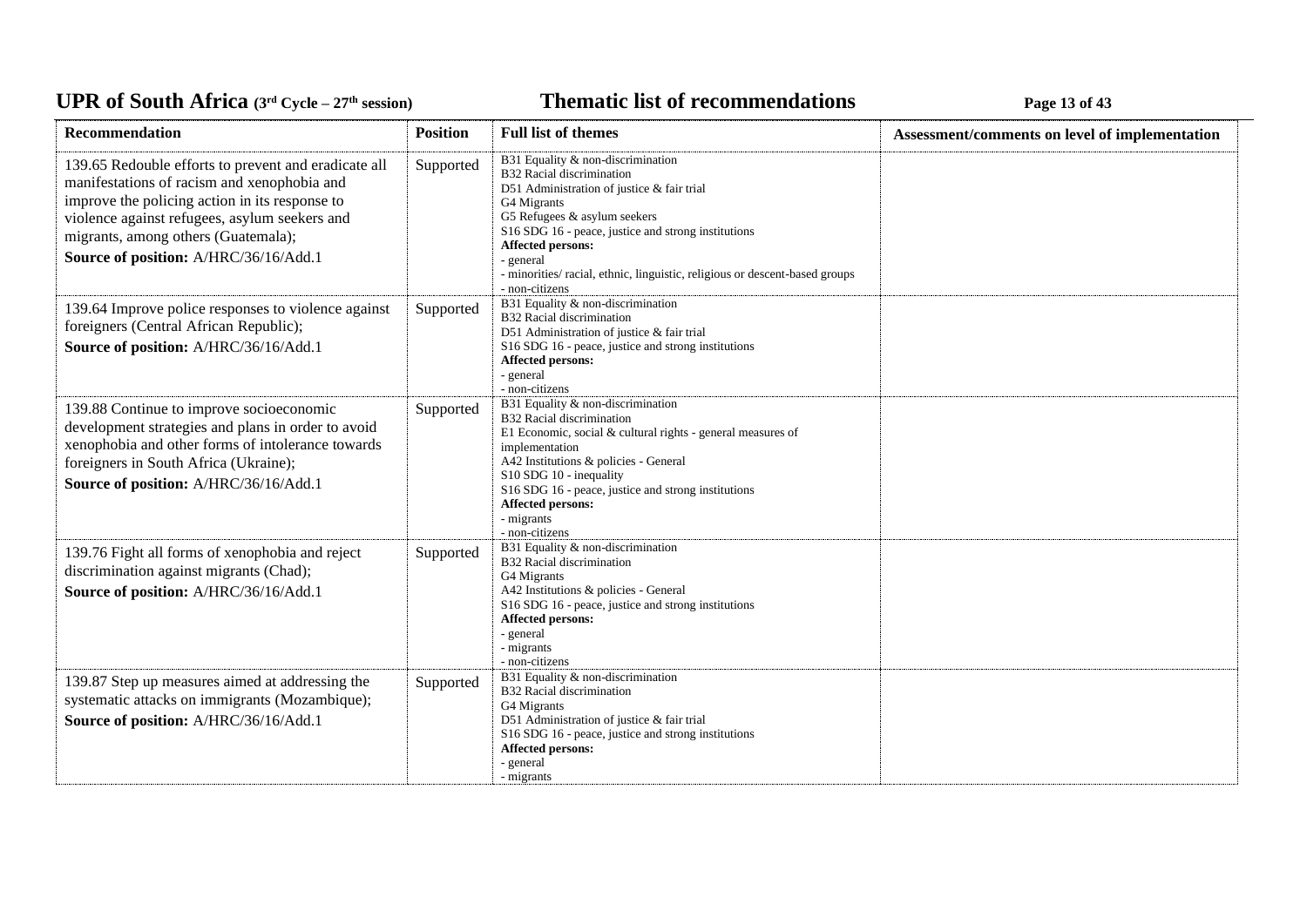| Recommendation | Position | Full list of themes | Assessment/comments on level of implementation |
|---|---|---|---|
| 139.65 Redouble efforts to prevent and eradicate all manifestations of racism and xenophobia and improve the policing action in its response to violence against refugees, asylum seekers and migrants, among others (Guatemala);<br>**Source of position:** A/HRC/36/16/Add.1 | Supported | B31 Equality & non-discrimination<br>B32 Racial discrimination<br>D51 Administration of justice & fair trial<br>G4 Migrants<br>G5 Refugees & asylum seekers<br>S16 SDG 16 - peace, justice and strong institutions<br>**Affected persons:**<br>- general<br>- minorities/ racial, ethnic, linguistic, religious or descent-based groups<br>- non-citizens | |
| 139.64 Improve police responses to violence against foreigners (Central African Republic);<br>**Source of position:** A/HRC/36/16/Add.1 | Supported | B31 Equality & non-discrimination<br>B32 Racial discrimination<br>D51 Administration of justice & fair trial<br>S16 SDG 16 - peace, justice and strong institutions<br>**Affected persons:**<br>- general<br>- non-citizens | |
| 139.88 Continue to improve socioeconomic development strategies and plans in order to avoid xenophobia and other forms of intolerance towards foreigners in South Africa (Ukraine);<br>**Source of position:** A/HRC/36/16/Add.1 | Supported | B31 Equality & non-discrimination<br>B32 Racial discrimination<br>E1 Economic, social & cultural rights - general measures of implementation<br>A42 Institutions & policies - General<br>S10 SDG 10 - inequality<br>S16 SDG 16 - peace, justice and strong institutions<br>**Affected persons:**<br>- migrants<br>- non-citizens | |
| 139.76 Fight all forms of xenophobia and reject discrimination against migrants (Chad);<br>**Source of position:** A/HRC/36/16/Add.1 | Supported | B31 Equality & non-discrimination<br>B32 Racial discrimination<br>G4 Migrants<br>A42 Institutions & policies - General<br>S16 SDG 16 - peace, justice and strong institutions<br>**Affected persons:**<br>- general<br>- migrants<br>- non-citizens | |
| 139.87 Step up measures aimed at addressing the systematic attacks on immigrants (Mozambique);<br>**Source of position:** A/HRC/36/16/Add.1 | Supported | B31 Equality & non-discrimination<br>B32 Racial discrimination<br>G4 Migrants<br>D51 Administration of justice & fair trial<br>S16 SDG 16 - peace, justice and strong institutions<br>**Affected persons:**<br>- general<br>- migrants | |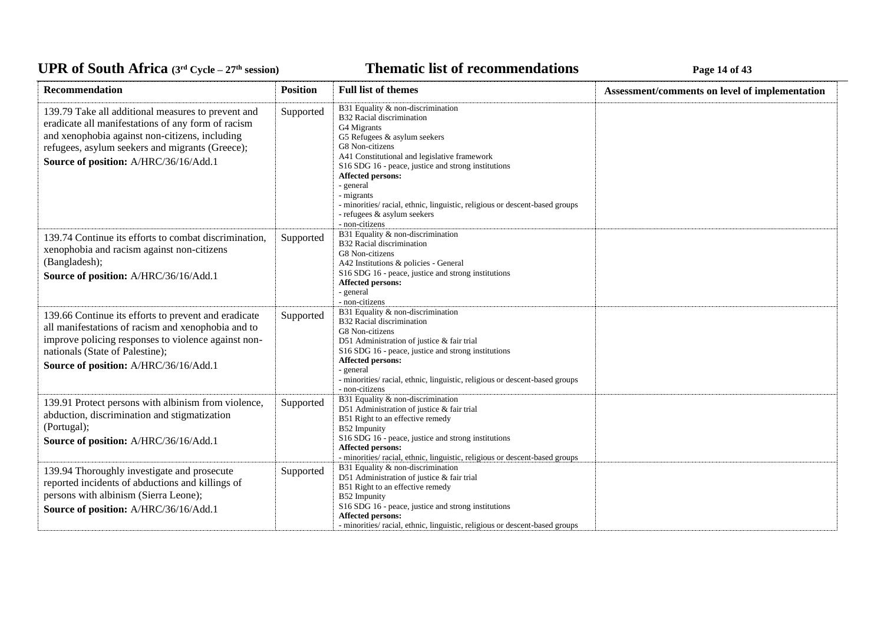| Recommendation | Position | Full list of themes | Assessment/comments on level of implementation |
|---|---|---|---|
| 139.79 Take all additional measures to prevent and eradicate all manifestations of any form of racism and xenophobia against non-citizens, including refugees, asylum seekers and migrants (Greece);<br>**Source of position:** A/HRC/36/16/Add.1 | Supported | B31 Equality & non-discrimination<br>B32 Racial discrimination<br>G4 Migrants<br>G5 Refugees & asylum seekers<br>G8 Non-citizens<br>A41 Constitutional and legislative framework<br>S16 SDG 16 - peace, justice and strong institutions<br>**Affected persons:**<br>- general<br>- migrants<br>- minorities/ racial, ethnic, linguistic, religious or descent-based groups<br>- refugees & asylum seekers<br>- non-citizens | |
| 139.74 Continue its efforts to combat discrimination, xenophobia and racism against non-citizens (Bangladesh);<br>**Source of position:** A/HRC/36/16/Add.1 | Supported | B31 Equality & non-discrimination<br>B32 Racial discrimination<br>G8 Non-citizens<br>A42 Institutions & policies - General<br>S16 SDG 16 - peace, justice and strong institutions<br>**Affected persons:**<br>- general<br>- non-citizens | |
| 139.66 Continue its efforts to prevent and eradicate all manifestations of racism and xenophobia and to improve policing responses to violence against non-nationals (State of Palestine);<br>**Source of position:** A/HRC/36/16/Add.1 | Supported | B31 Equality & non-discrimination<br>B32 Racial discrimination<br>G8 Non-citizens<br>D51 Administration of justice & fair trial<br>S16 SDG 16 - peace, justice and strong institutions<br>**Affected persons:**<br>- general<br>- minorities/ racial, ethnic, linguistic, religious or descent-based groups<br>- non-citizens | |
| 139.91 Protect persons with albinism from violence, abduction, discrimination and stigmatization (Portugal);<br>**Source of position:** A/HRC/36/16/Add.1 | Supported | B31 Equality & non-discrimination<br>D51 Administration of justice & fair trial<br>B51 Right to an effective remedy<br>B52 Impunity<br>S16 SDG 16 - peace, justice and strong institutions<br>**Affected persons:**<br>- minorities/ racial, ethnic, linguistic, religious or descent-based groups | |
| 139.94 Thoroughly investigate and prosecute reported incidents of abductions and killings of persons with albinism (Sierra Leone);<br>**Source of position:** A/HRC/36/16/Add.1 | Supported | B31 Equality & non-discrimination<br>D51 Administration of justice & fair trial<br>B51 Right to an effective remedy<br>B52 Impunity<br>S16 SDG 16 - peace, justice and strong institutions<br>**Affected persons:**<br>- minorities/ racial, ethnic, linguistic, religious or descent-based groups | |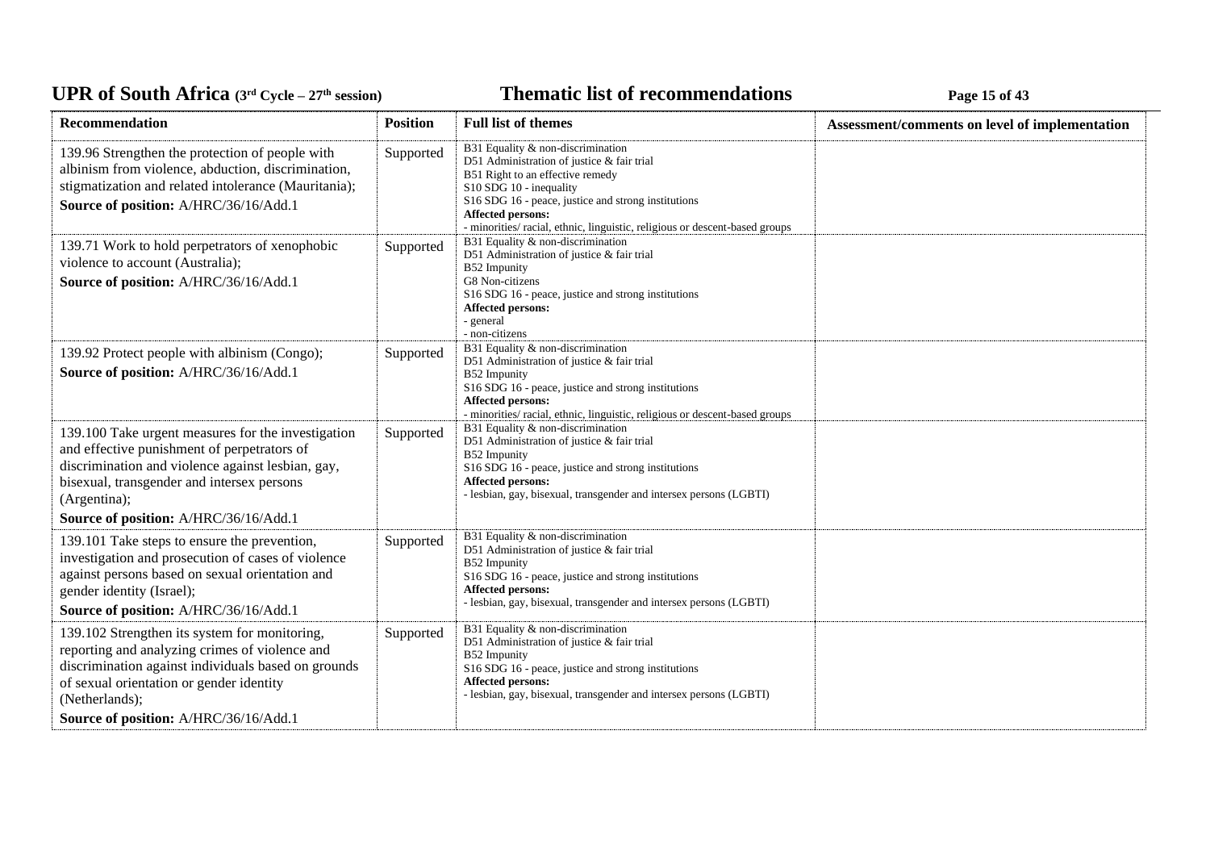| Recommendation | Position | Full list of themes | Assessment/comments on level of implementation |
|---|---|---|---|
| 139.96 Strengthen the protection of people with albinism from violence, abduction, discrimination, stigmatization and related intolerance (Mauritania);<br>**Source of position:** A/HRC/36/16/Add.1 | Supported | B31 Equality & non-discrimination<br>D51 Administration of justice & fair trial<br>B51 Right to an effective remedy<br>S10 SDG 10 - inequality<br>S16 SDG 16 - peace, justice and strong institutions<br>**Affected persons:**<br>- minorities/ racial, ethnic, linguistic, religious or descent-based groups | |
| 139.71 Work to hold perpetrators of xenophobic violence to account (Australia);<br>**Source of position:** A/HRC/36/16/Add.1 | Supported | B31 Equality & non-discrimination<br>D51 Administration of justice & fair trial<br>B52 Impunity<br>G8 Non-citizens<br>S16 SDG 16 - peace, justice and strong institutions<br>**Affected persons:**<br>- general<br>- non-citizens | |
| 139.92 Protect people with albinism (Congo);<br>**Source of position:** A/HRC/36/16/Add.1 | Supported | B31 Equality & non-discrimination<br>D51 Administration of justice & fair trial<br>B52 Impunity<br>S16 SDG 16 - peace, justice and strong institutions<br>**Affected persons:**<br>- minorities/ racial, ethnic, linguistic, religious or descent-based groups | |
| 139.100 Take urgent measures for the investigation and effective punishment of perpetrators of discrimination and violence against lesbian, gay, bisexual, transgender and intersex persons (Argentina);<br>**Source of position:** A/HRC/36/16/Add.1 | Supported | B31 Equality & non-discrimination<br>D51 Administration of justice & fair trial<br>B52 Impunity<br>S16 SDG 16 - peace, justice and strong institutions<br>**Affected persons:**<br>- lesbian, gay, bisexual, transgender and intersex persons (LGBTI) | |
| 139.101 Take steps to ensure the prevention, investigation and prosecution of cases of violence against persons based on sexual orientation and gender identity (Israel);<br>**Source of position:** A/HRC/36/16/Add.1 | Supported | B31 Equality & non-discrimination<br>D51 Administration of justice & fair trial<br>B52 Impunity<br>S16 SDG 16 - peace, justice and strong institutions<br>**Affected persons:**<br>- lesbian, gay, bisexual, transgender and intersex persons (LGBTI) | |
| 139.102 Strengthen its system for monitoring, reporting and analyzing crimes of violence and discrimination against individuals based on grounds of sexual orientation or gender identity (Netherlands);<br>**Source of position:** A/HRC/36/16/Add.1 | Supported | B31 Equality & non-discrimination<br>D51 Administration of justice & fair trial<br>B52 Impunity<br>S16 SDG 16 - peace, justice and strong institutions<br>**Affected persons:**<br>- lesbian, gay, bisexual, transgender and intersex persons (LGBTI) | |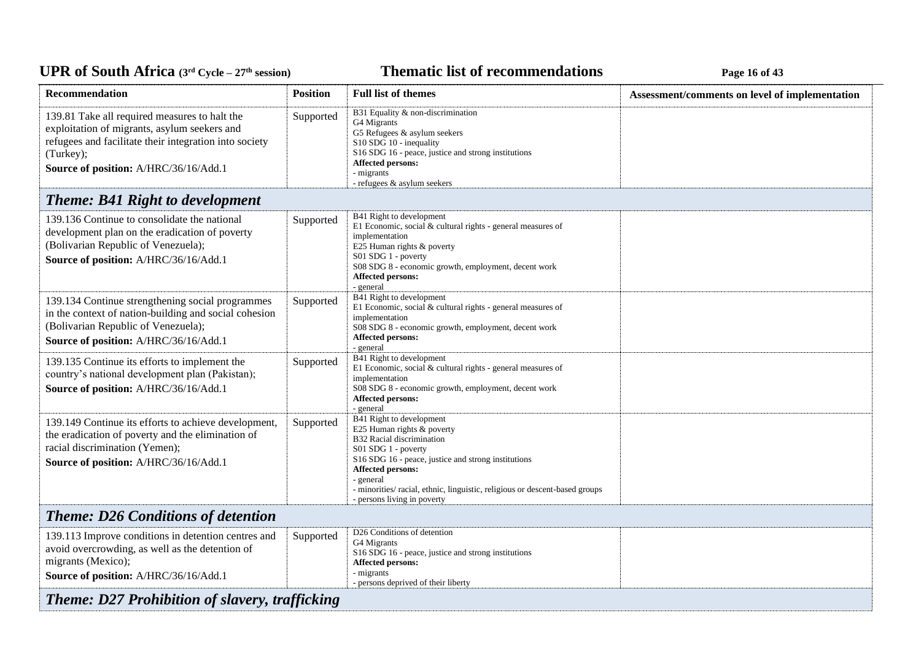| Recommendation | Position | Full list of themes | Assessment/comments on level of implementation |
|---|---|---|---|
| 139.81 Take all required measures to halt the exploitation of migrants, asylum seekers and refugees and facilitate their integration into society (Turkey);<br>**Source of position:** A/HRC/36/16/Add.1 | Supported | B31 Equality & non-discrimination<br>G4 Migrants<br>G5 Refugees & asylum seekers<br>S10 SDG 10 - inequality<br>S16 SDG 16 - peace, justice and strong institutions<br>**Affected persons:**<br>- migrants<br>- refugees & asylum seekers | |
| ***Theme: B41 Right to development*** | | | |
| 139.136 Continue to consolidate the national development plan on the eradication of poverty (Bolivarian Republic of Venezuela);<br>**Source of position:** A/HRC/36/16/Add.1 | Supported | B41 Right to development<br>E1 Economic, social & cultural rights - general measures of implementation<br>E25 Human rights & poverty<br>S01 SDG 1 - poverty<br>S08 SDG 8 - economic growth, employment, decent work<br>**Affected persons:**<br>- general | |
| 139.134 Continue strengthening social programmes in the context of nation-building and social cohesion (Bolivarian Republic of Venezuela);<br>**Source of position:** A/HRC/36/16/Add.1 | Supported | B41 Right to development<br>E1 Economic, social & cultural rights - general measures of implementation<br>S08 SDG 8 - economic growth, employment, decent work<br>**Affected persons:**<br>- general | |
| 139.135 Continue its efforts to implement the country's national development plan (Pakistan);<br>**Source of position:** A/HRC/36/16/Add.1 | Supported | B41 Right to development<br>E1 Economic, social & cultural rights - general measures of implementation<br>S08 SDG 8 - economic growth, employment, decent work<br>**Affected persons:**<br>- general | |
| 139.149 Continue its efforts to achieve development, the eradication of poverty and the elimination of racial discrimination (Yemen);<br>**Source of position:** A/HRC/36/16/Add.1 | Supported | B41 Right to development<br>E25 Human rights & poverty<br>B32 Racial discrimination<br>S01 SDG 1 - poverty<br>S16 SDG 16 - peace, justice and strong institutions<br>**Affected persons:**<br>- general<br>- minorities/ racial, ethnic, linguistic, religious or descent-based groups<br>- persons living in poverty | |
| ***Theme: D26 Conditions of detention*** | | | |
| 139.113 Improve conditions in detention centres and avoid overcrowding, as well as the detention of migrants (Mexico);<br>**Source of position:** A/HRC/36/16/Add.1 | Supported | D26 Conditions of detention<br>G4 Migrants<br>S16 SDG 16 - peace, justice and strong institutions<br>**Affected persons:**<br>- migrants<br>- persons deprived of their liberty | |
| ***Theme: D27 Prohibition of slavery, trafficking*** | | | |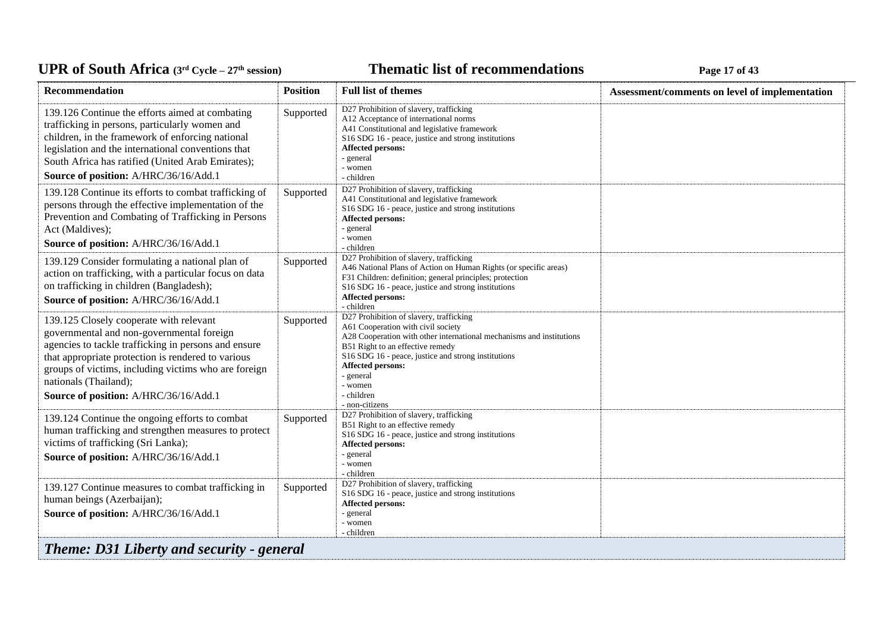| Recommendation | Position | Full list of themes | Assessment/comments on level of implementation |
|---|---|---|---|
| 139.126 Continue the efforts aimed at combating trafficking in persons, particularly women and children, in the framework of enforcing national legislation and the international conventions that South Africa has ratified (United Arab Emirates);<br>**Source of position:** A/HRC/36/16/Add.1 | Supported | D27 Prohibition of slavery, trafficking<br>A12 Acceptance of international norms<br>A41 Constitutional and legislative framework<br>S16 SDG 16 - peace, justice and strong institutions<br>**Affected persons:**<br>- general<br>- women<br>- children | |
| 139.128 Continue its efforts to combat trafficking of persons through the effective implementation of the Prevention and Combating of Trafficking in Persons Act (Maldives);<br>**Source of position:** A/HRC/36/16/Add.1 | Supported | D27 Prohibition of slavery, trafficking<br>A41 Constitutional and legislative framework<br>S16 SDG 16 - peace, justice and strong institutions<br>**Affected persons:**<br>- general<br>- women<br>- children | |
| 139.129 Consider formulating a national plan of action on trafficking, with a particular focus on data on trafficking in children (Bangladesh);<br>**Source of position:** A/HRC/36/16/Add.1 | Supported | D27 Prohibition of slavery, trafficking<br>A46 National Plans of Action on Human Rights (or specific areas)<br>F31 Children: definition; general principles; protection<br>S16 SDG 16 - peace, justice and strong institutions<br>**Affected persons:**<br>- children | |
| 139.125 Closely cooperate with relevant governmental and non-governmental foreign agencies to tackle trafficking in persons and ensure that appropriate protection is rendered to various groups of victims, including victims who are foreign nationals (Thailand);<br>**Source of position:** A/HRC/36/16/Add.1 | Supported | D27 Prohibition of slavery, trafficking<br>A61 Cooperation with civil society<br>A28 Cooperation with other international mechanisms and institutions<br>B51 Right to an effective remedy<br>S16 SDG 16 - peace, justice and strong institutions<br>**Affected persons:**<br>- general<br>- women<br>- children<br>- non-citizens | |
| 139.124 Continue the ongoing efforts to combat human trafficking and strengthen measures to protect victims of trafficking (Sri Lanka);<br>**Source of position:** A/HRC/36/16/Add.1 | Supported | D27 Prohibition of slavery, trafficking<br>B51 Right to an effective remedy<br>S16 SDG 16 - peace, justice and strong institutions<br>**Affected persons:**<br>- general<br>- women<br>- children | |
| 139.127 Continue measures to combat trafficking in human beings (Azerbaijan);<br>**Source of position:** A/HRC/36/16/Add.1 | Supported | D27 Prohibition of slavery, trafficking<br>S16 SDG 16 - peace, justice and strong institutions<br>**Affected persons:**<br>- general<br>- women<br>- children | |

## *Theme: D31 Liberty and security - general*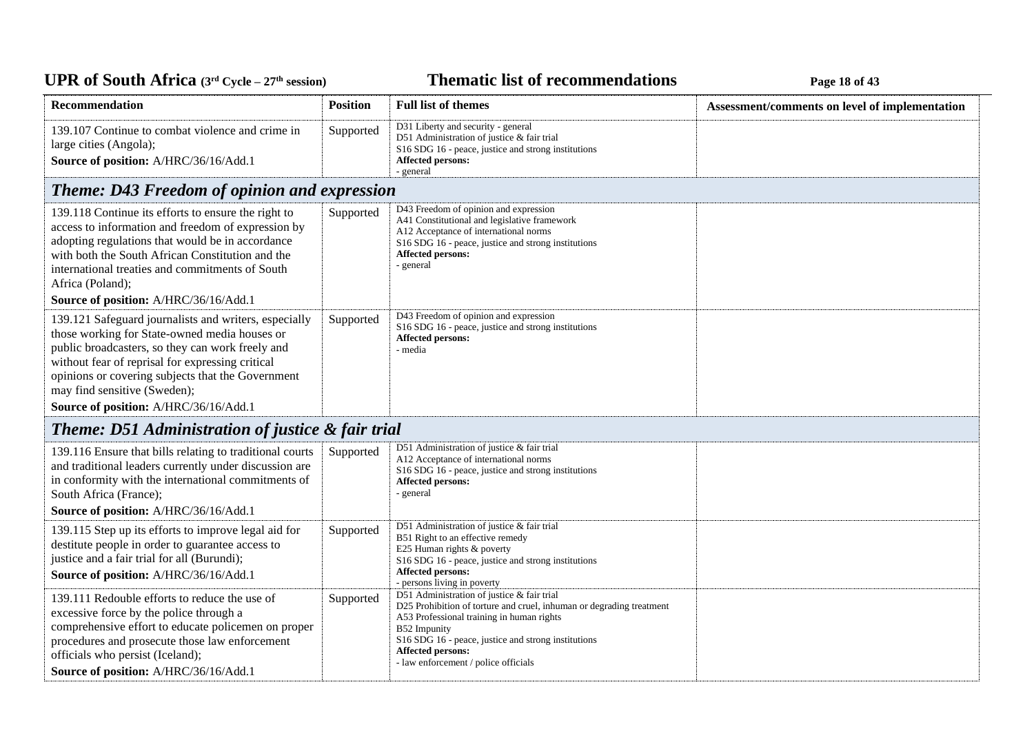| Recommendation | Position | Full list of themes | Assessment/comments on level of implementation |
|---|---|---|---|
| 139.107 Continue to combat violence and crime in large cities (Angola);<br>**Source of position:** A/HRC/36/16/Add.1 | Supported | D31 Liberty and security - general<br>D51 Administration of justice & fair trial<br>S16 SDG 16 - peace, justice and strong institutions<br>**Affected persons:**<br>- general | |
| ***Theme: D43 Freedom of opinion and expression*** | | | |
| 139.118 Continue its efforts to ensure the right to access to information and freedom of expression by adopting regulations that would be in accordance with both the South African Constitution and the international treaties and commitments of South Africa (Poland);<br>**Source of position:** A/HRC/36/16/Add.1 | Supported | D43 Freedom of opinion and expression<br>A41 Constitutional and legislative framework<br>A12 Acceptance of international norms<br>S16 SDG 16 - peace, justice and strong institutions<br>**Affected persons:**<br>- general | |
| 139.121 Safeguard journalists and writers, especially those working for State-owned media houses or public broadcasters, so they can work freely and without fear of reprisal for expressing critical opinions or covering subjects that the Government may find sensitive (Sweden);<br>**Source of position:** A/HRC/36/16/Add.1 | Supported | D43 Freedom of opinion and expression<br>S16 SDG 16 - peace, justice and strong institutions<br>**Affected persons:**<br>- media | |
| ***Theme: D51 Administration of justice & fair trial*** | | | |
| 139.116 Ensure that bills relating to traditional courts and traditional leaders currently under discussion are in conformity with the international commitments of South Africa (France);<br>**Source of position:** A/HRC/36/16/Add.1 | Supported | D51 Administration of justice & fair trial<br>A12 Acceptance of international norms<br>S16 SDG 16 - peace, justice and strong institutions<br>**Affected persons:**<br>- general | |
| 139.115 Step up its efforts to improve legal aid for destitute people in order to guarantee access to justice and a fair trial for all (Burundi);<br>**Source of position:** A/HRC/36/16/Add.1 | Supported | D51 Administration of justice & fair trial<br>B51 Right to an effective remedy<br>E25 Human rights & poverty<br>S16 SDG 16 - peace, justice and strong institutions<br>**Affected persons:**<br>- persons living in poverty | |
| 139.111 Redouble efforts to reduce the use of excessive force by the police through a comprehensive effort to educate policemen on proper procedures and prosecute those law enforcement officials who persist (Iceland);<br>**Source of position:** A/HRC/36/16/Add.1 | Supported | D51 Administration of justice & fair trial<br>D25 Prohibition of torture and cruel, inhuman or degrading treatment<br>A53 Professional training in human rights<br>B52 Impunity<br>S16 SDG 16 - peace, justice and strong institutions<br>**Affected persons:**<br>- law enforcement / police officials | |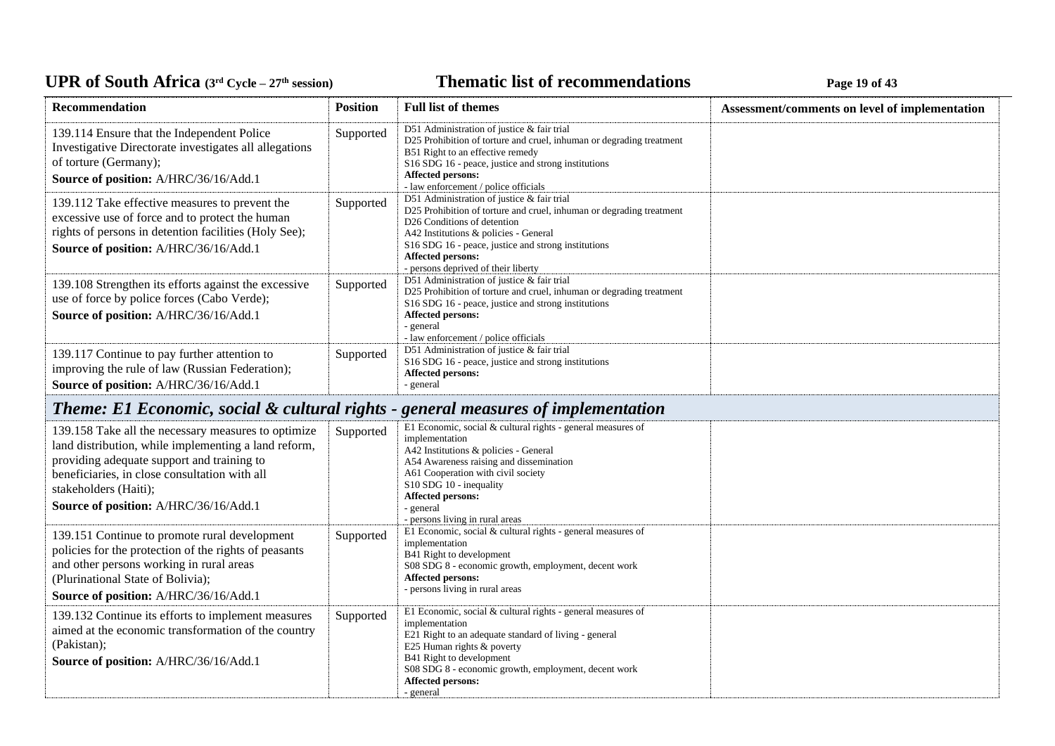| Recommendation | Position | Full list of themes | Assessment/comments on level of implementation |
|---|---|---|---|
| 139.114 Ensure that the Independent Police Investigative Directorate investigates all allegations of torture (Germany);<br>**Source of position:** A/HRC/36/16/Add.1 | Supported | D51 Administration of justice & fair trial<br>D25 Prohibition of torture and cruel, inhuman or degrading treatment<br>B51 Right to an effective remedy<br>S16 SDG 16 - peace, justice and strong institutions<br>**Affected persons:**<br>- law enforcement / police officials | |
| 139.112 Take effective measures to prevent the excessive use of force and to protect the human rights of persons in detention facilities (Holy See);<br>**Source of position:** A/HRC/36/16/Add.1 | Supported | D51 Administration of justice & fair trial<br>D25 Prohibition of torture and cruel, inhuman or degrading treatment<br>D26 Conditions of detention<br>A42 Institutions & policies - General<br>S16 SDG 16 - peace, justice and strong institutions<br>**Affected persons:**<br>- persons deprived of their liberty | |
| 139.108 Strengthen its efforts against the excessive use of force by police forces (Cabo Verde);<br>**Source of position:** A/HRC/36/16/Add.1 | Supported | D51 Administration of justice & fair trial<br>D25 Prohibition of torture and cruel, inhuman or degrading treatment<br>S16 SDG 16 - peace, justice and strong institutions<br>**Affected persons:**<br>- general<br>- law enforcement / police officials | |
| 139.117 Continue to pay further attention to improving the rule of law (Russian Federation);<br>**Source of position:** A/HRC/36/16/Add.1 | Supported | D51 Administration of justice & fair trial<br>S16 SDG 16 - peace, justice and strong institutions<br>**Affected persons:**<br>- general | |
| ***Theme: E1 Economic, social & cultural rights - general measures of implementation*** | | | |
| 139.158 Take all the necessary measures to optimize land distribution, while implementing a land reform, providing adequate support and training to beneficiaries, in close consultation with all stakeholders (Haiti);<br>**Source of position:** A/HRC/36/16/Add.1 | Supported | E1 Economic, social & cultural rights - general measures of implementation<br>A42 Institutions & policies - General<br>A54 Awareness raising and dissemination<br>A61 Cooperation with civil society<br>S10 SDG 10 - inequality<br>**Affected persons:**<br>- general<br>- persons living in rural areas | |
| 139.151 Continue to promote rural development policies for the protection of the rights of peasants and other persons working in rural areas (Plurinational State of Bolivia);<br>**Source of position:** A/HRC/36/16/Add.1 | Supported | E1 Economic, social & cultural rights - general measures of implementation<br>B41 Right to development<br>S08 SDG 8 - economic growth, employment, decent work<br>**Affected persons:**<br>- persons living in rural areas | |
| 139.132 Continue its efforts to implement measures aimed at the economic transformation of the country (Pakistan);<br>**Source of position:** A/HRC/36/16/Add.1 | Supported | E1 Economic, social & cultural rights - general measures of implementation<br>E21 Right to an adequate standard of living - general<br>E25 Human rights & poverty<br>B41 Right to development<br>S08 SDG 8 - economic growth, employment, decent work<br>**Affected persons:**<br>- general | |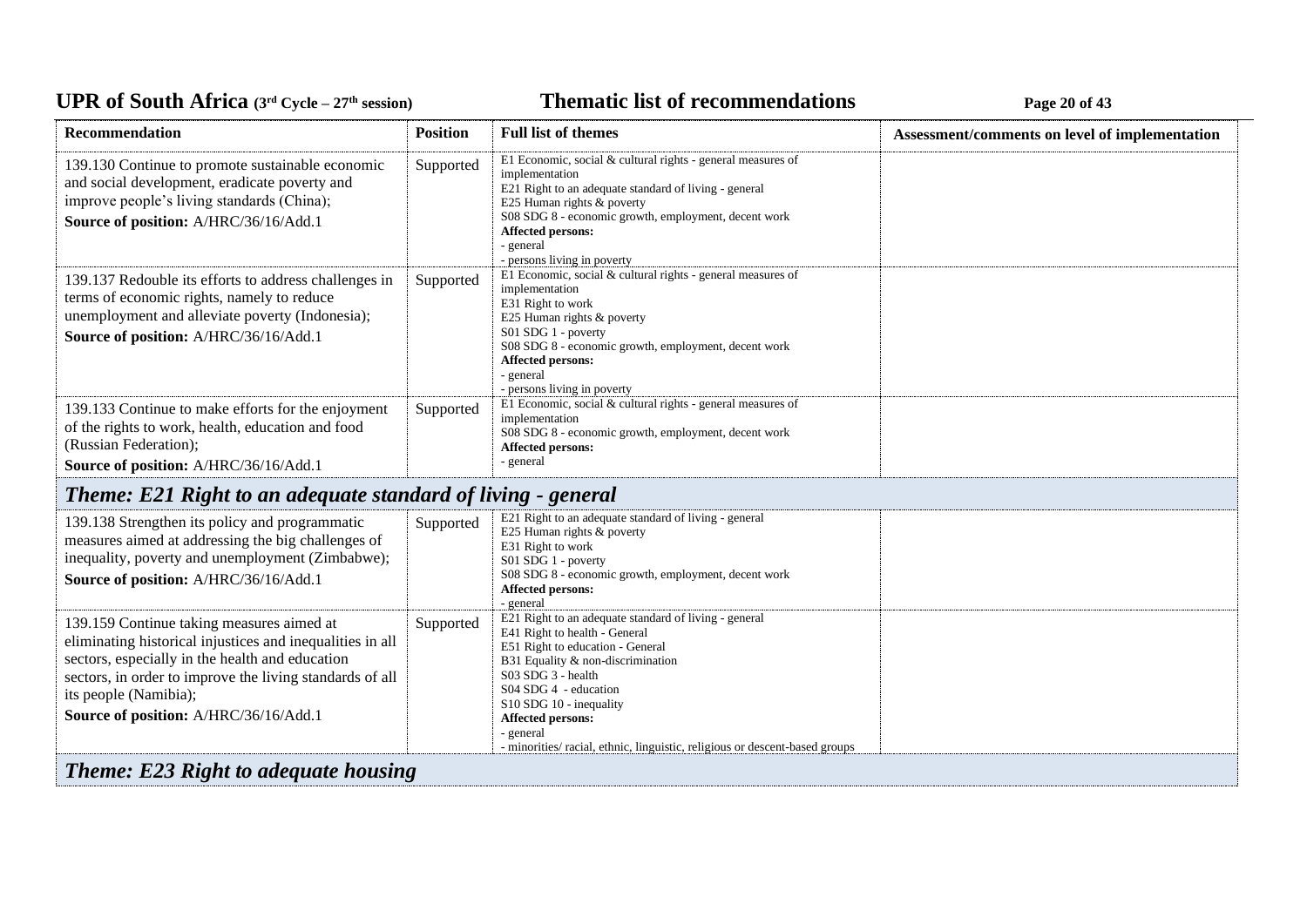| Recommendation | Position | Full list of themes | Assessment/comments on level of implementation |
|---|---|---|---|
| 139.130 Continue to promote sustainable economic and social development, eradicate poverty and improve people's living standards (China);<br>**Source of position:** A/HRC/36/16/Add.1 | Supported | E1 Economic, social & cultural rights - general measures of implementation<br>E21 Right to an adequate standard of living - general<br>E25 Human rights & poverty<br>S08 SDG 8 - economic growth, employment, decent work<br>**Affected persons:**<br>- general<br>- persons living in poverty | |
| 139.137 Redouble its efforts to address challenges in terms of economic rights, namely to reduce unemployment and alleviate poverty (Indonesia);<br>**Source of position:** A/HRC/36/16/Add.1 | Supported | E1 Economic, social & cultural rights - general measures of implementation<br>E31 Right to work<br>E25 Human rights & poverty<br>S01 SDG 1 - poverty<br>S08 SDG 8 - economic growth, employment, decent work<br>**Affected persons:**<br>- general<br>- persons living in poverty | |
| 139.133 Continue to make efforts for the enjoyment of the rights to work, health, education and food (Russian Federation);<br>**Source of position:** A/HRC/36/16/Add.1 | Supported | E1 Economic, social & cultural rights - general measures of implementation<br>S08 SDG 8 - economic growth, employment, decent work<br>**Affected persons:**<br>- general | |
| ***Theme: E21 Right to an adequate standard of living - general*** | | | |
| 139.138 Strengthen its policy and programmatic measures aimed at addressing the big challenges of inequality, poverty and unemployment (Zimbabwe);<br>**Source of position:** A/HRC/36/16/Add.1 | Supported | E21 Right to an adequate standard of living - general<br>E25 Human rights & poverty<br>E31 Right to work<br>S01 SDG 1 - poverty<br>S08 SDG 8 - economic growth, employment, decent work<br>**Affected persons:**<br>- general | |
| 139.159 Continue taking measures aimed at eliminating historical injustices and inequalities in all sectors, especially in the health and education sectors, in order to improve the living standards of all its people (Namibia);<br>**Source of position:** A/HRC/36/16/Add.1 | Supported | E21 Right to an adequate standard of living - general<br>E41 Right to health - General<br>E51 Right to education - General<br>B31 Equality & non-discrimination<br>S03 SDG 3 - health<br>S04 SDG 4 - education<br>S10 SDG 10 - inequality<br>**Affected persons:**<br>- general<br>- minorities/ racial, ethnic, linguistic, religious or descent-based groups | |
| ***Theme: E23 Right to adequate housing*** | | | |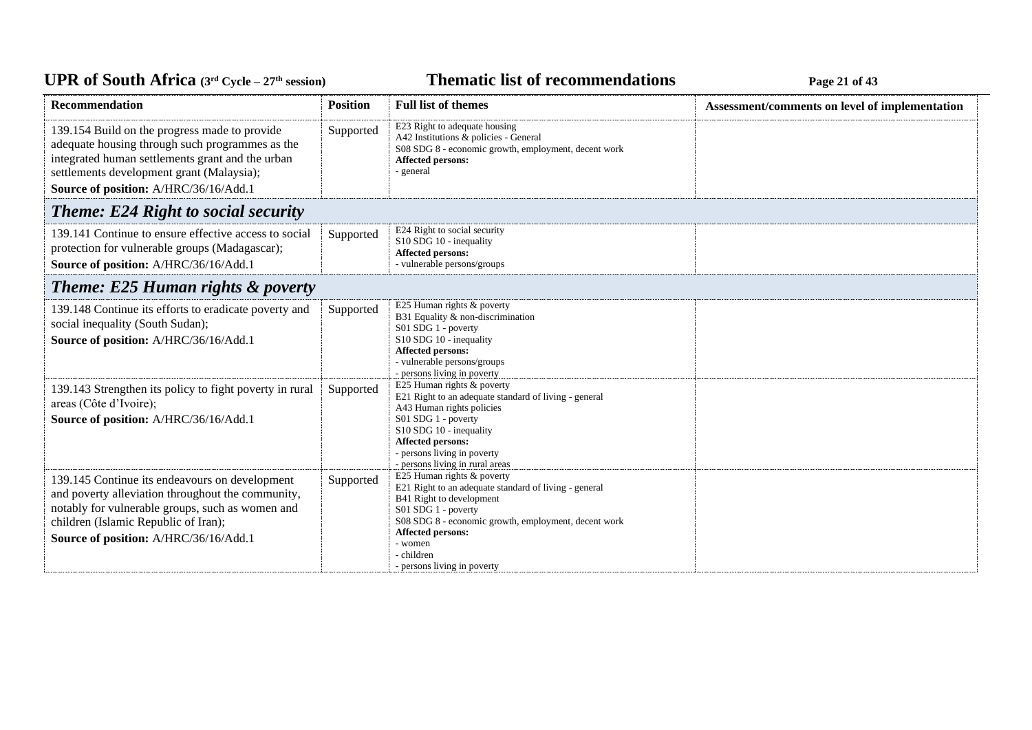| Recommendation | Position | Full list of themes | Assessment/comments on level of implementation |
|---|---|---|---|
| 139.154 Build on the progress made to provide adequate housing through such programmes as the integrated human settlements grant and the urban settlements development grant (Malaysia);<br>**Source of position:** A/HRC/36/16/Add.1 | Supported | E23 Right to adequate housing<br>A42 Institutions & policies - General<br>S08 SDG 8 - economic growth, employment, decent work<br>**Affected persons:**<br>- general | |

## *Theme: E24 Right to social security*

| Recommendation | Position | Full list of themes | Assessment/comments on level of implementation |
|---|---|---|---|
| 139.141 Continue to ensure effective access to social protection for vulnerable groups (Madagascar);<br>**Source of position:** A/HRC/36/16/Add.1 | Supported | E24 Right to social security<br>S10 SDG 10 - inequality<br>**Affected persons:**<br>- vulnerable persons/groups | |

## *Theme: E25 Human rights & poverty*

| Recommendation | Position | Full list of themes | Assessment/comments on level of implementation |
|---|---|---|---|
| 139.148 Continue its efforts to eradicate poverty and social inequality (South Sudan);<br>**Source of position:** A/HRC/36/16/Add.1 | Supported | E25 Human rights & poverty<br>B31 Equality & non-discrimination<br>S01 SDG 1 - poverty<br>S10 SDG 10 - inequality<br>**Affected persons:**<br>- vulnerable persons/groups<br>- persons living in poverty | |
| 139.143 Strengthen its policy to fight poverty in rural areas (Côte d'Ivoire);<br>**Source of position:** A/HRC/36/16/Add.1 | Supported | E25 Human rights & poverty<br>E21 Right to an adequate standard of living - general<br>A43 Human rights policies<br>S01 SDG 1 - poverty<br>S10 SDG 10 - inequality<br>**Affected persons:**<br>- persons living in poverty<br>- persons living in rural areas | |
| 139.145 Continue its endeavours on development and poverty alleviation throughout the community, notably for vulnerable groups, such as women and children (Islamic Republic of Iran);<br>**Source of position:** A/HRC/36/16/Add.1 | Supported | E25 Human rights & poverty<br>E21 Right to an adequate standard of living - general<br>B41 Right to development<br>S01 SDG 1 - poverty<br>S08 SDG 8 - economic growth, employment, decent work<br>**Affected persons:**<br>- women<br>- children<br>- persons living in poverty | |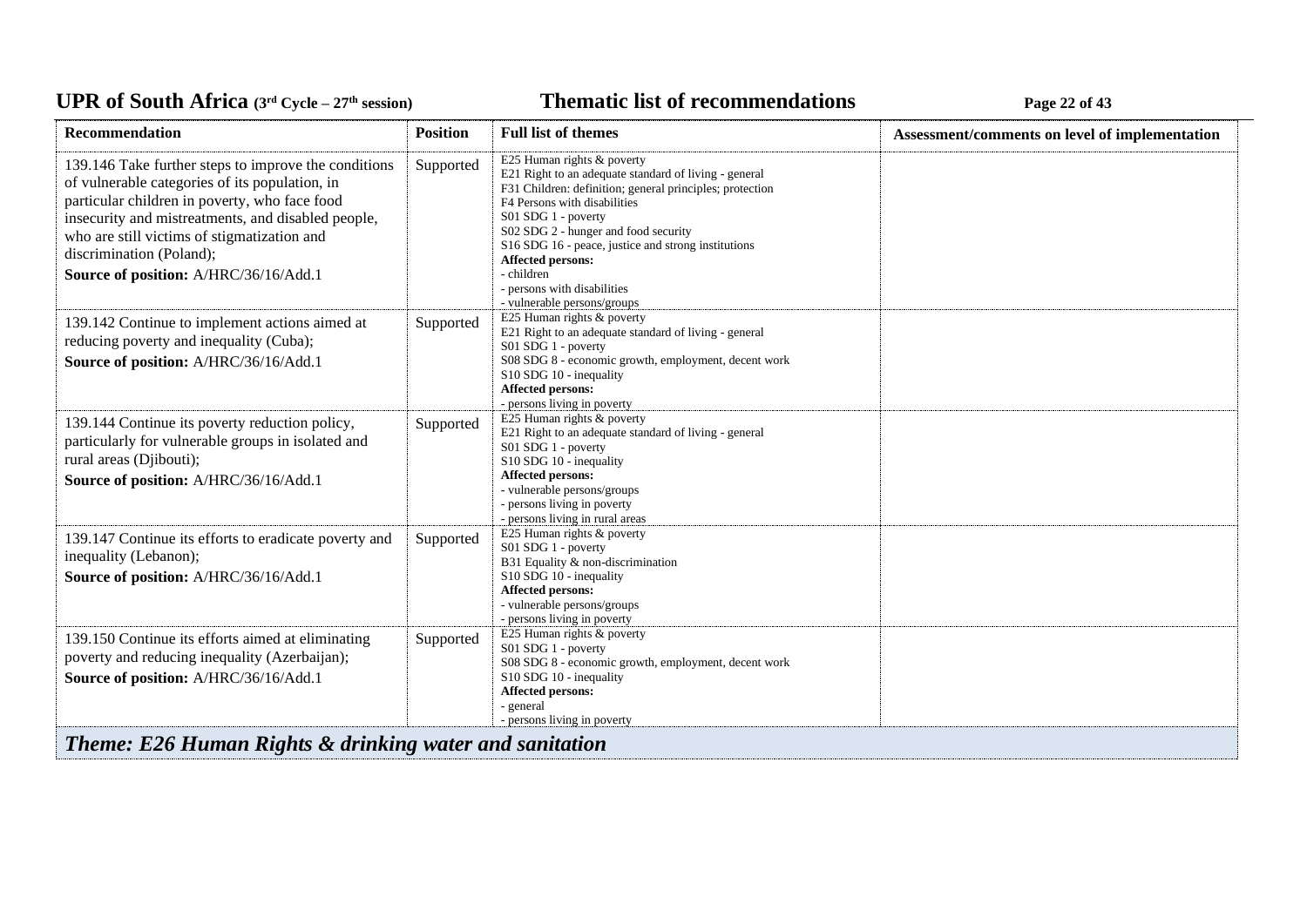| Recommendation | Position | Full list of themes | Assessment/comments on level of implementation |
|---|---|---|---|
| 139.146 Take further steps to improve the conditions of vulnerable categories of its population, in particular children in poverty, who face food insecurity and mistreatments, and disabled people, who are still victims of stigmatization and discrimination (Poland);<br>**Source of position:** A/HRC/36/16/Add.1 | Supported | E25 Human rights & poverty<br>E21 Right to an adequate standard of living - general<br>F31 Children: definition; general principles; protection<br>F4 Persons with disabilities<br>S01 SDG 1 - poverty<br>S02 SDG 2 - hunger and food security<br>S16 SDG 16 - peace, justice and strong institutions<br>**Affected persons:**<br>- children<br>- persons with disabilities<br>- vulnerable persons/groups | |
| 139.142 Continue to implement actions aimed at reducing poverty and inequality (Cuba);<br>**Source of position:** A/HRC/36/16/Add.1 | Supported | E25 Human rights & poverty<br>E21 Right to an adequate standard of living - general<br>S01 SDG 1 - poverty<br>S08 SDG 8 - economic growth, employment, decent work<br>S10 SDG 10 - inequality<br>**Affected persons:**<br>- persons living in poverty | |
| 139.144 Continue its poverty reduction policy, particularly for vulnerable groups in isolated and rural areas (Djibouti);<br>**Source of position:** A/HRC/36/16/Add.1 | Supported | E25 Human rights & poverty<br>E21 Right to an adequate standard of living - general<br>S01 SDG 1 - poverty<br>S10 SDG 10 - inequality<br>**Affected persons:**<br>- vulnerable persons/groups<br>- persons living in poverty<br>- persons living in rural areas | |
| 139.147 Continue its efforts to eradicate poverty and inequality (Lebanon);<br>**Source of position:** A/HRC/36/16/Add.1 | Supported | E25 Human rights & poverty<br>S01 SDG 1 - poverty<br>B31 Equality & non-discrimination<br>S10 SDG 10 - inequality<br>**Affected persons:**<br>- vulnerable persons/groups<br>- persons living in poverty | |
| 139.150 Continue its efforts aimed at eliminating poverty and reducing inequality (Azerbaijan);<br>**Source of position:** A/HRC/36/16/Add.1 | Supported | E25 Human rights & poverty<br>S01 SDG 1 - poverty<br>S08 SDG 8 - economic growth, employment, decent work<br>S10 SDG 10 - inequality<br>**Affected persons:**<br>- general<br>- persons living in poverty | |

### *Theme: E26 Human Rights & drinking water and sanitation*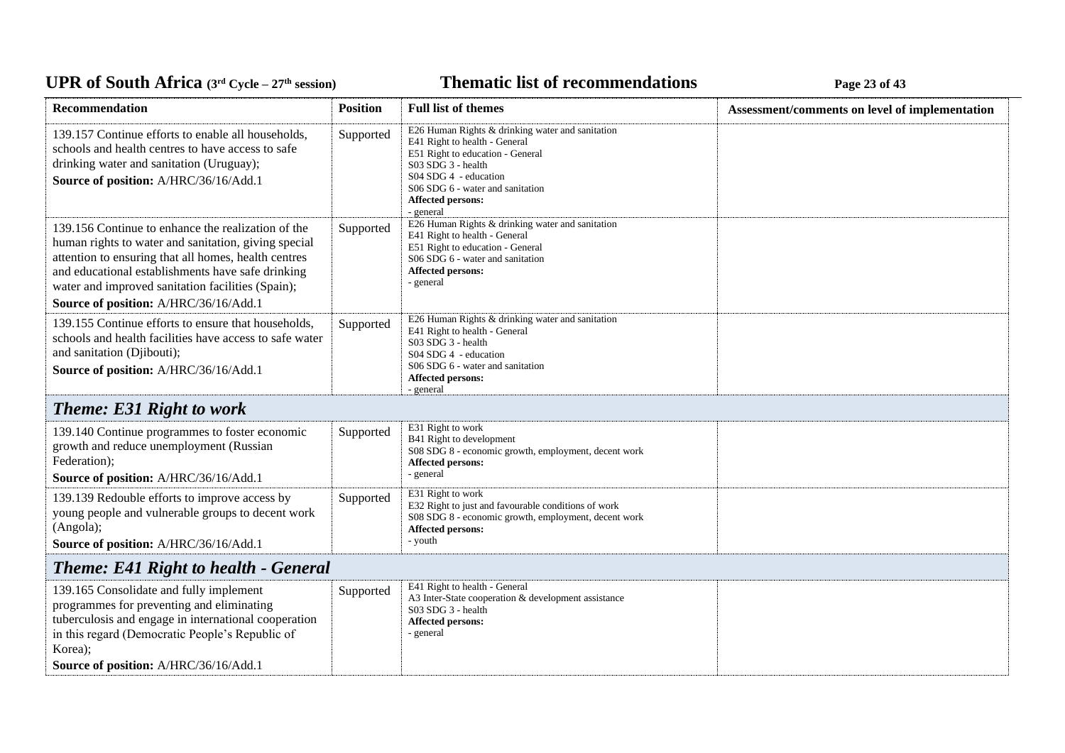| Recommendation | Position | Full list of themes | Assessment/comments on level of implementation |
|---|---|---|---|
| 139.157 Continue efforts to enable all households, schools and health centres to have access to safe drinking water and sanitation (Uruguay);<br>**Source of position:** A/HRC/36/16/Add.1 | Supported | E26 Human Rights & drinking water and sanitation<br>E41 Right to health - General<br>E51 Right to education - General<br>S03 SDG 3 - health<br>S04 SDG 4 - education<br>S06 SDG 6 - water and sanitation<br>**Affected persons:**<br>- general | |
| 139.156 Continue to enhance the realization of the human rights to water and sanitation, giving special attention to ensuring that all homes, health centres and educational establishments have safe drinking water and improved sanitation facilities (Spain);<br>**Source of position:** A/HRC/36/16/Add.1 | Supported | E26 Human Rights & drinking water and sanitation<br>E41 Right to health - General<br>E51 Right to education - General<br>S06 SDG 6 - water and sanitation<br>**Affected persons:**<br>- general | |
| 139.155 Continue efforts to ensure that households, schools and health facilities have access to safe water and sanitation (Djibouti);<br>**Source of position:** A/HRC/36/16/Add.1 | Supported | E26 Human Rights & drinking water and sanitation<br>E41 Right to health - General<br>S03 SDG 3 - health<br>S04 SDG 4 - education<br>S06 SDG 6 - water and sanitation<br>**Affected persons:**<br>- general | |
| ***Theme: E31 Right to work*** | | | |
| 139.140 Continue programmes to foster economic growth and reduce unemployment (Russian Federation);<br>**Source of position:** A/HRC/36/16/Add.1 | Supported | E31 Right to work<br>B41 Right to development<br>S08 SDG 8 - economic growth, employment, decent work<br>**Affected persons:**<br>- general | |
| 139.139 Redouble efforts to improve access by young people and vulnerable groups to decent work (Angola);<br>**Source of position:** A/HRC/36/16/Add.1 | Supported | E31 Right to work<br>E32 Right to just and favourable conditions of work<br>S08 SDG 8 - economic growth, employment, decent work<br>**Affected persons:**<br>- youth | |
| ***Theme: E41 Right to health - General*** | | | |
| 139.165 Consolidate and fully implement programmes for preventing and eliminating tuberculosis and engage in international cooperation in this regard (Democratic People's Republic of Korea);<br>**Source of position:** A/HRC/36/16/Add.1 | Supported | E41 Right to health - General<br>A3 Inter-State cooperation & development assistance<br>S03 SDG 3 - health<br>**Affected persons:**<br>- general | |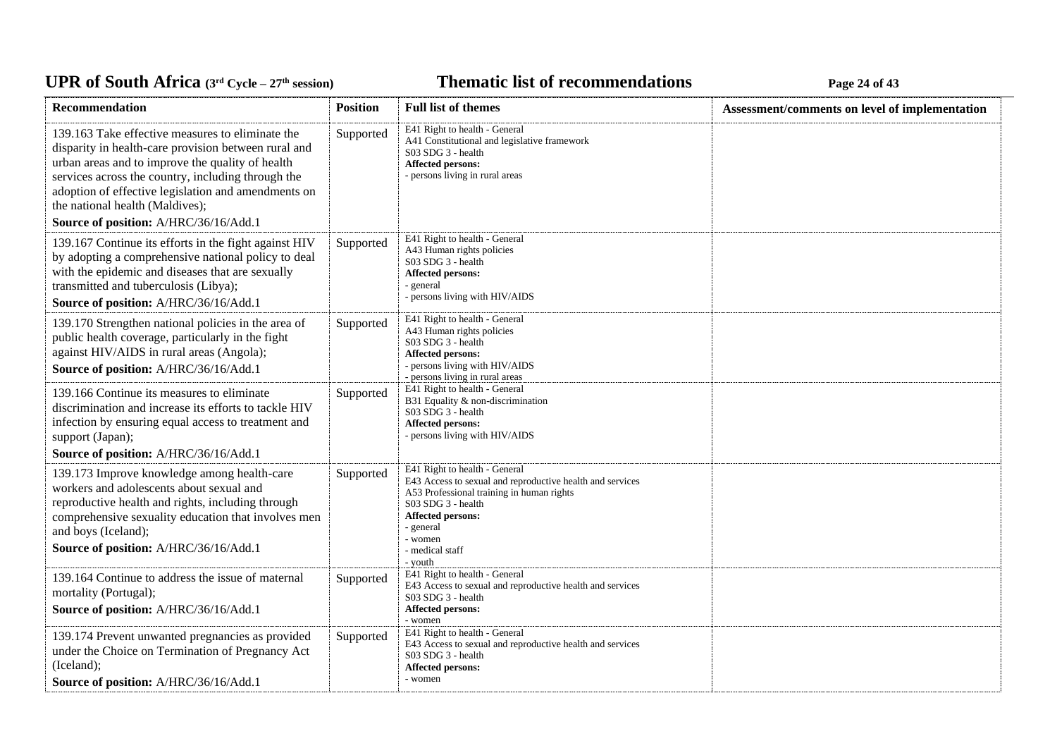| Recommendation | Position | Full list of themes | Assessment/comments on level of implementation |
|---|---|---|---|
| 139.163 Take effective measures to eliminate the disparity in health-care provision between rural and urban areas and to improve the quality of health services across the country, including through the adoption of effective legislation and amendments on the national health (Maldives);<br>**Source of position:** A/HRC/36/16/Add.1 | Supported | E41 Right to health - General<br>A41 Constitutional and legislative framework<br>S03 SDG 3 - health<br>**Affected persons:**<br>- persons living in rural areas | |
| 139.167 Continue its efforts in the fight against HIV by adopting a comprehensive national policy to deal with the epidemic and diseases that are sexually transmitted and tuberculosis (Libya);<br>**Source of position:** A/HRC/36/16/Add.1 | Supported | E41 Right to health - General<br>A43 Human rights policies<br>S03 SDG 3 - health<br>**Affected persons:**<br>- general<br>- persons living with HIV/AIDS | |
| 139.170 Strengthen national policies in the area of public health coverage, particularly in the fight against HIV/AIDS in rural areas (Angola);<br>**Source of position:** A/HRC/36/16/Add.1 | Supported | E41 Right to health - General<br>A43 Human rights policies<br>S03 SDG 3 - health<br>**Affected persons:**<br>- persons living with HIV/AIDS<br>- persons living in rural areas | |
| 139.166 Continue its measures to eliminate discrimination and increase its efforts to tackle HIV infection by ensuring equal access to treatment and support (Japan);<br>**Source of position:** A/HRC/36/16/Add.1 | Supported | E41 Right to health - General<br>B31 Equality & non-discrimination<br>S03 SDG 3 - health<br>**Affected persons:**<br>- persons living with HIV/AIDS | |
| 139.173 Improve knowledge among health-care workers and adolescents about sexual and reproductive health and rights, including through comprehensive sexuality education that involves men and boys (Iceland);<br>**Source of position:** A/HRC/36/16/Add.1 | Supported | E41 Right to health - General<br>E43 Access to sexual and reproductive health and services<br>A53 Professional training in human rights<br>S03 SDG 3 - health<br>**Affected persons:**<br>- general<br>- women<br>- medical staff<br>- youth | |
| 139.164 Continue to address the issue of maternal mortality (Portugal);<br>**Source of position:** A/HRC/36/16/Add.1 | Supported | E41 Right to health - General<br>E43 Access to sexual and reproductive health and services<br>S03 SDG 3 - health<br>**Affected persons:**<br>- women | |
| 139.174 Prevent unwanted pregnancies as provided under the Choice on Termination of Pregnancy Act (Iceland);<br>**Source of position:** A/HRC/36/16/Add.1 | Supported | E41 Right to health - General<br>E43 Access to sexual and reproductive health and services<br>S03 SDG 3 - health<br>**Affected persons:**<br>- women | |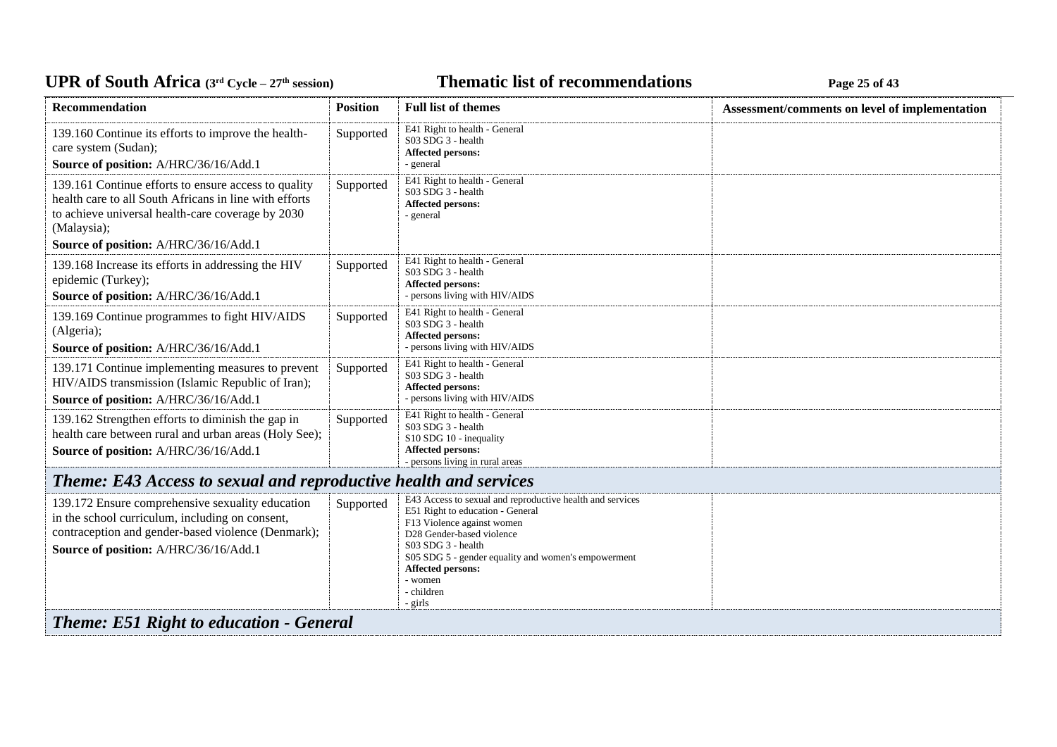| Recommendation | Position | Full list of themes | Assessment/comments on level of implementation |
|---|---|---|---|
| 139.160 Continue its efforts to improve the health-care system (Sudan);<br>**Source of position:** A/HRC/36/16/Add.1 | Supported | E41 Right to health - General<br>S03 SDG 3 - health<br>**Affected persons:**<br>- general | |
| 139.161 Continue efforts to ensure access to quality health care to all South Africans in line with efforts to achieve universal health-care coverage by 2030 (Malaysia);<br>**Source of position:** A/HRC/36/16/Add.1 | Supported | E41 Right to health - General<br>S03 SDG 3 - health<br>**Affected persons:**<br>- general | |
| 139.168 Increase its efforts in addressing the HIV epidemic (Turkey);<br>**Source of position:** A/HRC/36/16/Add.1 | Supported | E41 Right to health - General<br>S03 SDG 3 - health<br>**Affected persons:**<br>- persons living with HIV/AIDS | |
| 139.169 Continue programmes to fight HIV/AIDS (Algeria);<br>**Source of position:** A/HRC/36/16/Add.1 | Supported | E41 Right to health - General<br>S03 SDG 3 - health<br>**Affected persons:**<br>- persons living with HIV/AIDS | |
| 139.171 Continue implementing measures to prevent HIV/AIDS transmission (Islamic Republic of Iran);<br>**Source of position:** A/HRC/36/16/Add.1 | Supported | E41 Right to health - General<br>S03 SDG 3 - health<br>**Affected persons:**<br>- persons living with HIV/AIDS | |
| 139.162 Strengthen efforts to diminish the gap in health care between rural and urban areas (Holy See);<br>**Source of position:** A/HRC/36/16/Add.1 | Supported | E41 Right to health - General<br>S03 SDG 3 - health<br>S10 SDG 10 - inequality<br>**Affected persons:**<br>- persons living in rural areas | |
| ***Theme: E43 Access to sexual and reproductive health and services*** | | | |
| 139.172 Ensure comprehensive sexuality education in the school curriculum, including on consent, contraception and gender-based violence (Denmark);<br>**Source of position:** A/HRC/36/16/Add.1 | Supported | E43 Access to sexual and reproductive health and services<br>E51 Right to education - General<br>F13 Violence against women<br>D28 Gender-based violence<br>S03 SDG 3 - health<br>S05 SDG 5 - gender equality and women's empowerment<br>**Affected persons:**<br>- women<br>- children<br>- girls | |
| ***Theme: E51 Right to education - General*** | | | |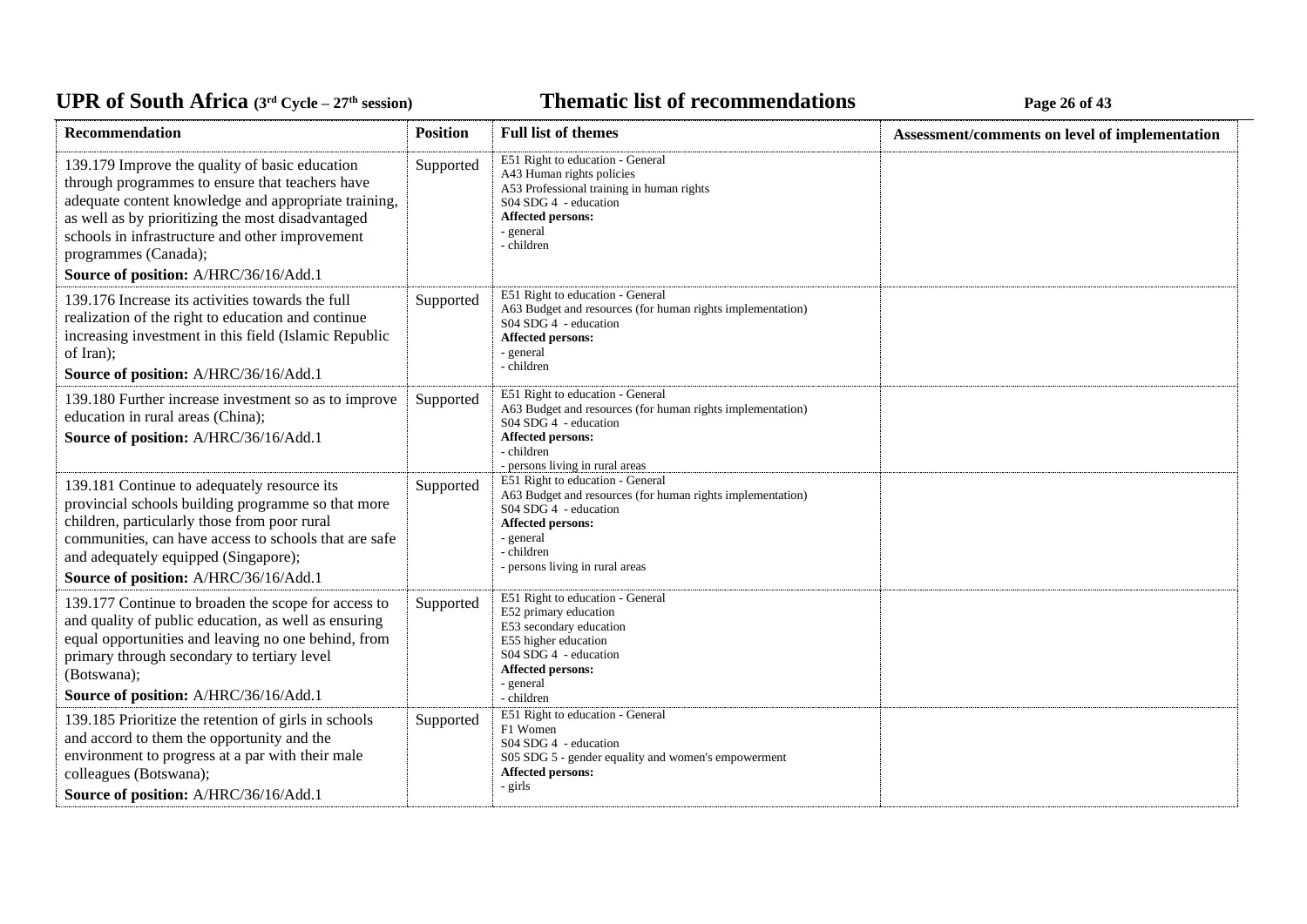| Recommendation | Position | Full list of themes | Assessment/comments on level of implementation |
|---|---|---|---|
| 139.179 Improve the quality of basic education through programmes to ensure that teachers have adequate content knowledge and appropriate training, as well as by prioritizing the most disadvantaged schools in infrastructure and other improvement programmes (Canada);<br>**Source of position:** A/HRC/36/16/Add.1 | Supported | E51 Right to education - General<br>A43 Human rights policies<br>A53 Professional training in human rights<br>S04 SDG 4 - education<br>**Affected persons:**<br>- general<br>- children | |
| 139.176 Increase its activities towards the full realization of the right to education and continue increasing investment in this field (Islamic Republic of Iran);<br>**Source of position:** A/HRC/36/16/Add.1 | Supported | E51 Right to education - General<br>A63 Budget and resources (for human rights implementation)<br>S04 SDG 4 - education<br>**Affected persons:**<br>- general<br>- children | |
| 139.180 Further increase investment so as to improve education in rural areas (China);<br>**Source of position:** A/HRC/36/16/Add.1 | Supported | E51 Right to education - General<br>A63 Budget and resources (for human rights implementation)<br>S04 SDG 4 - education<br>**Affected persons:**<br>- children<br>- persons living in rural areas | |
| 139.181 Continue to adequately resource its provincial schools building programme so that more children, particularly those from poor rural communities, can have access to schools that are safe and adequately equipped (Singapore);<br>**Source of position:** A/HRC/36/16/Add.1 | Supported | E51 Right to education - General<br>A63 Budget and resources (for human rights implementation)<br>S04 SDG 4 - education<br>**Affected persons:**<br>- general<br>- children<br>- persons living in rural areas | |
| 139.177 Continue to broaden the scope for access to and quality of public education, as well as ensuring equal opportunities and leaving no one behind, from primary through secondary to tertiary level (Botswana);<br>**Source of position:** A/HRC/36/16/Add.1 | Supported | E51 Right to education - General<br>E52 primary education<br>E53 secondary education<br>E55 higher education<br>S04 SDG 4 - education<br>**Affected persons:**<br>- general<br>- children | |
| 139.185 Prioritize the retention of girls in schools and accord to them the opportunity and the environment to progress at a par with their male colleagues (Botswana);<br>**Source of position:** A/HRC/36/16/Add.1 | Supported | E51 Right to education - General<br>F1 Women<br>S04 SDG 4 - education<br>S05 SDG 5 - gender equality and women's empowerment<br>**Affected persons:**<br>- girls | |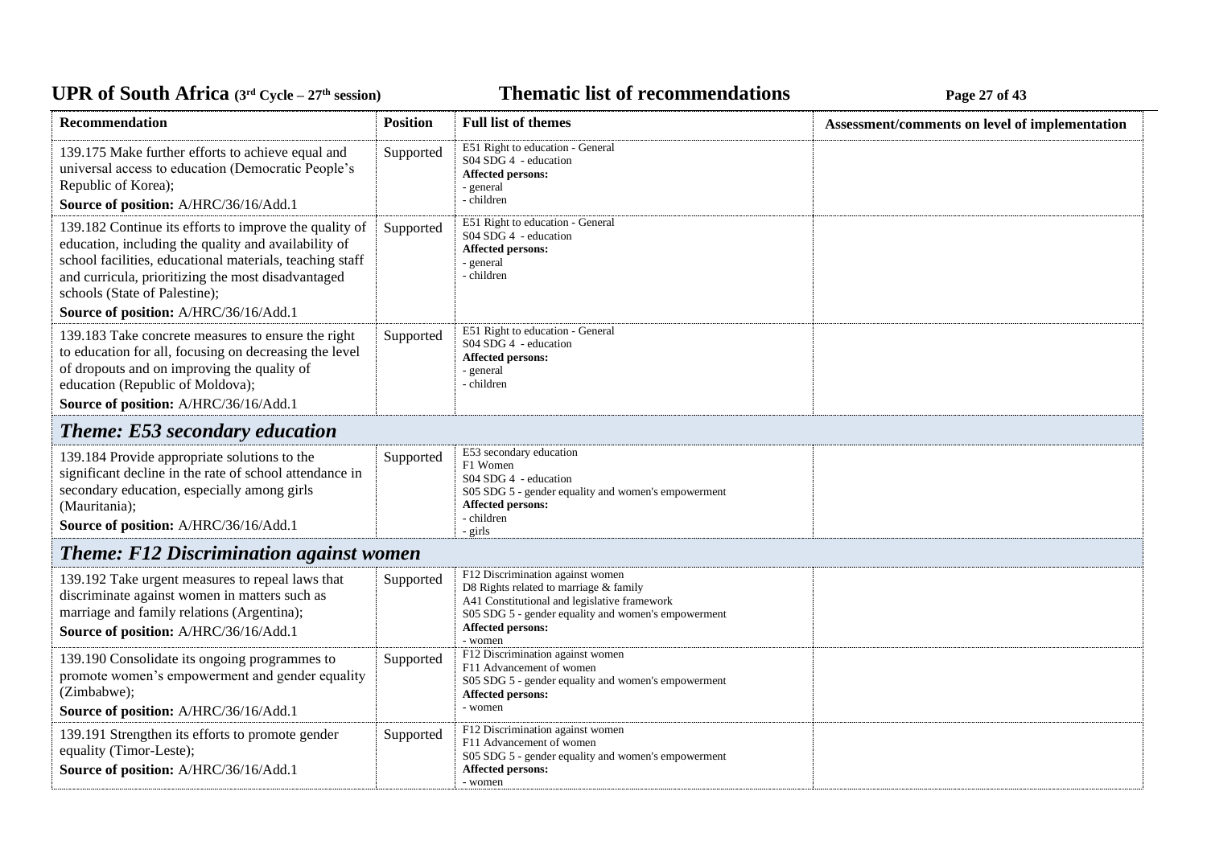| Recommendation | Position | Full list of themes | Assessment/comments on level of implementation |
|---|---|---|---|
| 139.175 Make further efforts to achieve equal and universal access to education (Democratic People's Republic of Korea);<br>**Source of position:** A/HRC/36/16/Add.1 | Supported | E51 Right to education - General<br>S04 SDG 4 - education<br>**Affected persons:**<br>- general<br>- children | |
| 139.182 Continue its efforts to improve the quality of education, including the quality and availability of school facilities, educational materials, teaching staff and curricula, prioritizing the most disadvantaged schools (State of Palestine);<br>**Source of position:** A/HRC/36/16/Add.1 | Supported | E51 Right to education - General<br>S04 SDG 4 - education<br>**Affected persons:**<br>- general<br>- children | |
| 139.183 Take concrete measures to ensure the right to education for all, focusing on decreasing the level of dropouts and on improving the quality of education (Republic of Moldova);<br>**Source of position:** A/HRC/36/16/Add.1 | Supported | E51 Right to education - General<br>S04 SDG 4 - education<br>**Affected persons:**<br>- general<br>- children | |
| ***Theme: E53 secondary education*** | | | |
| 139.184 Provide appropriate solutions to the significant decline in the rate of school attendance in secondary education, especially among girls (Mauritania);<br>**Source of position:** A/HRC/36/16/Add.1 | Supported | E53 secondary education<br>F1 Women<br>S04 SDG 4 - education<br>S05 SDG 5 - gender equality and women's empowerment<br>**Affected persons:**<br>- children<br>- girls | |
| ***Theme: F12 Discrimination against women*** | | | |
| 139.192 Take urgent measures to repeal laws that discriminate against women in matters such as marriage and family relations (Argentina);<br>**Source of position:** A/HRC/36/16/Add.1 | Supported | F12 Discrimination against women<br>D8 Rights related to marriage & family<br>A41 Constitutional and legislative framework<br>S05 SDG 5 - gender equality and women's empowerment<br>**Affected persons:**<br>- women | |
| 139.190 Consolidate its ongoing programmes to promote women's empowerment and gender equality (Zimbabwe);<br>**Source of position:** A/HRC/36/16/Add.1 | Supported | F12 Discrimination against women<br>F11 Advancement of women<br>S05 SDG 5 - gender equality and women's empowerment<br>**Affected persons:**<br>- women | |
| 139.191 Strengthen its efforts to promote gender equality (Timor-Leste);<br>**Source of position:** A/HRC/36/16/Add.1 | Supported | F12 Discrimination against women<br>F11 Advancement of women<br>S05 SDG 5 - gender equality and women's empowerment<br>**Affected persons:**<br>- women | |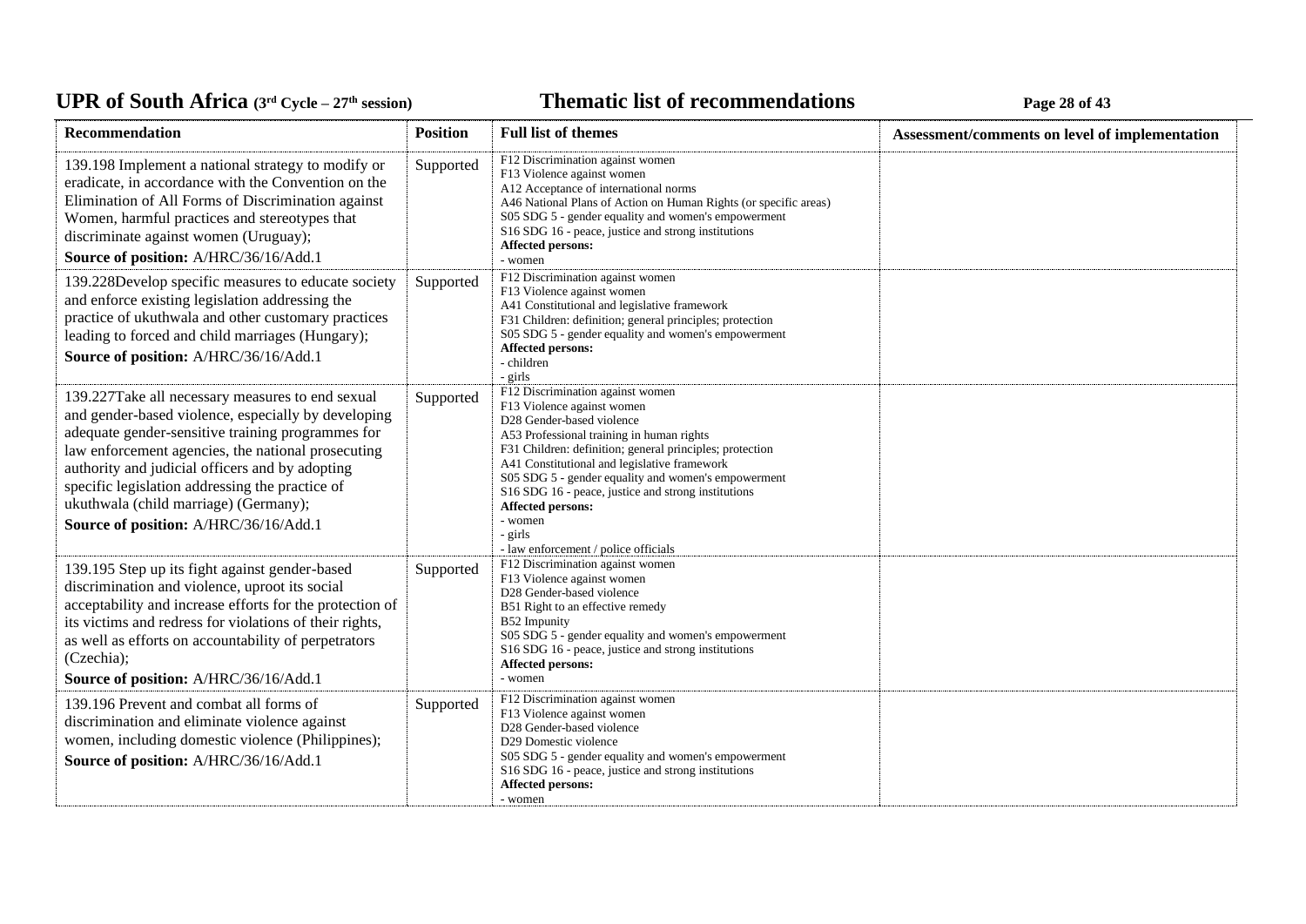| Recommendation | Position | Full list of themes | Assessment/comments on level of implementation |
|---|---|---|---|
| 139.198 Implement a national strategy to modify or eradicate, in accordance with the Convention on the Elimination of All Forms of Discrimination against Women, harmful practices and stereotypes that discriminate against women (Uruguay);<br>**Source of position:** A/HRC/36/16/Add.1 | Supported | F12 Discrimination against women<br>F13 Violence against women<br>A12 Acceptance of international norms<br>A46 National Plans of Action on Human Rights (or specific areas)<br>S05 SDG 5 - gender equality and women's empowerment<br>S16 SDG 16 - peace, justice and strong institutions<br>**Affected persons:**<br>- women | |
| 139.228Develop specific measures to educate society and enforce existing legislation addressing the practice of ukuthwala and other customary practices leading to forced and child marriages (Hungary);<br>**Source of position:** A/HRC/36/16/Add.1 | Supported | F12 Discrimination against women<br>F13 Violence against women<br>A41 Constitutional and legislative framework<br>F31 Children: definition; general principles; protection<br>S05 SDG 5 - gender equality and women's empowerment<br>**Affected persons:**<br>- children<br>- girls | |
| 139.227Take all necessary measures to end sexual and gender-based violence, especially by developing adequate gender-sensitive training programmes for law enforcement agencies, the national prosecuting authority and judicial officers and by adopting specific legislation addressing the practice of ukuthwala (child marriage) (Germany);<br>**Source of position:** A/HRC/36/16/Add.1 | Supported | F12 Discrimination against women<br>F13 Violence against women<br>D28 Gender-based violence<br>A53 Professional training in human rights<br>F31 Children: definition; general principles; protection<br>A41 Constitutional and legislative framework<br>S05 SDG 5 - gender equality and women's empowerment<br>S16 SDG 16 - peace, justice and strong institutions<br>**Affected persons:**<br>- women<br>- girls<br>- law enforcement / police officials | |
| 139.195 Step up its fight against gender-based discrimination and violence, uproot its social acceptability and increase efforts for the protection of its victims and redress for violations of their rights, as well as efforts on accountability of perpetrators (Czechia);<br>**Source of position:** A/HRC/36/16/Add.1 | Supported | F12 Discrimination against women<br>F13 Violence against women<br>D28 Gender-based violence<br>B51 Right to an effective remedy<br>B52 Impunity<br>S05 SDG 5 - gender equality and women's empowerment<br>S16 SDG 16 - peace, justice and strong institutions<br>**Affected persons:**<br>- women | |
| 139.196 Prevent and combat all forms of discrimination and eliminate violence against women, including domestic violence (Philippines);<br>**Source of position:** A/HRC/36/16/Add.1 | Supported | F12 Discrimination against women<br>F13 Violence against women<br>D28 Gender-based violence<br>D29 Domestic violence<br>S05 SDG 5 - gender equality and women's empowerment<br>S16 SDG 16 - peace, justice and strong institutions<br>**Affected persons:**<br>- women | |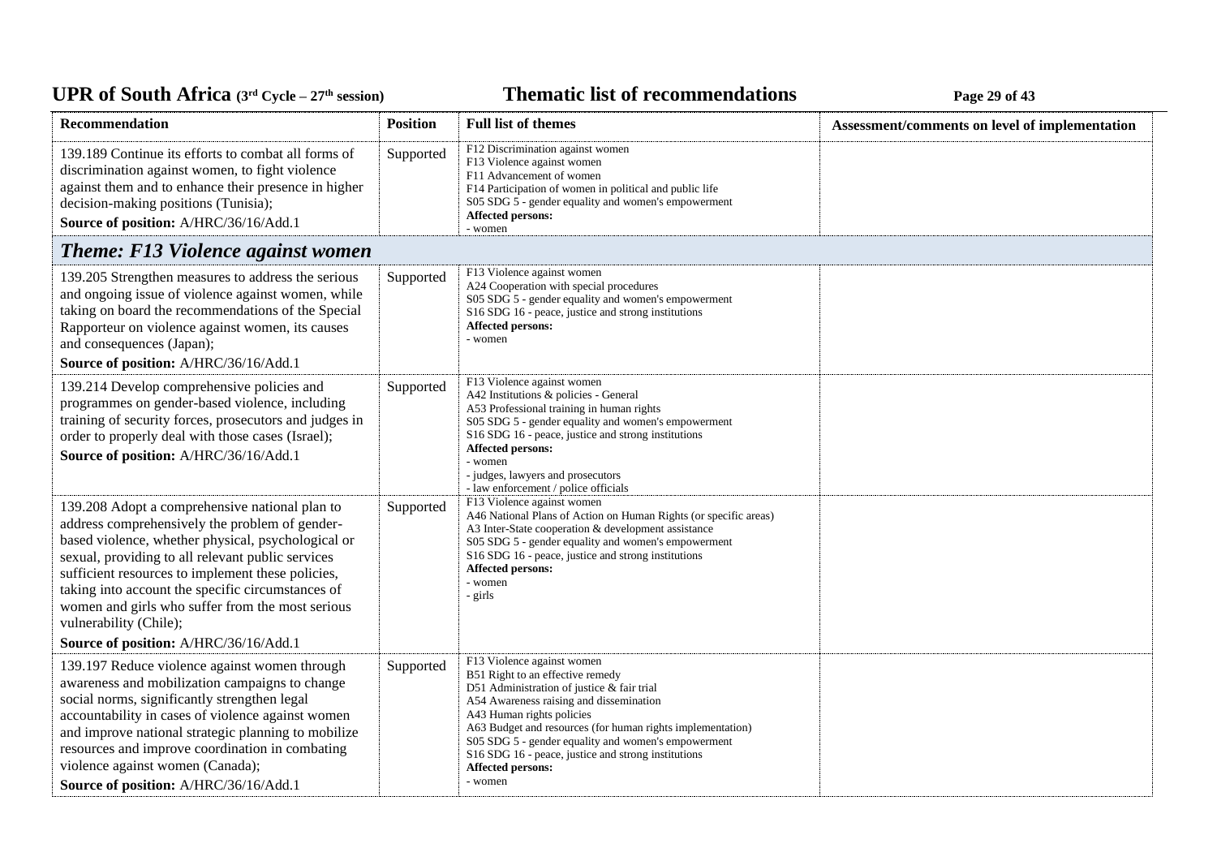| Recommendation | Position | Full list of themes | Assessment/comments on level of implementation |
|---|---|---|---|
| 139.189 Continue its efforts to combat all forms of discrimination against women, to fight violence against them and to enhance their presence in higher decision-making positions (Tunisia);<br>**Source of position:** A/HRC/36/16/Add.1 | Supported | F12 Discrimination against women<br>F13 Violence against women<br>F11 Advancement of women<br>F14 Participation of women in political and public life<br>S05 SDG 5 - gender equality and women's empowerment<br>**Affected persons:**<br>- women | |
| ***Theme: F13 Violence against women*** | | | |
| 139.205 Strengthen measures to address the serious and ongoing issue of violence against women, while taking on board the recommendations of the Special Rapporteur on violence against women, its causes and consequences (Japan);<br>**Source of position:** A/HRC/36/16/Add.1 | Supported | F13 Violence against women<br>A24 Cooperation with special procedures<br>S05 SDG 5 - gender equality and women's empowerment<br>S16 SDG 16 - peace, justice and strong institutions<br>**Affected persons:**<br>- women | |
| 139.214 Develop comprehensive policies and programmes on gender-based violence, including training of security forces, prosecutors and judges in order to properly deal with those cases (Israel);<br>**Source of position:** A/HRC/36/16/Add.1 | Supported | F13 Violence against women<br>A42 Institutions & policies - General<br>A53 Professional training in human rights<br>S05 SDG 5 - gender equality and women's empowerment<br>S16 SDG 16 - peace, justice and strong institutions<br>**Affected persons:**<br>- women<br>- judges, lawyers and prosecutors<br>- law enforcement / police officials | |
| 139.208 Adopt a comprehensive national plan to address comprehensively the problem of gender-based violence, whether physical, psychological or sexual, providing to all relevant public services sufficient resources to implement these policies, taking into account the specific circumstances of women and girls who suffer from the most serious vulnerability (Chile);<br>**Source of position:** A/HRC/36/16/Add.1 | Supported | F13 Violence against women<br>A46 National Plans of Action on Human Rights (or specific areas)<br>A3 Inter-State cooperation & development assistance<br>S05 SDG 5 - gender equality and women's empowerment<br>S16 SDG 16 - peace, justice and strong institutions<br>**Affected persons:**<br>- women<br>- girls | |
| 139.197 Reduce violence against women through awareness and mobilization campaigns to change social norms, significantly strengthen legal accountability in cases of violence against women and improve national strategic planning to mobilize resources and improve coordination in combating violence against women (Canada);<br>**Source of position:** A/HRC/36/16/Add.1 | Supported | F13 Violence against women<br>B51 Right to an effective remedy<br>D51 Administration of justice & fair trial<br>A54 Awareness raising and dissemination<br>A43 Human rights policies<br>A63 Budget and resources (for human rights implementation)<br>S05 SDG 5 - gender equality and women's empowerment<br>S16 SDG 16 - peace, justice and strong institutions<br>**Affected persons:**<br>- women | |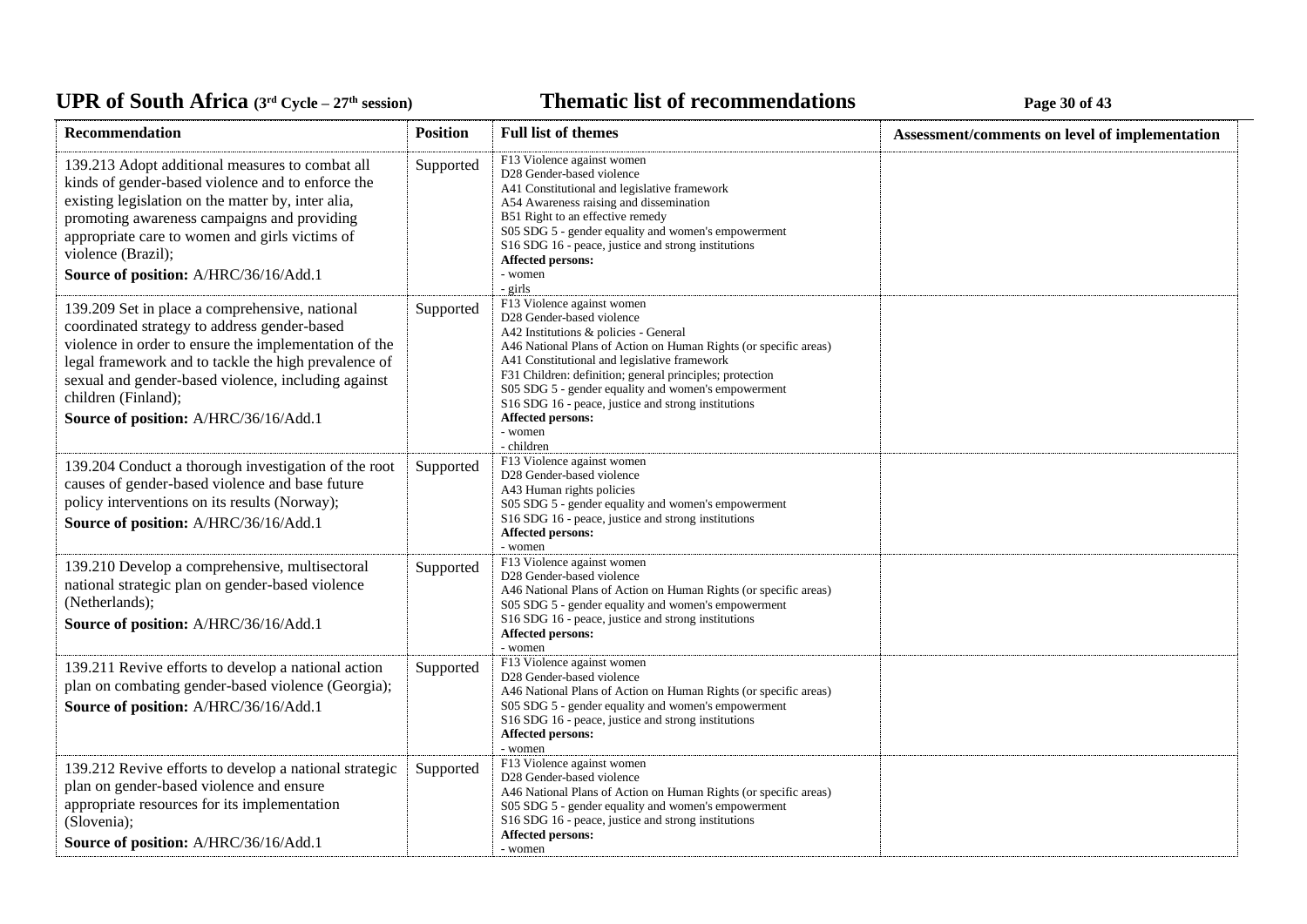| Recommendation | Position | Full list of themes | Assessment/comments on level of implementation |
| --- | --- | --- | --- |
| 139.213 Adopt additional measures to combat all kinds of gender-based violence and to enforce the existing legislation on the matter by, inter alia, promoting awareness campaigns and providing appropriate care to women and girls victims of violence (Brazil);<br>**Source of position:** A/HRC/36/16/Add.1 | Supported | F13 Violence against women<br>D28 Gender-based violence<br>A41 Constitutional and legislative framework<br>A54 Awareness raising and dissemination<br>B51 Right to an effective remedy<br>S05 SDG 5 - gender equality and women's empowerment<br>S16 SDG 16 - peace, justice and strong institutions<br>**Affected persons:**<br>- women<br>- girls | |
| 139.209 Set in place a comprehensive, national coordinated strategy to address gender-based violence in order to ensure the implementation of the legal framework and to tackle the high prevalence of sexual and gender-based violence, including against children (Finland);<br>**Source of position:** A/HRC/36/16/Add.1 | Supported | F13 Violence against women<br>D28 Gender-based violence<br>A42 Institutions & policies - General<br>A46 National Plans of Action on Human Rights (or specific areas)<br>A41 Constitutional and legislative framework<br>F31 Children: definition; general principles; protection<br>S05 SDG 5 - gender equality and women's empowerment<br>S16 SDG 16 - peace, justice and strong institutions<br>**Affected persons:**<br>- women<br>- children | |
| 139.204 Conduct a thorough investigation of the root causes of gender-based violence and base future policy interventions on its results (Norway);<br>**Source of position:** A/HRC/36/16/Add.1 | Supported | F13 Violence against women<br>D28 Gender-based violence<br>A43 Human rights policies<br>S05 SDG 5 - gender equality and women's empowerment<br>S16 SDG 16 - peace, justice and strong institutions<br>**Affected persons:**<br>- women | |
| 139.210 Develop a comprehensive, multisectoral national strategic plan on gender-based violence (Netherlands);<br>**Source of position:** A/HRC/36/16/Add.1 | Supported | F13 Violence against women<br>D28 Gender-based violence<br>A46 National Plans of Action on Human Rights (or specific areas)<br>S05 SDG 5 - gender equality and women's empowerment<br>S16 SDG 16 - peace, justice and strong institutions<br>**Affected persons:**<br>- women | |
| 139.211 Revive efforts to develop a national action plan on combating gender-based violence (Georgia);<br>**Source of position:** A/HRC/36/16/Add.1 | Supported | F13 Violence against women<br>D28 Gender-based violence<br>A46 National Plans of Action on Human Rights (or specific areas)<br>S05 SDG 5 - gender equality and women's empowerment<br>S16 SDG 16 - peace, justice and strong institutions<br>**Affected persons:**<br>- women | |
| 139.212 Revive efforts to develop a national strategic plan on gender-based violence and ensure appropriate resources for its implementation (Slovenia);<br>**Source of position:** A/HRC/36/16/Add.1 | Supported | F13 Violence against women<br>D28 Gender-based violence<br>A46 National Plans of Action on Human Rights (or specific areas)<br>S05 SDG 5 - gender equality and women's empowerment<br>S16 SDG 16 - peace, justice and strong institutions<br>**Affected persons:**<br>- women | |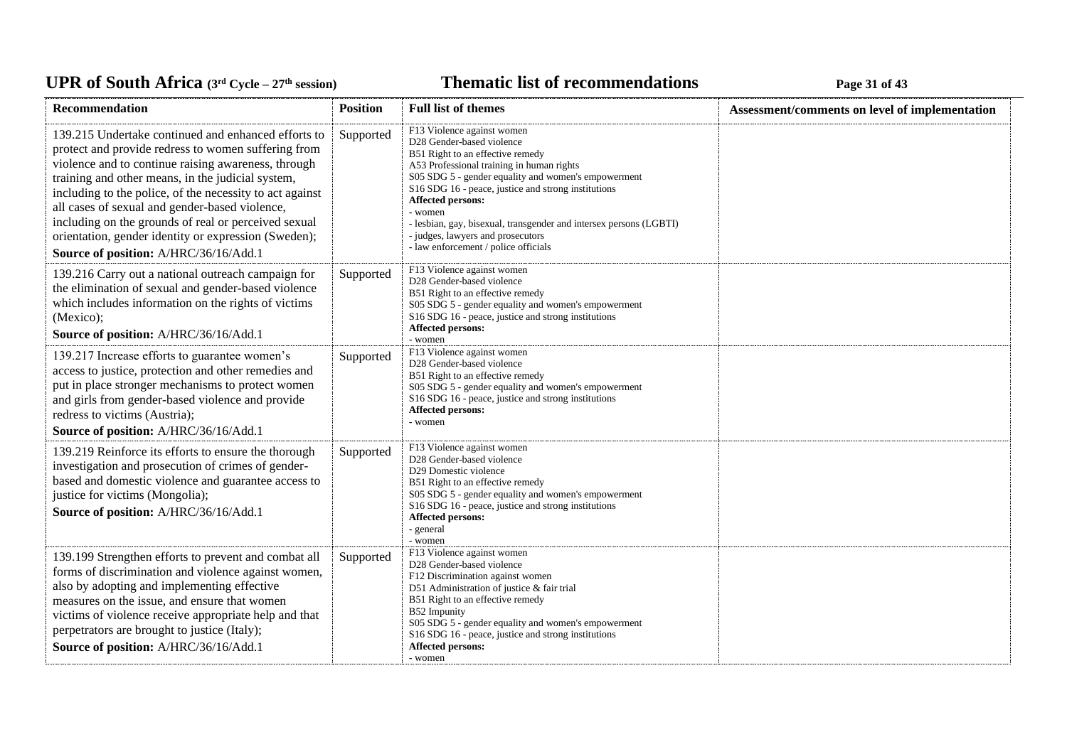| Recommendation | Position | Full list of themes | Assessment/comments on level of implementation |
|---|---|---|---|
| 139.215 Undertake continued and enhanced efforts to protect and provide redress to women suffering from violence and to continue raising awareness, through training and other means, in the judicial system, including to the police, of the necessity to act against all cases of sexual and gender-based violence, including on the grounds of real or perceived sexual orientation, gender identity or expression (Sweden);<br>**Source of position:** A/HRC/36/16/Add.1 | Supported | F13 Violence against women<br>D28 Gender-based violence<br>B51 Right to an effective remedy<br>A53 Professional training in human rights<br>S05 SDG 5 - gender equality and women's empowerment<br>S16 SDG 16 - peace, justice and strong institutions<br>**Affected persons:**<br>- women<br>- lesbian, gay, bisexual, transgender and intersex persons (LGBTI)<br>- judges, lawyers and prosecutors<br>- law enforcement / police officials | |
| 139.216 Carry out a national outreach campaign for the elimination of sexual and gender-based violence which includes information on the rights of victims (Mexico);<br>**Source of position:** A/HRC/36/16/Add.1 | Supported | F13 Violence against women<br>D28 Gender-based violence<br>B51 Right to an effective remedy<br>S05 SDG 5 - gender equality and women's empowerment<br>S16 SDG 16 - peace, justice and strong institutions<br>**Affected persons:**<br>- women | |
| 139.217 Increase efforts to guarantee women's access to justice, protection and other remedies and put in place stronger mechanisms to protect women and girls from gender-based violence and provide redress to victims (Austria);<br>**Source of position:** A/HRC/36/16/Add.1 | Supported | F13 Violence against women<br>D28 Gender-based violence<br>B51 Right to an effective remedy<br>S05 SDG 5 - gender equality and women's empowerment<br>S16 SDG 16 - peace, justice and strong institutions<br>**Affected persons:**<br>- women | |
| 139.219 Reinforce its efforts to ensure the thorough investigation and prosecution of crimes of gender-based and domestic violence and guarantee access to justice for victims (Mongolia);<br>**Source of position:** A/HRC/36/16/Add.1 | Supported | F13 Violence against women<br>D28 Gender-based violence<br>D29 Domestic violence<br>B51 Right to an effective remedy<br>S05 SDG 5 - gender equality and women's empowerment<br>S16 SDG 16 - peace, justice and strong institutions<br>**Affected persons:**<br>- general<br>- women | |
| 139.199 Strengthen efforts to prevent and combat all forms of discrimination and violence against women, also by adopting and implementing effective measures on the issue, and ensure that women victims of violence receive appropriate help and that perpetrators are brought to justice (Italy);<br>**Source of position:** A/HRC/36/16/Add.1 | Supported | F13 Violence against women<br>D28 Gender-based violence<br>F12 Discrimination against women<br>D51 Administration of justice & fair trial<br>B51 Right to an effective remedy<br>B52 Impunity<br>S05 SDG 5 - gender equality and women's empowerment<br>S16 SDG 16 - peace, justice and strong institutions<br>**Affected persons:**<br>- women | |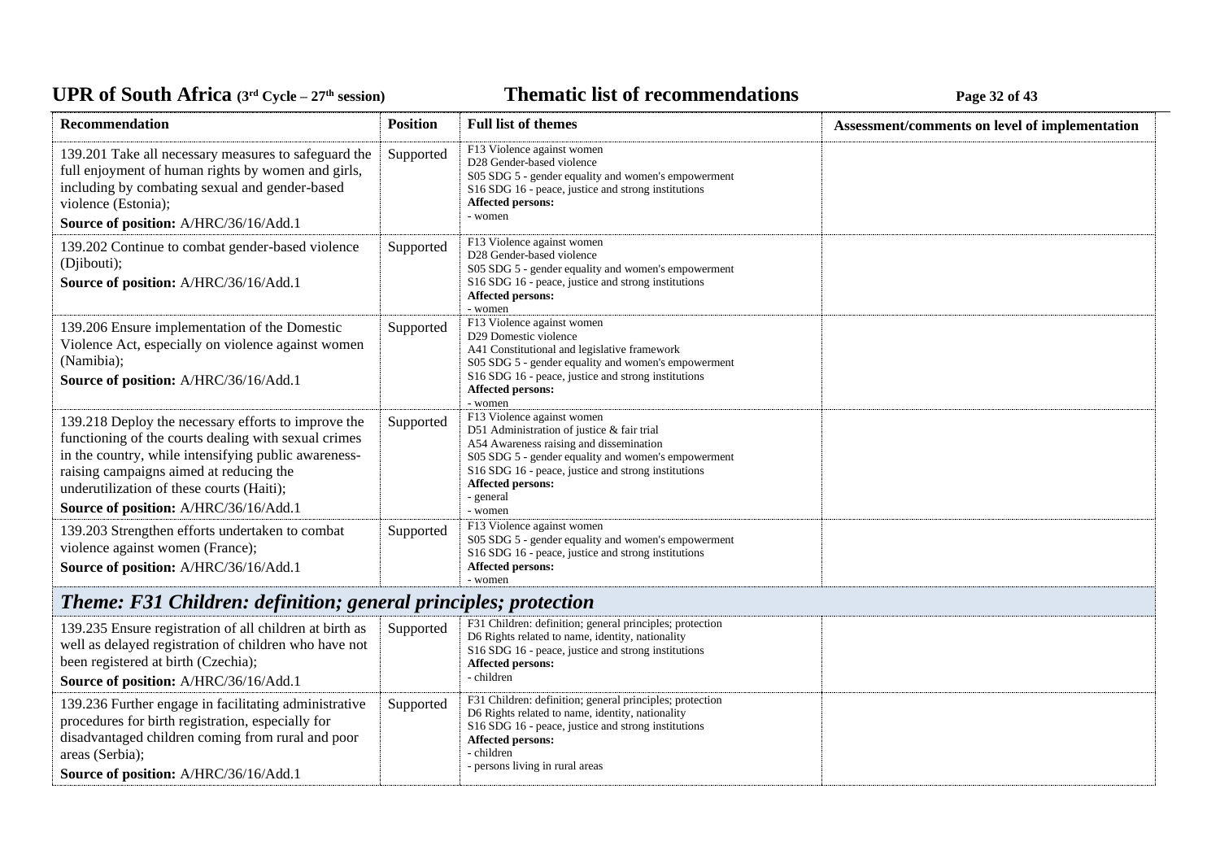| Recommendation | Position | Full list of themes | Assessment/comments on level of implementation |
|---|---|---|---|
| 139.201 Take all necessary measures to safeguard the full enjoyment of human rights by women and girls, including by combating sexual and gender-based violence (Estonia);<br>**Source of position:** A/HRC/36/16/Add.1 | Supported | F13 Violence against women<br>D28 Gender-based violence<br>S05 SDG 5 - gender equality and women's empowerment<br>S16 SDG 16 - peace, justice and strong institutions<br>**Affected persons:**<br>- women | |
| 139.202 Continue to combat gender-based violence (Djibouti);<br>**Source of position:** A/HRC/36/16/Add.1 | Supported | F13 Violence against women<br>D28 Gender-based violence<br>S05 SDG 5 - gender equality and women's empowerment<br>S16 SDG 16 - peace, justice and strong institutions<br>**Affected persons:**<br>- women | |
| 139.206 Ensure implementation of the Domestic Violence Act, especially on violence against women (Namibia);<br>**Source of position:** A/HRC/36/16/Add.1 | Supported | F13 Violence against women<br>D29 Domestic violence<br>A41 Constitutional and legislative framework<br>S05 SDG 5 - gender equality and women's empowerment<br>S16 SDG 16 - peace, justice and strong institutions<br>**Affected persons:**<br>- women | |
| 139.218 Deploy the necessary efforts to improve the functioning of the courts dealing with sexual crimes in the country, while intensifying public awareness-raising campaigns aimed at reducing the underutilization of these courts (Haiti);<br>**Source of position:** A/HRC/36/16/Add.1 | Supported | F13 Violence against women<br>D51 Administration of justice & fair trial<br>A54 Awareness raising and dissemination<br>S05 SDG 5 - gender equality and women's empowerment<br>S16 SDG 16 - peace, justice and strong institutions<br>**Affected persons:**<br>- general<br>- women | |
| 139.203 Strengthen efforts undertaken to combat violence against women (France);<br>**Source of position:** A/HRC/36/16/Add.1 | Supported | F13 Violence against women<br>S05 SDG 5 - gender equality and women's empowerment<br>S16 SDG 16 - peace, justice and strong institutions<br>**Affected persons:**<br>- women | |
| ***Theme: F31 Children: definition; general principles; protection*** | | | |
| 139.235 Ensure registration of all children at birth as well as delayed registration of children who have not been registered at birth (Czechia);<br>**Source of position:** A/HRC/36/16/Add.1 | Supported | F31 Children: definition; general principles; protection<br>D6 Rights related to name, identity, nationality<br>S16 SDG 16 - peace, justice and strong institutions<br>**Affected persons:**<br>- children | |
| 139.236 Further engage in facilitating administrative procedures for birth registration, especially for disadvantaged children coming from rural and poor areas (Serbia);<br>**Source of position:** A/HRC/36/16/Add.1 | Supported | F31 Children: definition; general principles; protection<br>D6 Rights related to name, identity, nationality<br>S16 SDG 16 - peace, justice and strong institutions<br>**Affected persons:**<br>- children<br>- persons living in rural areas | |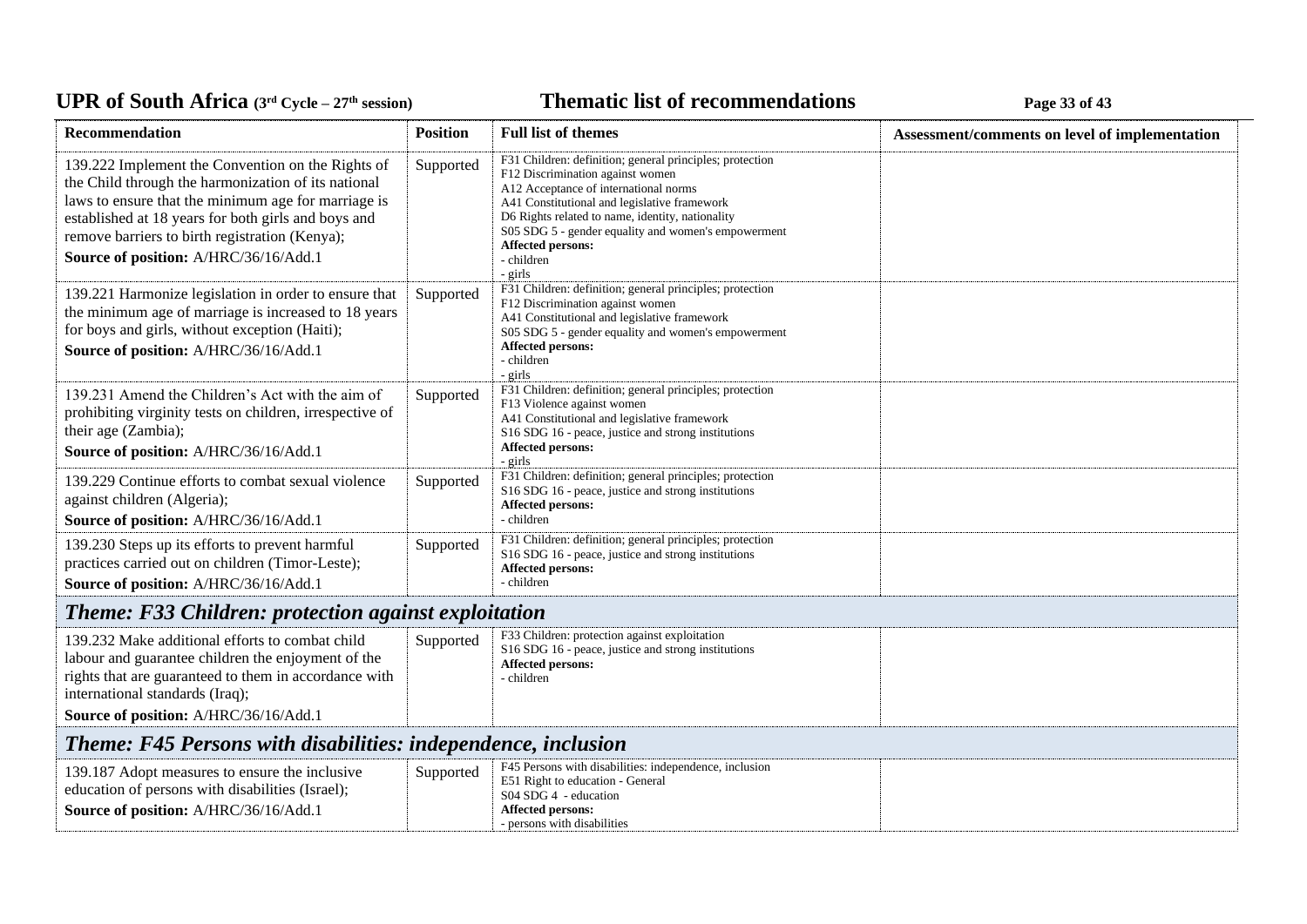| Recommendation | Position | Full list of themes | Assessment/comments on level of implementation |
|---|---|---|---|
| 139.222 Implement the Convention on the Rights of the Child through the harmonization of its national laws to ensure that the minimum age for marriage is established at 18 years for both girls and boys and remove barriers to birth registration (Kenya);<br>**Source of position:** A/HRC/36/16/Add.1 | Supported | F31 Children: definition; general principles; protection<br>F12 Discrimination against women<br>A12 Acceptance of international norms<br>A41 Constitutional and legislative framework<br>D6 Rights related to name, identity, nationality<br>S05 SDG 5 - gender equality and women's empowerment<br>**Affected persons:**<br>- children<br>- girls | |
| 139.221 Harmonize legislation in order to ensure that the minimum age of marriage is increased to 18 years for boys and girls, without exception (Haiti);<br>**Source of position:** A/HRC/36/16/Add.1 | Supported | F31 Children: definition; general principles; protection<br>F12 Discrimination against women<br>A41 Constitutional and legislative framework<br>S05 SDG 5 - gender equality and women's empowerment<br>**Affected persons:**<br>- children<br>- girls | |
| 139.231 Amend the Children's Act with the aim of prohibiting virginity tests on children, irrespective of their age (Zambia);<br>**Source of position:** A/HRC/36/16/Add.1 | Supported | F31 Children: definition; general principles; protection<br>F13 Violence against women<br>A41 Constitutional and legislative framework<br>S16 SDG 16 - peace, justice and strong institutions<br>**Affected persons:**<br>- girls | |
| 139.229 Continue efforts to combat sexual violence against children (Algeria);<br>**Source of position:** A/HRC/36/16/Add.1 | Supported | F31 Children: definition; general principles; protection<br>S16 SDG 16 - peace, justice and strong institutions<br>**Affected persons:**<br>- children | |
| 139.230 Steps up its efforts to prevent harmful practices carried out on children (Timor-Leste);<br>**Source of position:** A/HRC/36/16/Add.1 | Supported | F31 Children: definition; general principles; protection<br>S16 SDG 16 - peace, justice and strong institutions<br>**Affected persons:**<br>- children | |
| ***Theme: F33 Children: protection against exploitation*** | | | |
| 139.232 Make additional efforts to combat child labour and guarantee children the enjoyment of the rights that are guaranteed to them in accordance with international standards (Iraq);<br>**Source of position:** A/HRC/36/16/Add.1 | Supported | F33 Children: protection against exploitation<br>S16 SDG 16 - peace, justice and strong institutions<br>**Affected persons:**<br>- children | |
| ***Theme: F45 Persons with disabilities: independence, inclusion*** | | | |
| 139.187 Adopt measures to ensure the inclusive education of persons with disabilities (Israel);<br>**Source of position:** A/HRC/36/16/Add.1 | Supported | F45 Persons with disabilities: independence, inclusion<br>E51 Right to education - General<br>S04 SDG 4 - education<br>**Affected persons:**<br>- persons with disabilities | |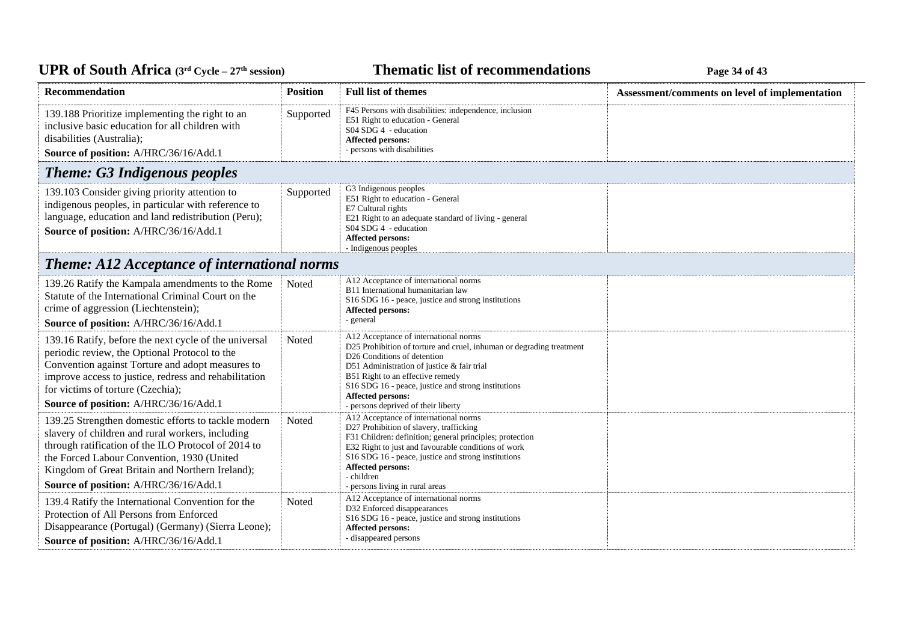| Recommendation | Position | Full list of themes | Assessment/comments on level of implementation |
|---|---|---|---|
| 139.188 Prioritize implementing the right to an inclusive basic education for all children with disabilities (Australia);<br>**Source of position:** A/HRC/36/16/Add.1 | Supported | F45 Persons with disabilities: independence, inclusion<br>E51 Right to education - General<br>S04 SDG 4 - education<br>**Affected persons:**<br>- persons with disabilities | |

## *Theme: G3 Indigenous peoples*

| Recommendation | Position | Full list of themes | Assessment/comments on level of implementation |
|---|---|---|---|
| 139.103 Consider giving priority attention to indigenous peoples, in particular with reference to language, education and land redistribution (Peru);<br>**Source of position:** A/HRC/36/16/Add.1 | Supported | G3 Indigenous peoples<br>E51 Right to education - General<br>E7 Cultural rights<br>E21 Right to an adequate standard of living - general<br>S04 SDG 4 - education<br>**Affected persons:**<br>- Indigenous peoples | |

## *Theme: A12 Acceptance of international norms*

| Recommendation | Position | Full list of themes | Assessment/comments on level of implementation |
|---|---|---|---|
| 139.26 Ratify the Kampala amendments to the Rome Statute of the International Criminal Court on the crime of aggression (Liechtenstein);<br>**Source of position:** A/HRC/36/16/Add.1 | Noted | A12 Acceptance of international norms<br>B11 International humanitarian law<br>S16 SDG 16 - peace, justice and strong institutions<br>**Affected persons:**<br>- general | |
| 139.16 Ratify, before the next cycle of the universal periodic review, the Optional Protocol to the Convention against Torture and adopt measures to improve access to justice, redress and rehabilitation for victims of torture (Czechia);<br>**Source of position:** A/HRC/36/16/Add.1 | Noted | A12 Acceptance of international norms<br>D25 Prohibition of torture and cruel, inhuman or degrading treatment<br>D26 Conditions of detention<br>D51 Administration of justice & fair trial<br>B51 Right to an effective remedy<br>S16 SDG 16 - peace, justice and strong institutions<br>**Affected persons:**<br>- persons deprived of their liberty | |
| 139.25 Strengthen domestic efforts to tackle modern slavery of children and rural workers, including through ratification of the ILO Protocol of 2014 to the Forced Labour Convention, 1930 (United Kingdom of Great Britain and Northern Ireland);<br>**Source of position:** A/HRC/36/16/Add.1 | Noted | A12 Acceptance of international norms<br>D27 Prohibition of slavery, trafficking<br>F31 Children: definition; general principles; protection<br>E32 Right to just and favourable conditions of work<br>S16 SDG 16 - peace, justice and strong institutions<br>**Affected persons:**<br>- children<br>- persons living in rural areas | |
| 139.4 Ratify the International Convention for the Protection of All Persons from Enforced Disappearance (Portugal) (Germany) (Sierra Leone);<br>**Source of position:** A/HRC/36/16/Add.1 | Noted | A12 Acceptance of international norms<br>D32 Enforced disappearances<br>S16 SDG 16 - peace, justice and strong institutions<br>**Affected persons:**<br>- disappeared persons | |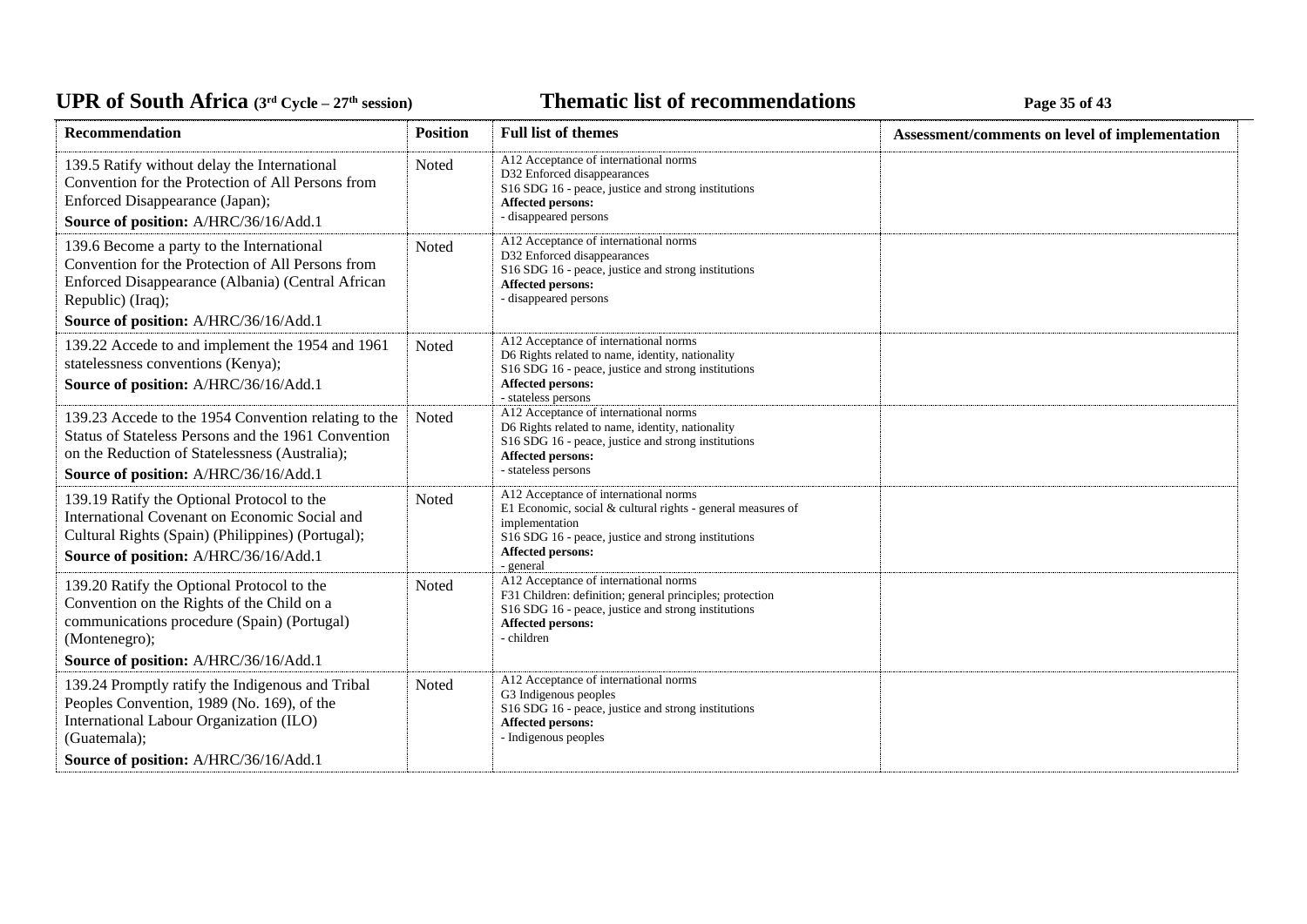| Recommendation | Position | Full list of themes | Assessment/comments on level of implementation |
|---|---|---|---|
| 139.5 Ratify without delay the International Convention for the Protection of All Persons from Enforced Disappearance (Japan);<br>**Source of position:** A/HRC/36/16/Add.1 | Noted | A12 Acceptance of international norms<br>D32 Enforced disappearances<br>S16 SDG 16 - peace, justice and strong institutions<br>**Affected persons:**<br>- disappeared persons | |
| 139.6 Become a party to the International Convention for the Protection of All Persons from Enforced Disappearance (Albania) (Central African Republic) (Iraq);<br>**Source of position:** A/HRC/36/16/Add.1 | Noted | A12 Acceptance of international norms<br>D32 Enforced disappearances<br>S16 SDG 16 - peace, justice and strong institutions<br>**Affected persons:**<br>- disappeared persons | |
| 139.22 Accede to and implement the 1954 and 1961 statelessness conventions (Kenya);<br>**Source of position:** A/HRC/36/16/Add.1 | Noted | A12 Acceptance of international norms<br>D6 Rights related to name, identity, nationality<br>S16 SDG 16 - peace, justice and strong institutions<br>**Affected persons:**<br>- stateless persons | |
| 139.23 Accede to the 1954 Convention relating to the Status of Stateless Persons and the 1961 Convention on the Reduction of Statelessness (Australia);<br>**Source of position:** A/HRC/36/16/Add.1 | Noted | A12 Acceptance of international norms<br>D6 Rights related to name, identity, nationality<br>S16 SDG 16 - peace, justice and strong institutions<br>**Affected persons:**<br>- stateless persons | |
| 139.19 Ratify the Optional Protocol to the International Covenant on Economic Social and Cultural Rights (Spain) (Philippines) (Portugal);<br>**Source of position:** A/HRC/36/16/Add.1 | Noted | A12 Acceptance of international norms<br>E1 Economic, social & cultural rights - general measures of implementation<br>S16 SDG 16 - peace, justice and strong institutions<br>**Affected persons:**<br>- general | |
| 139.20 Ratify the Optional Protocol to the Convention on the Rights of the Child on a communications procedure (Spain) (Portugal) (Montenegro);<br>**Source of position:** A/HRC/36/16/Add.1 | Noted | A12 Acceptance of international norms<br>F31 Children: definition; general principles; protection<br>S16 SDG 16 - peace, justice and strong institutions<br>**Affected persons:**<br>- children | |
| 139.24 Promptly ratify the Indigenous and Tribal Peoples Convention, 1989 (No. 169), of the International Labour Organization (ILO) (Guatemala);<br>**Source of position:** A/HRC/36/16/Add.1 | Noted | A12 Acceptance of international norms<br>G3 Indigenous peoples<br>S16 SDG 16 - peace, justice and strong institutions<br>**Affected persons:**<br>- Indigenous peoples | |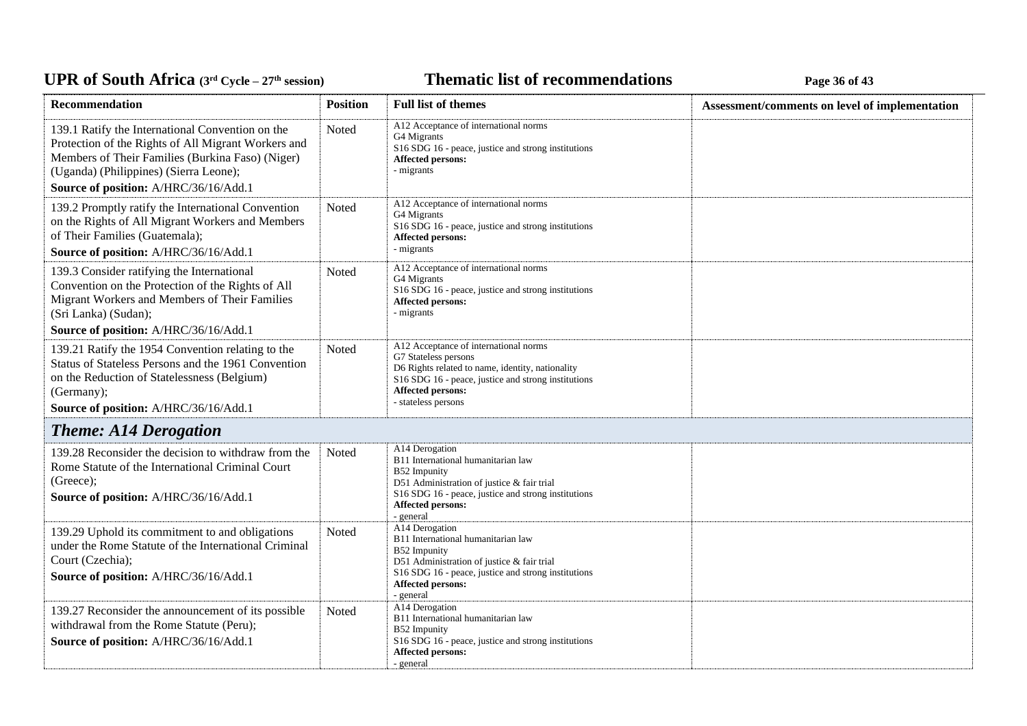| Recommendation | Position | Full list of themes | Assessment/comments on level of implementation |
|---|---|---|---|
| 139.1 Ratify the International Convention on the Protection of the Rights of All Migrant Workers and Members of Their Families (Burkina Faso) (Niger) (Uganda) (Philippines) (Sierra Leone);<br>**Source of position:** A/HRC/36/16/Add.1 | Noted | A12 Acceptance of international norms<br>G4 Migrants<br>S16 SDG 16 - peace, justice and strong institutions<br>**Affected persons:**<br>- migrants | |
| 139.2 Promptly ratify the International Convention on the Rights of All Migrant Workers and Members of Their Families (Guatemala);<br>**Source of position:** A/HRC/36/16/Add.1 | Noted | A12 Acceptance of international norms<br>G4 Migrants<br>S16 SDG 16 - peace, justice and strong institutions<br>**Affected persons:**<br>- migrants | |
| 139.3 Consider ratifying the International Convention on the Protection of the Rights of All Migrant Workers and Members of Their Families (Sri Lanka) (Sudan);<br>**Source of position:** A/HRC/36/16/Add.1 | Noted | A12 Acceptance of international norms<br>G4 Migrants<br>S16 SDG 16 - peace, justice and strong institutions<br>**Affected persons:**<br>- migrants | |
| 139.21 Ratify the 1954 Convention relating to the Status of Stateless Persons and the 1961 Convention on the Reduction of Statelessness (Belgium) (Germany);<br>**Source of position:** A/HRC/36/16/Add.1 | Noted | A12 Acceptance of international norms<br>G7 Stateless persons<br>D6 Rights related to name, identity, nationality<br>S16 SDG 16 - peace, justice and strong institutions<br>**Affected persons:**<br>- stateless persons | |
| ***Theme: A14 Derogation*** | | | |
| 139.28 Reconsider the decision to withdraw from the Rome Statute of the International Criminal Court (Greece);<br>**Source of position:** A/HRC/36/16/Add.1 | Noted | A14 Derogation<br>B11 International humanitarian law<br>B52 Impunity<br>D51 Administration of justice & fair trial<br>S16 SDG 16 - peace, justice and strong institutions<br>**Affected persons:**<br>- general | |
| 139.29 Uphold its commitment to and obligations under the Rome Statute of the International Criminal Court (Czechia);<br>**Source of position:** A/HRC/36/16/Add.1 | Noted | A14 Derogation<br>B11 International humanitarian law<br>B52 Impunity<br>D51 Administration of justice & fair trial<br>S16 SDG 16 - peace, justice and strong institutions<br>**Affected persons:**<br>- general | |
| 139.27 Reconsider the announcement of its possible withdrawal from the Rome Statute (Peru);<br>**Source of position:** A/HRC/36/16/Add.1 | Noted | A14 Derogation<br>B11 International humanitarian law<br>B52 Impunity<br>S16 SDG 16 - peace, justice and strong institutions<br>**Affected persons:**<br>- general | |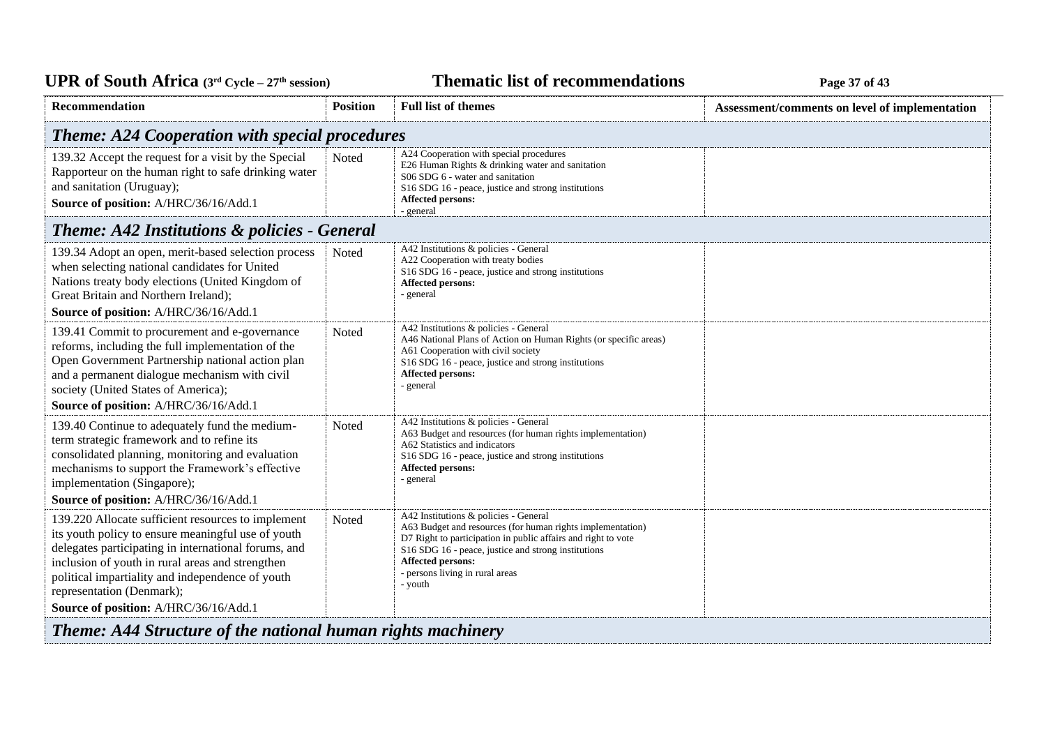| Recommendation | Position | Full list of themes | Assessment/comments on level of implementation |
|---|---|---|---|
| ***Theme: A24 Cooperation with special procedures*** | | | |
| 139.32 Accept the request for a visit by the Special Rapporteur on the human right to safe drinking water and sanitation (Uruguay);<br>**Source of position:** A/HRC/36/16/Add.1 | Noted | A24 Cooperation with special procedures<br>E26 Human Rights & drinking water and sanitation<br>S06 SDG 6 - water and sanitation<br>S16 SDG 16 - peace, justice and strong institutions<br>**Affected persons:**<br>- general | |
| ***Theme: A42 Institutions & policies - General*** | | | |
| 139.34 Adopt an open, merit-based selection process when selecting national candidates for United Nations treaty body elections (United Kingdom of Great Britain and Northern Ireland);<br>**Source of position:** A/HRC/36/16/Add.1 | Noted | A42 Institutions & policies - General<br>A22 Cooperation with treaty bodies<br>S16 SDG 16 - peace, justice and strong institutions<br>**Affected persons:**<br>- general | |
| 139.41 Commit to procurement and e-governance reforms, including the full implementation of the Open Government Partnership national action plan and a permanent dialogue mechanism with civil society (United States of America);<br>**Source of position:** A/HRC/36/16/Add.1 | Noted | A42 Institutions & policies - General<br>A46 National Plans of Action on Human Rights (or specific areas)<br>A61 Cooperation with civil society<br>S16 SDG 16 - peace, justice and strong institutions<br>**Affected persons:**<br>- general | |
| 139.40 Continue to adequately fund the medium-term strategic framework and to refine its consolidated planning, monitoring and evaluation mechanisms to support the Framework's effective implementation (Singapore);<br>**Source of position:** A/HRC/36/16/Add.1 | Noted | A42 Institutions & policies - General<br>A63 Budget and resources (for human rights implementation)<br>A62 Statistics and indicators<br>S16 SDG 16 - peace, justice and strong institutions<br>**Affected persons:**<br>- general | |
| 139.220 Allocate sufficient resources to implement its youth policy to ensure meaningful use of youth delegates participating in international forums, and inclusion of youth in rural areas and strengthen political impartiality and independence of youth representation (Denmark);<br>**Source of position:** A/HRC/36/16/Add.1 | Noted | A42 Institutions & policies - General<br>A63 Budget and resources (for human rights implementation)<br>D7 Right to participation in public affairs and right to vote<br>S16 SDG 16 - peace, justice and strong institutions<br>**Affected persons:**<br>- persons living in rural areas<br>- youth | |
| ***Theme: A44 Structure of the national human rights machinery*** | | | |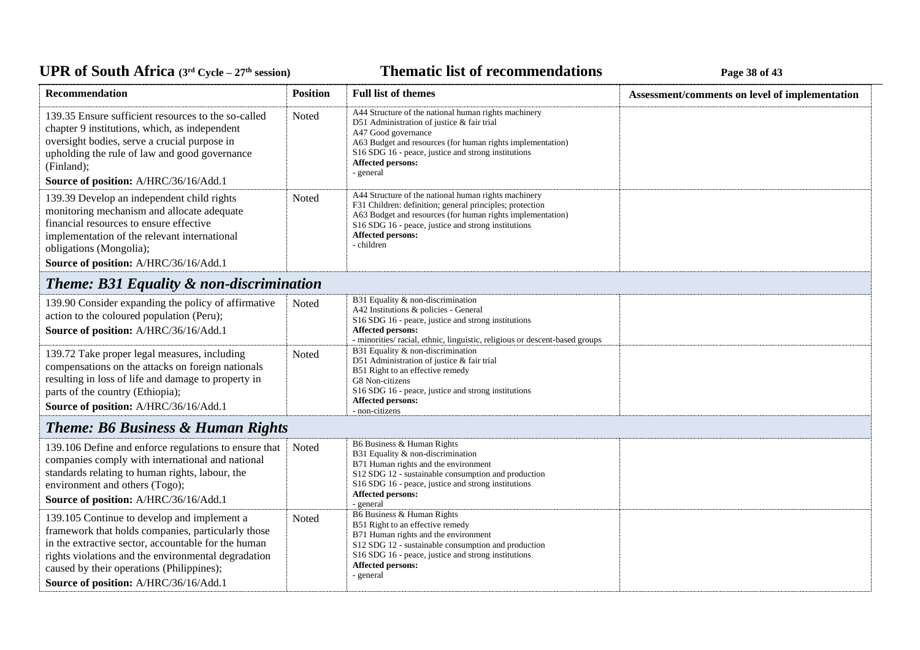| Recommendation | Position | Full list of themes | Assessment/comments on level of implementation |
|---|---|---|---|
| 139.35 Ensure sufficient resources to the so-called chapter 9 institutions, which, as independent oversight bodies, serve a crucial purpose in upholding the rule of law and good governance (Finland);<br>**Source of position:** A/HRC/36/16/Add.1 | Noted | A44 Structure of the national human rights machinery<br>D51 Administration of justice & fair trial<br>A47 Good governance<br>A63 Budget and resources (for human rights implementation)<br>S16 SDG 16 - peace, justice and strong institutions<br>**Affected persons:**<br>- general | |
| 139.39 Develop an independent child rights monitoring mechanism and allocate adequate financial resources to ensure effective implementation of the relevant international obligations (Mongolia);<br>**Source of position:** A/HRC/36/16/Add.1 | Noted | A44 Structure of the national human rights machinery<br>F31 Children: definition; general principles; protection<br>A63 Budget and resources (for human rights implementation)<br>S16 SDG 16 - peace, justice and strong institutions<br>**Affected persons:**<br>- children | |
| ***Theme: B31 Equality & non-discrimination*** | | | |
| 139.90 Consider expanding the policy of affirmative action to the coloured population (Peru);<br>**Source of position:** A/HRC/36/16/Add.1 | Noted | B31 Equality & non-discrimination<br>A42 Institutions & policies - General<br>S16 SDG 16 - peace, justice and strong institutions<br>**Affected persons:**<br>- minorities/ racial, ethnic, linguistic, religious or descent-based groups | |
| 139.72 Take proper legal measures, including compensations on the attacks on foreign nationals resulting in loss of life and damage to property in parts of the country (Ethiopia);<br>**Source of position:** A/HRC/36/16/Add.1 | Noted | B31 Equality & non-discrimination<br>D51 Administration of justice & fair trial<br>B51 Right to an effective remedy<br>G8 Non-citizens<br>S16 SDG 16 - peace, justice and strong institutions<br>**Affected persons:**<br>- non-citizens | |
| ***Theme: B6 Business & Human Rights*** | | | |
| 139.106 Define and enforce regulations to ensure that companies comply with international and national standards relating to human rights, labour, the environment and others (Togo);<br>**Source of position:** A/HRC/36/16/Add.1 | Noted | B6 Business & Human Rights<br>B31 Equality & non-discrimination<br>B71 Human rights and the environment<br>S12 SDG 12 - sustainable consumption and production<br>S16 SDG 16 - peace, justice and strong institutions<br>**Affected persons:**<br>- general | |
| 139.105 Continue to develop and implement a framework that holds companies, particularly those in the extractive sector, accountable for the human rights violations and the environmental degradation caused by their operations (Philippines);<br>**Source of position:** A/HRC/36/16/Add.1 | Noted | B6 Business & Human Rights<br>B51 Right to an effective remedy<br>B71 Human rights and the environment<br>S12 SDG 12 - sustainable consumption and production<br>S16 SDG 16 - peace, justice and strong institutions<br>**Affected persons:**<br>- general | |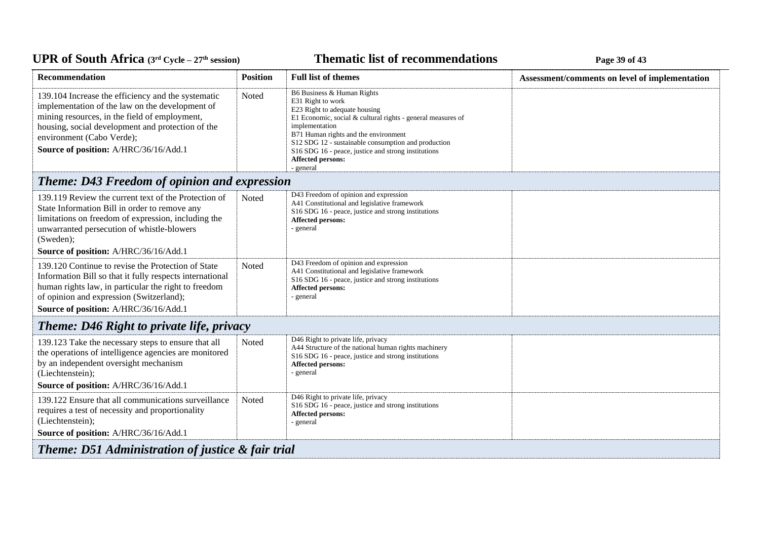| Recommendation | Position | Full list of themes | Assessment/comments on level of implementation |
|---|---|---|---|
| 139.104 Increase the efficiency and the systematic implementation of the law on the development of mining resources, in the field of employment, housing, social development and protection of the environment (Cabo Verde);<br>**Source of position:** A/HRC/36/16/Add.1 | Noted | B6 Business & Human Rights<br>E31 Right to work<br>E23 Right to adequate housing<br>E1 Economic, social & cultural rights - general measures of implementation<br>B71 Human rights and the environment<br>S12 SDG 12 - sustainable consumption and production<br>S16 SDG 16 - peace, justice and strong institutions<br>**Affected persons:**<br>- general | |
| ***Theme: D43 Freedom of opinion and expression*** | | | |
| 139.119 Review the current text of the Protection of State Information Bill in order to remove any limitations on freedom of expression, including the unwarranted persecution of whistle-blowers (Sweden);<br>**Source of position:** A/HRC/36/16/Add.1 | Noted | D43 Freedom of opinion and expression<br>A41 Constitutional and legislative framework<br>S16 SDG 16 - peace, justice and strong institutions<br>**Affected persons:**<br>- general | |
| 139.120 Continue to revise the Protection of State Information Bill so that it fully respects international human rights law, in particular the right to freedom of opinion and expression (Switzerland);<br>**Source of position:** A/HRC/36/16/Add.1 | Noted | D43 Freedom of opinion and expression<br>A41 Constitutional and legislative framework<br>S16 SDG 16 - peace, justice and strong institutions<br>**Affected persons:**<br>- general | |
| ***Theme: D46 Right to private life, privacy*** | | | |
| 139.123 Take the necessary steps to ensure that all the operations of intelligence agencies are monitored by an independent oversight mechanism (Liechtenstein);<br>**Source of position:** A/HRC/36/16/Add.1 | Noted | D46 Right to private life, privacy<br>A44 Structure of the national human rights machinery<br>S16 SDG 16 - peace, justice and strong institutions<br>**Affected persons:**<br>- general | |
| 139.122 Ensure that all communications surveillance requires a test of necessity and proportionality (Liechtenstein);<br>**Source of position:** A/HRC/36/16/Add.1 | Noted | D46 Right to private life, privacy<br>S16 SDG 16 - peace, justice and strong institutions<br>**Affected persons:**<br>- general | |
| ***Theme: D51 Administration of justice & fair trial*** | | | |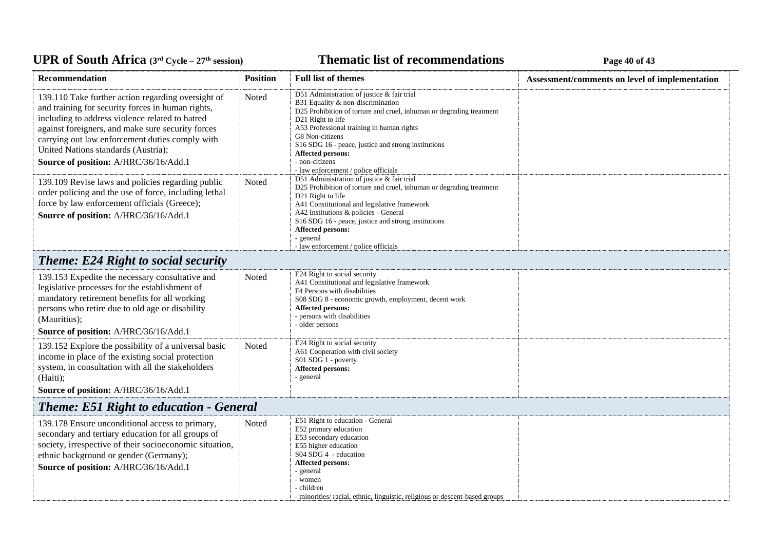| Recommendation | Position | Full list of themes | Assessment/comments on level of implementation |
|---|---|---|---|
| 139.110 Take further action regarding oversight of and training for security forces in human rights, including to address violence related to hatred against foreigners, and make sure security forces carrying out law enforcement duties comply with United Nations standards (Austria);<br>**Source of position:** A/HRC/36/16/Add.1 | Noted | D51 Administration of justice & fair trial<br>B31 Equality & non-discrimination<br>D25 Prohibition of torture and cruel, inhuman or degrading treatment<br>D21 Right to life<br>A53 Professional training in human rights<br>G8 Non-citizens<br>S16 SDG 16 - peace, justice and strong institutions<br>**Affected persons:**<br>- non-citizens<br>- law enforcement / police officials | |
| 139.109 Revise laws and policies regarding public order policing and the use of force, including lethal force by law enforcement officials (Greece);<br>**Source of position:** A/HRC/36/16/Add.1 | Noted | D51 Administration of justice & fair trial<br>D25 Prohibition of torture and cruel, inhuman or degrading treatment<br>D21 Right to life<br>A41 Constitutional and legislative framework<br>A42 Institutions & policies - General<br>S16 SDG 16 - peace, justice and strong institutions<br>**Affected persons:**<br>- general<br>- law enforcement / police officials | |
| ***Theme: E24 Right to social security*** | | | |
| 139.153 Expedite the necessary consultative and legislative processes for the establishment of mandatory retirement benefits for all working persons who retire due to old age or disability (Mauritius);<br>**Source of position:** A/HRC/36/16/Add.1 | Noted | E24 Right to social security<br>A41 Constitutional and legislative framework<br>F4 Persons with disabilities<br>S08 SDG 8 - economic growth, employment, decent work<br>**Affected persons:**<br>- persons with disabilities<br>- older persons | |
| 139.152 Explore the possibility of a universal basic income in place of the existing social protection system, in consultation with all the stakeholders (Haiti);<br>**Source of position:** A/HRC/36/16/Add.1 | Noted | E24 Right to social security<br>A61 Cooperation with civil society<br>S01 SDG 1 - poverty<br>**Affected persons:**<br>- general | |
| ***Theme: E51 Right to education - General*** | | | |
| 139.178 Ensure unconditional access to primary, secondary and tertiary education for all groups of society, irrespective of their socioeconomic situation, ethnic background or gender (Germany);<br>**Source of position:** A/HRC/36/16/Add.1 | Noted | E51 Right to education - General<br>E52 primary education<br>E53 secondary education<br>E55 higher education<br>S04 SDG 4 - education<br>**Affected persons:**<br>- general<br>- women<br>- children<br>- minorities/ racial, ethnic, linguistic, religious or descent-based groups | |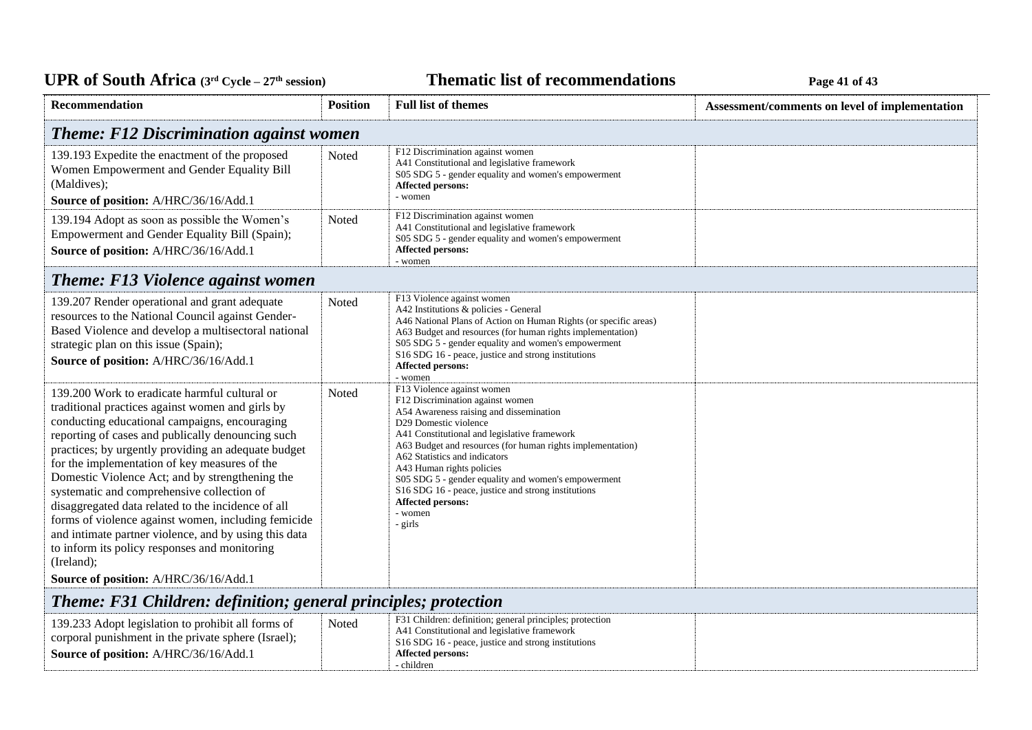| Recommendation | Position | Full list of themes | Assessment/comments on level of implementation |
|---|---|---|---|
| ***Theme: F12 Discrimination against women*** | | | |
| 139.193 Expedite the enactment of the proposed Women Empowerment and Gender Equality Bill (Maldives);<br>**Source of position:** A/HRC/36/16/Add.1 | Noted | F12 Discrimination against women<br>A41 Constitutional and legislative framework<br>S05 SDG 5 - gender equality and women's empowerment<br>**Affected persons:**<br>- women | |
| 139.194 Adopt as soon as possible the Women's Empowerment and Gender Equality Bill (Spain);<br>**Source of position:** A/HRC/36/16/Add.1 | Noted | F12 Discrimination against women<br>A41 Constitutional and legislative framework<br>S05 SDG 5 - gender equality and women's empowerment<br>**Affected persons:**<br>- women | |
| ***Theme: F13 Violence against women*** | | | |
| 139.207 Render operational and grant adequate resources to the National Council against Gender-Based Violence and develop a multisectoral national strategic plan on this issue (Spain);<br>**Source of position:** A/HRC/36/16/Add.1 | Noted | F13 Violence against women<br>A42 Institutions & policies - General<br>A46 National Plans of Action on Human Rights (or specific areas)<br>A63 Budget and resources (for human rights implementation)<br>S05 SDG 5 - gender equality and women's empowerment<br>S16 SDG 16 - peace, justice and strong institutions<br>**Affected persons:**<br>- women | |
| 139.200 Work to eradicate harmful cultural or traditional practices against women and girls by conducting educational campaigns, encouraging reporting of cases and publically denouncing such practices; by urgently providing an adequate budget for the implementation of key measures of the Domestic Violence Act; and by strengthening the systematic and comprehensive collection of disaggregated data related to the incidence of all forms of violence against women, including femicide and intimate partner violence, and by using this data to inform its policy responses and monitoring (Ireland);<br>**Source of position:** A/HRC/36/16/Add.1 | Noted | F13 Violence against women<br>F12 Discrimination against women<br>A54 Awareness raising and dissemination<br>D29 Domestic violence<br>A41 Constitutional and legislative framework<br>A63 Budget and resources (for human rights implementation)<br>A62 Statistics and indicators<br>A43 Human rights policies<br>S05 SDG 5 - gender equality and women's empowerment<br>S16 SDG 16 - peace, justice and strong institutions<br>**Affected persons:**<br>- women<br>- girls | |
| ***Theme: F31 Children: definition; general principles; protection*** | | | |
| 139.233 Adopt legislation to prohibit all forms of corporal punishment in the private sphere (Israel);<br>**Source of position:** A/HRC/36/16/Add.1 | Noted | F31 Children: definition; general principles; protection<br>A41 Constitutional and legislative framework<br>S16 SDG 16 - peace, justice and strong institutions<br>**Affected persons:**<br>- children | |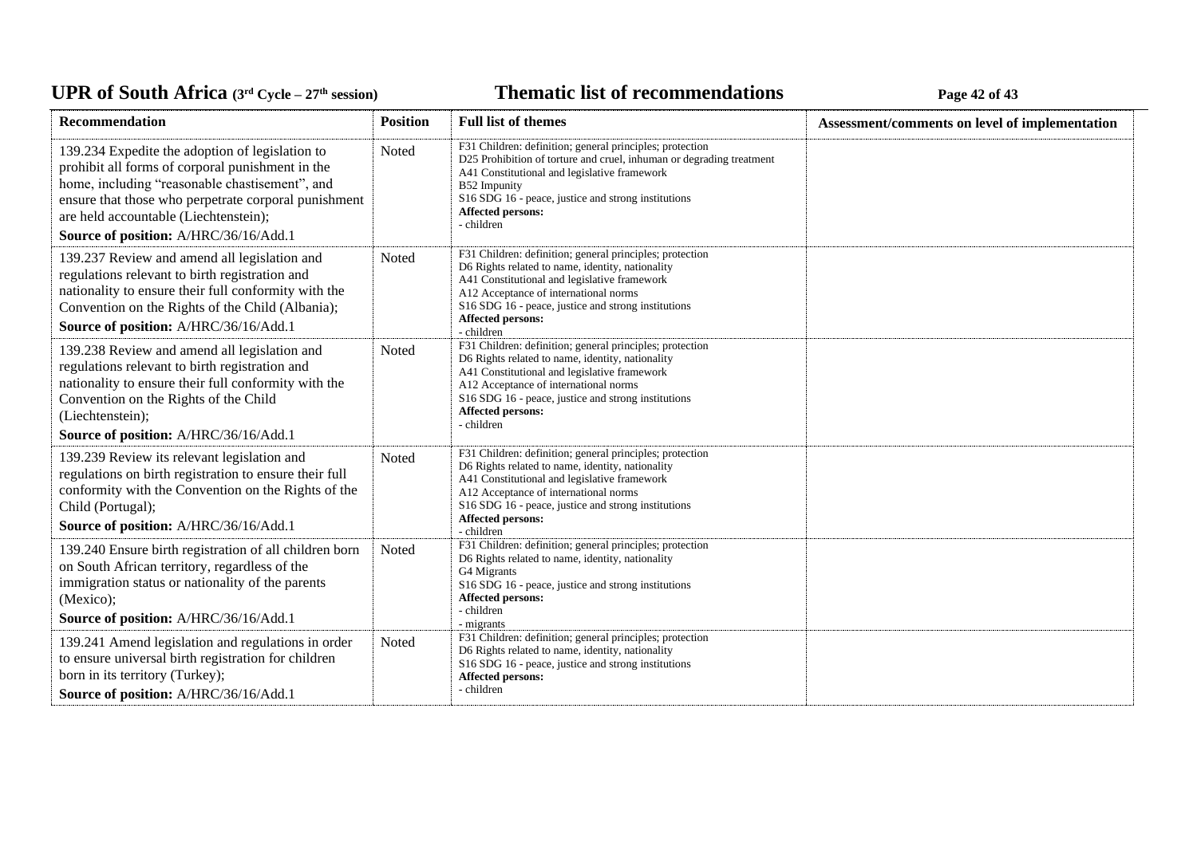| Recommendation | Position | Full list of themes | Assessment/comments on level of implementation |
|---|---|---|---|
| 139.234 Expedite the adoption of legislation to prohibit all forms of corporal punishment in the home, including "reasonable chastisement", and ensure that those who perpetrate corporal punishment are held accountable (Liechtenstein);<br>**Source of position:** A/HRC/36/16/Add.1 | Noted | F31 Children: definition; general principles; protection<br>D25 Prohibition of torture and cruel, inhuman or degrading treatment<br>A41 Constitutional and legislative framework<br>B52 Impunity<br>S16 SDG 16 - peace, justice and strong institutions<br>**Affected persons:**<br>- children | |
| 139.237 Review and amend all legislation and regulations relevant to birth registration and nationality to ensure their full conformity with the Convention on the Rights of the Child (Albania);<br>**Source of position:** A/HRC/36/16/Add.1 | Noted | F31 Children: definition; general principles; protection<br>D6 Rights related to name, identity, nationality<br>A41 Constitutional and legislative framework<br>A12 Acceptance of international norms<br>S16 SDG 16 - peace, justice and strong institutions<br>**Affected persons:**<br>- children | |
| 139.238 Review and amend all legislation and regulations relevant to birth registration and nationality to ensure their full conformity with the Convention on the Rights of the Child (Liechtenstein);<br>**Source of position:** A/HRC/36/16/Add.1 | Noted | F31 Children: definition; general principles; protection<br>D6 Rights related to name, identity, nationality<br>A41 Constitutional and legislative framework<br>A12 Acceptance of international norms<br>S16 SDG 16 - peace, justice and strong institutions<br>**Affected persons:**<br>- children | |
| 139.239 Review its relevant legislation and regulations on birth registration to ensure their full conformity with the Convention on the Rights of the Child (Portugal);<br>**Source of position:** A/HRC/36/16/Add.1 | Noted | F31 Children: definition; general principles; protection<br>D6 Rights related to name, identity, nationality<br>A41 Constitutional and legislative framework<br>A12 Acceptance of international norms<br>S16 SDG 16 - peace, justice and strong institutions<br>**Affected persons:**<br>- children | |
| 139.240 Ensure birth registration of all children born on South African territory, regardless of the immigration status or nationality of the parents (Mexico);<br>**Source of position:** A/HRC/36/16/Add.1 | Noted | F31 Children: definition; general principles; protection<br>D6 Rights related to name, identity, nationality<br>G4 Migrants<br>S16 SDG 16 - peace, justice and strong institutions<br>**Affected persons:**<br>- children<br>- migrants | |
| 139.241 Amend legislation and regulations in order to ensure universal birth registration for children born in its territory (Turkey);<br>**Source of position:** A/HRC/36/16/Add.1 | Noted | F31 Children: definition; general principles; protection<br>D6 Rights related to name, identity, nationality<br>S16 SDG 16 - peace, justice and strong institutions<br>**Affected persons:**<br>- children | |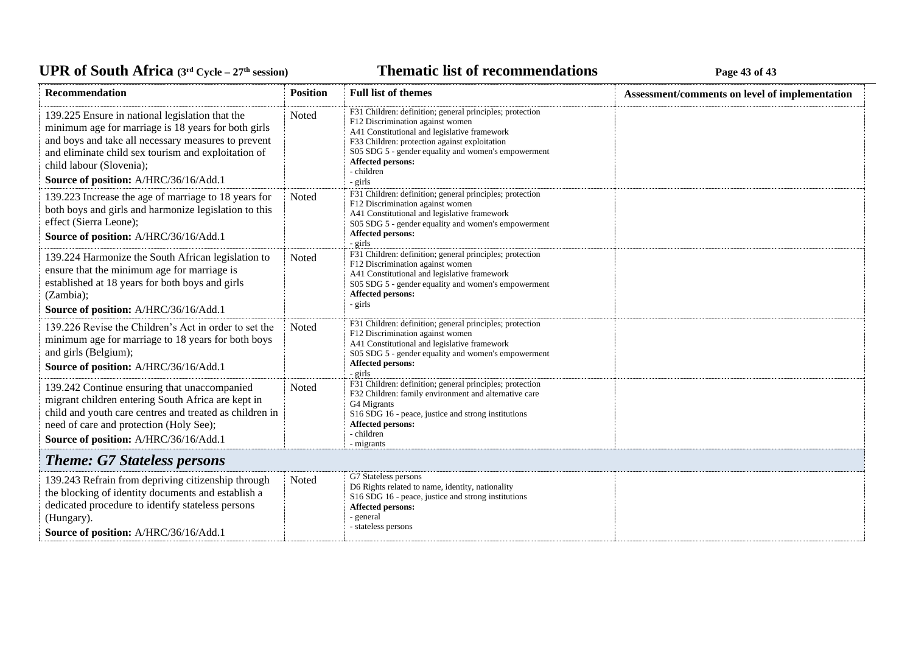| Recommendation | Position | Full list of themes | Assessment/comments on level of implementation |
|---|---|---|---|
| 139.225 Ensure in national legislation that the minimum age for marriage is 18 years for both girls and boys and take all necessary measures to prevent and eliminate child sex tourism and exploitation of child labour (Slovenia);<br>**Source of position:** A/HRC/36/16/Add.1 | Noted | F31 Children: definition; general principles; protection<br>F12 Discrimination against women<br>A41 Constitutional and legislative framework<br>F33 Children: protection against exploitation<br>S05 SDG 5 - gender equality and women's empowerment<br>**Affected persons:**<br>- children<br>- girls | |
| 139.223 Increase the age of marriage to 18 years for both boys and girls and harmonize legislation to this effect (Sierra Leone);<br>**Source of position:** A/HRC/36/16/Add.1 | Noted | F31 Children: definition; general principles; protection<br>F12 Discrimination against women<br>A41 Constitutional and legislative framework<br>S05 SDG 5 - gender equality and women's empowerment<br>**Affected persons:**<br>- girls | |
| 139.224 Harmonize the South African legislation to ensure that the minimum age for marriage is established at 18 years for both boys and girls (Zambia);<br>**Source of position:** A/HRC/36/16/Add.1 | Noted | F31 Children: definition; general principles; protection<br>F12 Discrimination against women<br>A41 Constitutional and legislative framework<br>S05 SDG 5 - gender equality and women's empowerment<br>**Affected persons:**<br>- girls | |
| 139.226 Revise the Children's Act in order to set the minimum age for marriage to 18 years for both boys and girls (Belgium);<br>**Source of position:** A/HRC/36/16/Add.1 | Noted | F31 Children: definition; general principles; protection<br>F12 Discrimination against women<br>A41 Constitutional and legislative framework<br>S05 SDG 5 - gender equality and women's empowerment<br>**Affected persons:**<br>- girls | |
| 139.242 Continue ensuring that unaccompanied migrant children entering South Africa are kept in child and youth care centres and treated as children in need of care and protection (Holy See);<br>**Source of position:** A/HRC/36/16/Add.1 | Noted | F31 Children: definition; general principles; protection<br>F32 Children: family environment and alternative care<br>G4 Migrants<br>S16 SDG 16 - peace, justice and strong institutions<br>**Affected persons:**<br>- children<br>- migrants | |
| ***Theme: G7 Stateless persons*** | | | |
| 139.243 Refrain from depriving citizenship through the blocking of identity documents and establish a dedicated procedure to identify stateless persons (Hungary).<br>**Source of position:** A/HRC/36/16/Add.1 | Noted | G7 Stateless persons<br>D6 Rights related to name, identity, nationality<br>S16 SDG 16 - peace, justice and strong institutions<br>**Affected persons:**<br>- general<br>- stateless persons | |